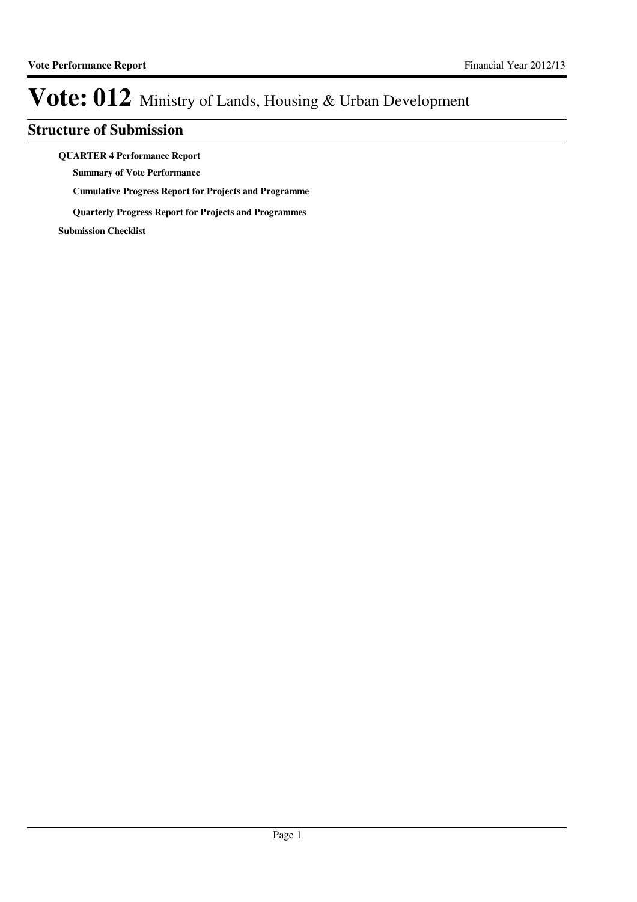# Vote: 012 Ministry of Lands, Housing & Urban Development

## Structure of Submission

**QUARTER 4 Performance Report**

- **Summary of Vote Performance**
- **Cumulative Progress Report for Projects and Programme**
- **Quarterly Progress Report for Projects and Programmes**

**Submission Checklist**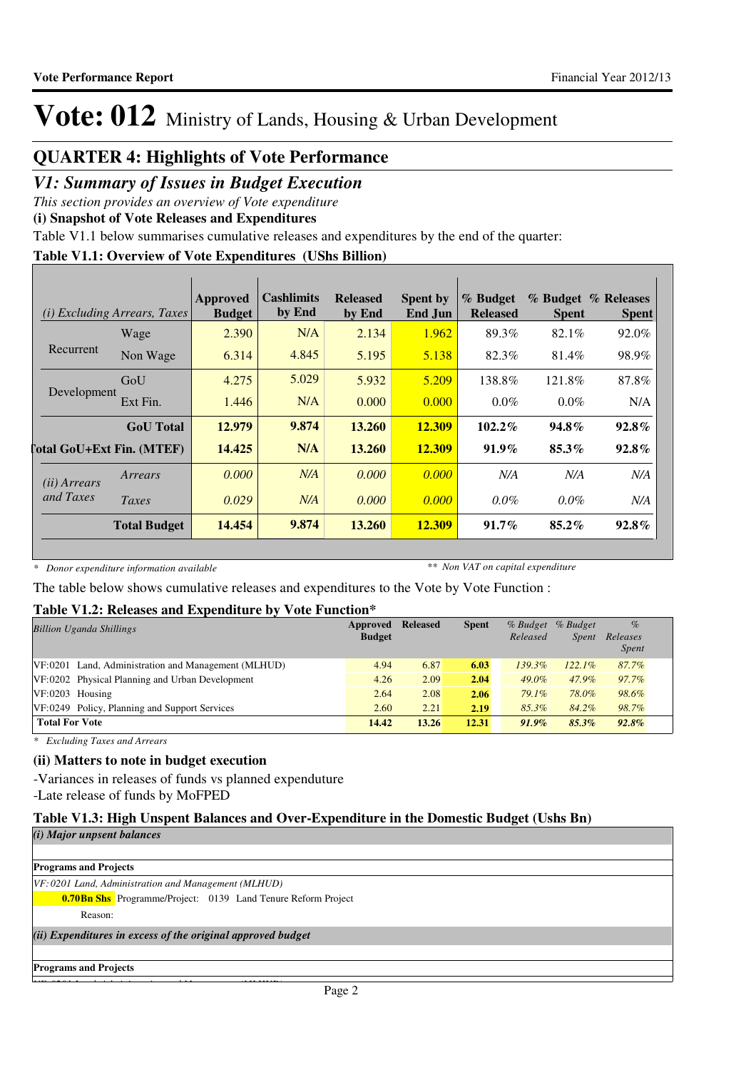# Vote: 012 Ministry of Lands, Housing & Urban Development

## QUARTER 4: Highlights of Vote Performance

### *V1: Summary of Issues in Budget Execution*

*This section provides an overview of Vote expenditure*

**(i) Snapshot of Vote Releases and Expenditures**

Table V1.1 below summarises cumulative releases and expenditures by the end of the quarter:

**Table V1.1: Overview of Vote Expenditures (UShs Billion)**

| *(i) Excluding Arrears, Taxes* | | Approved Budget | Cashlimits by End | Released by End | Spent by End Jun | % Budget Released | % Budget Spent | % Releases Spent |
|---|---|---|---|---|---|---|---|---|
| Recurrent | Wage | 2.390 | N/A | 2.134 | 1.962 | 89.3% | 82.1% | 92.0% |
| | Non Wage | 6.314 | 4.845 | 5.195 | 5.138 | 82.3% | 81.4% | 98.9% |
| Development | GoU | 4.275 | 5.029 | 5.932 | 5.209 | 138.8% | 121.8% | 87.8% |
| | Ext Fin. | 1.446 | N/A | 0.000 | 0.000 | 0.0% | 0.0% | N/A |
| | **GoU Total** | **12.979** | **9.874** | **13.260** | **12.309** | **102.2%** | **94.8%** | **92.8%** |
| **Total GoU+Ext Fin. (MTEF)** | | **14.425** | **N/A** | **13.260** | **12.309** | **91.9%** | **85.3%** | **92.8%** |
| *(ii) Arrears and Taxes* | *Arrears* | *0.000* | *N/A* | *0.000* | *0.000* | *N/A* | *N/A* | *N/A* |
| | *Taxes* | *0.029* | *N/A* | *0.000* | *0.000* | *0.0%* | *0.0%* | *N/A* |
| | **Total Budget** | **14.454** | **9.874** | **13.260** | **12.309** | **91.7%** | **85.2%** | **92.8%** |

*\* Donor expenditure information available* &nbsp;&nbsp;&nbsp;&nbsp; *\*\* Non VAT on capital expenditure*

The table below shows cumulative releases and expenditures to the Vote by Vote Function :

**Table V1.2: Releases and Expenditure by Vote Function\***

| *Billion Uganda Shillings* | Approved Budget | Released | Spent | *% Budget Released* | *% Budget Spent* | *% Releases Spent* |
|---|---|---|---|---|---|---|
| VF:0201 Land, Administration and Management (MLHUD) | 4.94 | 6.87 | **6.03** | *139.3%* | *122.1%* | *87.7%* |
| VF:0202 Physical Planning and Urban Development | 4.26 | 2.09 | **2.04** | *49.0%* | *47.9%* | *97.7%* |
| VF:0203 Housing | 2.64 | 2.08 | **2.06** | *79.1%* | *78.0%* | *98.6%* |
| VF:0249 Policy, Planning and Support Services | 2.60 | 2.21 | **2.19** | *85.3%* | *84.2%* | *98.7%* |
| **Total For Vote** | **14.42** | **13.26** | **12.31** | ***91.9%*** | ***85.3%*** | ***92.8%*** |

*\* Excluding Taxes and Arrears*

**(ii) Matters to note in budget execution**

-Variances in releases of funds vs planned expenduture

-Late release of funds by MoFPED

**Table V1.3: High Unspent Balances and Over-Expenditure in the Domestic Budget (Ushs Bn)**

***(i) Major unspent balances***

**Programs and Projects**

*VF: 0201 Land, Administration and Management (MLHUD)*

**0.70Bn Shs** Programme/Project: 0139 Land Tenure Reform Project

Reason:

***(ii) Expenditures in excess of the original approved budget***

**Programs and Projects**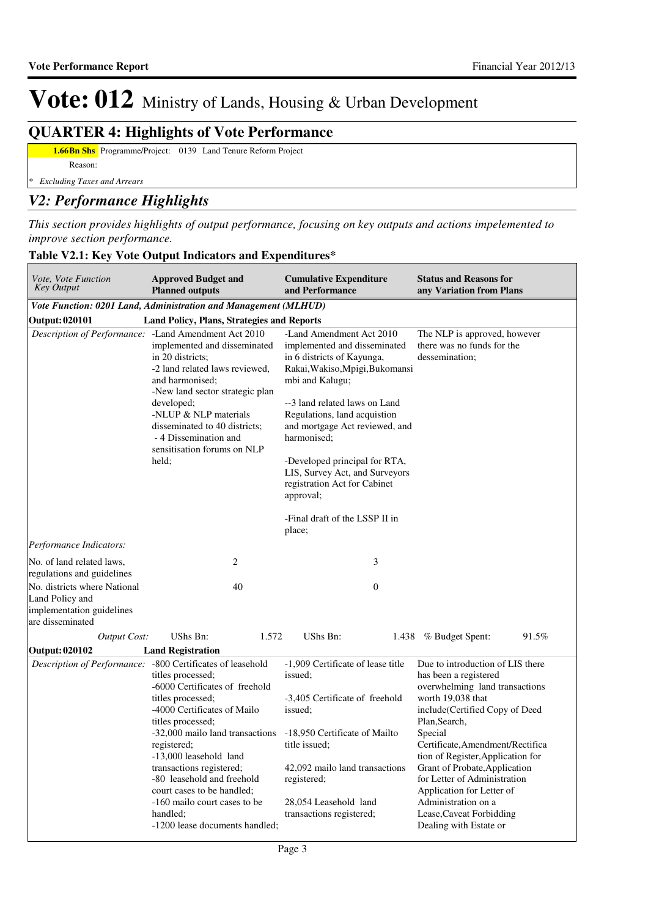# Vote: 012 Ministry of Lands, Housing & Urban Development

## QUARTER 4: Highlights of Vote Performance

**1.66Bn Shs** Programme/Project: 0139 Land Tenure Reform Project

Reason:

*\* Excluding Taxes and Arrears*

## *V2: Performance Highlights*

*This section provides highlights of output performance, focusing on key outputs and actions impelemented to improve section performance.*

### Table V2.1: Key Vote Output Indicators and Expenditures*

| *Vote, Vote Function Key Output* | **Approved Budget and Planned outputs** | **Cumulative Expenditure and Performance** | **Status and Reasons for any Variation from Plans** |
|---|---|---|---|
| ***Vote Function: 0201 Land, Administration and Management (MLHUD)*** | | | |
| **Output: 020101** | **Land Policy, Plans, Strategies and Reports** | | |
| *Description of Performance:* | -Land Amendment Act 2010 implemented and disseminated in 20 districts;<br>-2 land related laws reviewed, and harmonised;<br>-New land sector strategic plan developed;<br>-NLUP & NLP materials disseminated to 40 districts;<br>- 4 Dissemination and sensitisation forums on NLP held; | -Land Amendment Act 2010 implemented and disseminated in 6 districts of Kayunga, Rakai,Wakiso,Mpigi,Bukomansimbi and Kalugu;<br><br>--3 land related laws on Land Regulations, land acquistion and mortgage Act reviewed, and harmonised;<br><br>-Developed principal for RTA, LIS, Survey Act, and Surveyors registration Act for Cabinet approval;<br><br>-Final draft of the LSSP II in place; | The NLP is approved, however there was no funds for the dessemination; |
| *Performance Indicators:* | | | |
| No. of land related laws, regulations and guidelines | 2 | 3 | |
| No. districts where National Land Policy and implementation guidelines are disseminated | 40 | 0 | |
| *Output Cost:* | UShs Bn: 1.572 | UShs Bn: 1.438 | % Budget Spent: 91.5% |
| **Output: 020102** | **Land Registration** | | |
| *Description of Performance:* | -800 Certificates of leasehold titles processed;<br>-6000 Certificates of freehold titles processed;<br>-4000 Certificates of Mailo titles processed;<br>-32,000 mailo land transactions registered;<br>-13,000 leasehold land transactions registered;<br>-80 leasehold and freehold court cases to be handled;<br>-160 mailo court cases to be handled;<br>-1200 lease documents handled; | -1,909 Certificate of lease title issued;<br><br>-3,405 Certificate of freehold issued;<br><br>-18,950 Certificate of Mailto title issued;<br><br>42,092 mailo land transactions registered;<br><br>28,054 Leasehold land transactions registered; | Due to introduction of LIS there has been a registered overwhelming land transactions worth 19,038 that include(Certified Copy of Deed Plan,Search, Special Certificate,Amendment/Rectification of Register,Application for Grant of Probate,Application for Letter of Administration Application for Letter of Administration on a Lease,Caveat Forbidding Dealing with Estate or |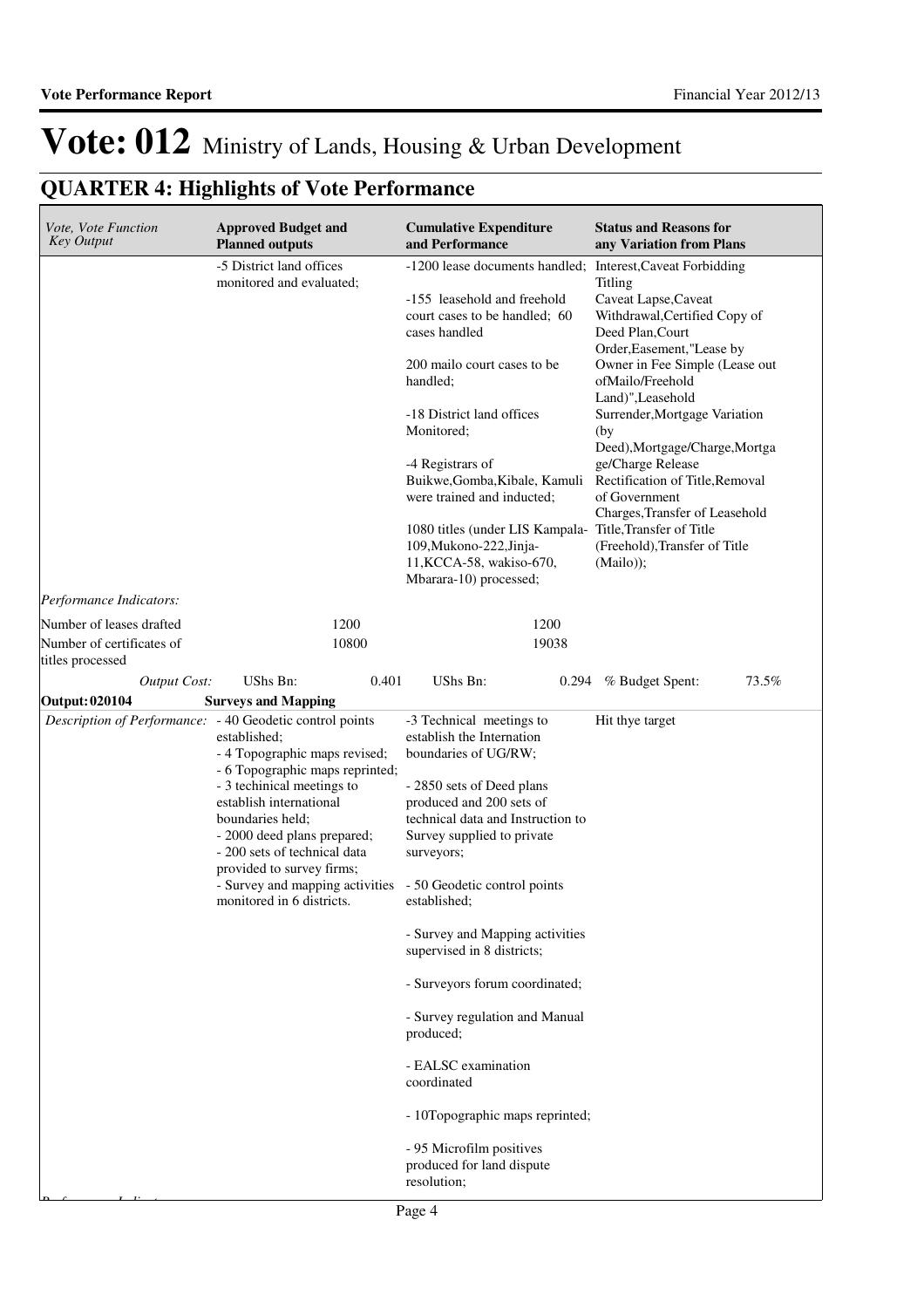# Vote: 012 Ministry of Lands, Housing & Urban Development

## QUARTER 4: Highlights of Vote Performance

| *Vote, Vote Function Key Output* | **Approved Budget and Planned outputs** | **Cumulative Expenditure and Performance** | **Status and Reasons for any Variation from Plans** |
|---|---|---|---|
| | -5 District land offices monitored and evaluated; | -1200 lease documents handled;<br><br>-155 leasehold and freehold court cases to be handled; 60 cases handled<br><br>200 mailo court cases to be handled;<br><br>-18 District land offices Monitored;<br><br>-4 Registrars of Buikwe,Gomba,Kibale, Kamuli were trained and inducted;<br><br>1080 titles (under LIS Kampala-109,Mukono-222,Jinja-11,KCCA-58, wakiso-670, Mbarara-10) processed; | Interest,Caveat Forbidding Titling Caveat Lapse,Caveat Withdrawal,Certified Copy of Deed Plan,Court Order,Easement,"Lease by Owner in Fee Simple (Lease out ofMailo/Freehold Land)",Leasehold Surrender,Mortgage Variation (by Deed),Mortgage/Charge,Mortga ge/Charge Release Rectification of Title,Removal of Government Charges,Transfer of Leasehold Title,Transfer of Title (Freehold),Transfer of Title (Mailo)); |
| *Performance Indicators:* | | | |
| Number of leases drafted | 1200 | 1200 | |
| Number of certificates of titles processed | 10800 | 19038 | |
| *Output Cost:* | UShs Bn: 0.401 | UShs Bn: 0.294 | % Budget Spent: 73.5% |
| **Output: 020104** | **Surveys and Mapping** | | |
| *Description of Performance:* | - 40 Geodetic control points established;<br>- 4 Topographic maps revised;<br>- 6 Topographic maps reprinted;<br>- 3 techinical meetings to establish international boundaries held;<br>- 2000 deed plans prepared;<br>- 200 sets of technical data provided to survey firms;<br>- Survey and mapping activities monitored in 6 districts. | -3 Technical meetings to establish the Internation boundaries of UG/RW;<br><br>- 2850 sets of Deed plans produced and 200 sets of technical data and Instruction to Survey supplied to private surveyors;<br><br>- 50 Geodetic control points established;<br><br>- Survey and Mapping activities supervised in 8 districts;<br><br>- Surveyors forum coordinated;<br><br>- Survey regulation and Manual produced;<br><br>- EALSC examination coordinated<br><br>- 10Topographic maps reprinted;<br><br>- 95 Microfilm positives produced for land dispute resolution; | Hit thye target |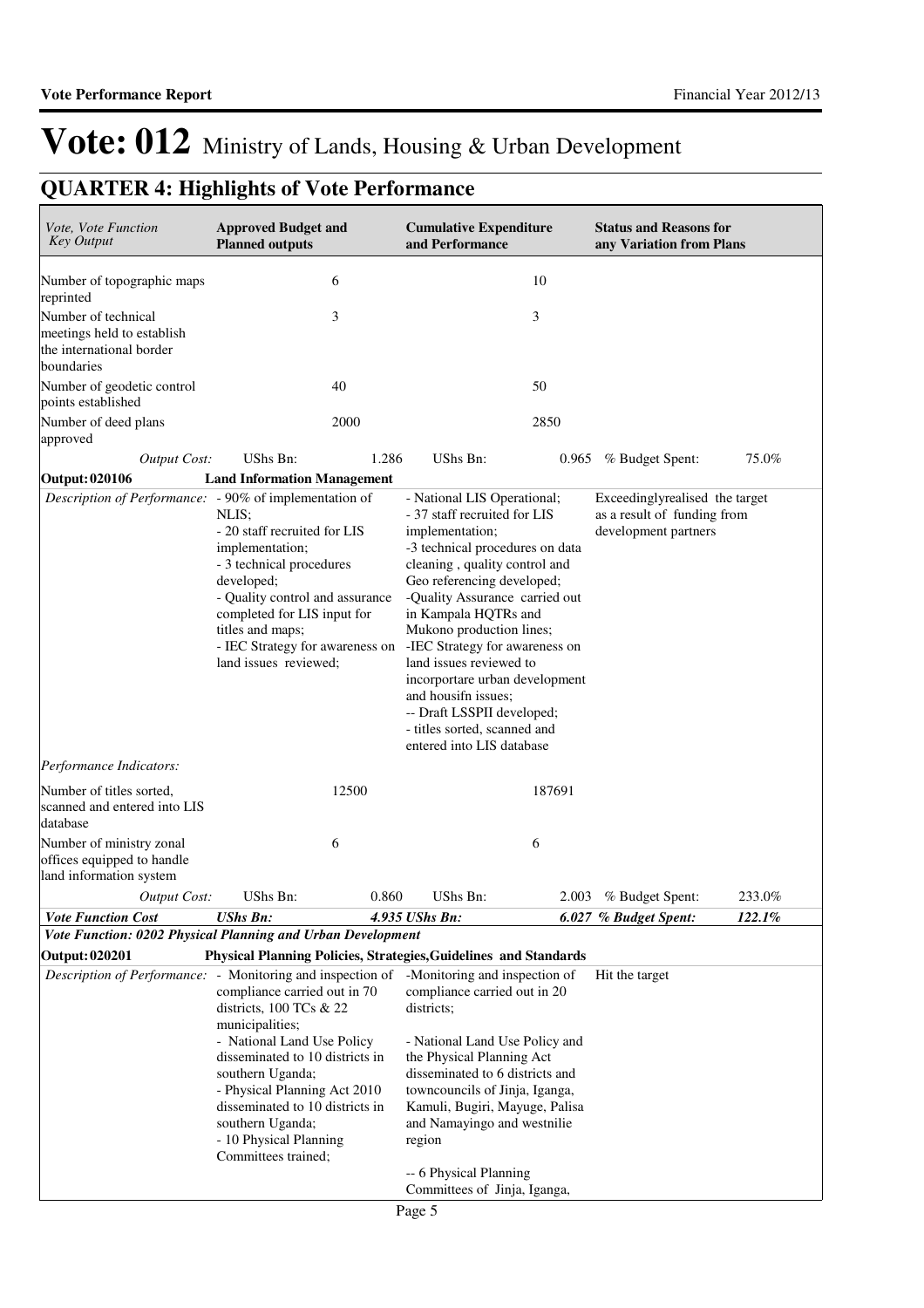# Vote: 012 Ministry of Lands, Housing & Urban Development

## QUARTER 4: Highlights of Vote Performance

| *Vote, Vote Function Key Output* | **Approved Budget and Planned outputs** | | **Cumulative Expenditure and Performance** | | **Status and Reasons for any Variation from Plans** | |
|---|---|---|---|---|---|---|
| Number of topographic maps reprinted | | 6 | | 10 | | |
| Number of technical meetings held to establish the international border boundaries | | 3 | | 3 | | |
| Number of geodetic control points established | | 40 | | 50 | | |
| Number of deed plans approved | | 2000 | | 2850 | | |
| *Output Cost:* | UShs Bn: | 1.286 | UShs Bn: | 0.965 | % Budget Spent: | 75.0% |
| **Output: 020106** | **Land Information Management** | | | | | |
| *Description of Performance:* | - 90% of implementation of NLIS;<br>- 20 staff recruited for LIS implementation;<br>- 3 technical procedures developed;<br>- Quality control and assurance completed for LIS input for titles and maps;<br>- IEC Strategy for awareness on land issues reviewed; | | - National LIS Operational;<br>- 37 staff recruited for LIS implementation;<br>-3 technical procedures on data cleaning , quality control and Geo referencing developed;<br>-Quality Assurance carried out in Kampala HQTRs and Mukono production lines;<br>-IEC Strategy for awareness on land issues reviewed to incorportare urban development and housifn issues;<br>-- Draft LSSPII developed;<br>- titles sorted, scanned and entered into LIS database | | Exceedinglyrealised the target as a result of funding from development partners | |
| *Performance Indicators:* | | | | | | |
| Number of titles sorted, scanned and entered into LIS database | | 12500 | | 187691 | | |
| Number of ministry zonal offices equipped to handle land information system | | 6 | | 6 | | |
| *Output Cost:* | UShs Bn: | 0.860 | UShs Bn: | 2.003 | % Budget Spent: | 233.0% |
| ***Vote Function Cost*** | ***UShs Bn:*** | ***4.935*** | ***UShs Bn:*** | ***6.027*** | ***% Budget Spent:*** | ***122.1%*** |
| ***Vote Function: 0202 Physical Planning and Urban Development*** | | | | | | |
| **Output: 020201** | **Physical Planning Policies, Strategies,Guidelines and Standards** | | | | | |
| *Description of Performance:* | - Monitoring and inspection of compliance carried out in 70 districts, 100 TCs & 22 municipalities;<br>- National Land Use Policy disseminated to 10 districts in southern Uganda;<br>- Physical Planning Act 2010 disseminated to 10 districts in southern Uganda;<br>- 10 Physical Planning Committees trained; | | -Monitoring and inspection of compliance carried out in 20 districts;<br><br>- National Land Use Policy and the Physical Planning Act disseminated to 6 districts and towncouncils of Jinja, Iganga, Kamuli, Bugiri, Mayuge, Palisa and Namayingo and westnilie region<br><br>-- 6 Physical Planning Committees of Jinja, Iganga, | | Hit the target | |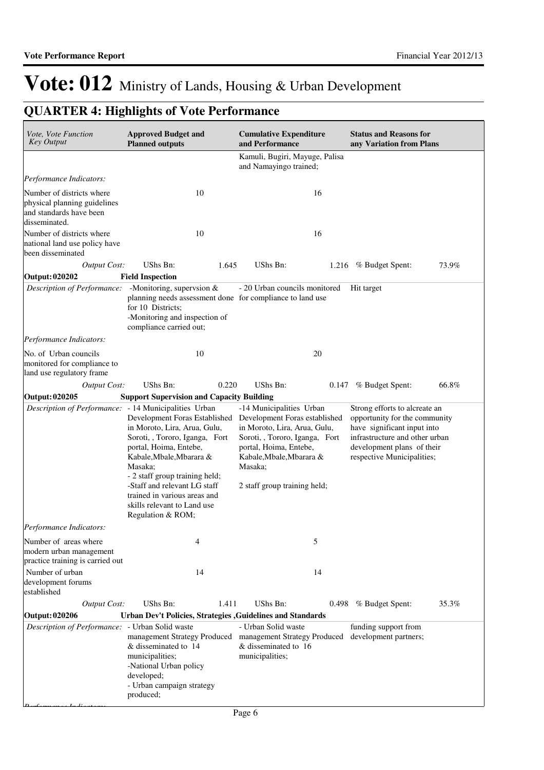# Vote: 012 Ministry of Lands, Housing & Urban Development

## QUARTER 4: Highlights of Vote Performance

| *Vote, Vote Function Key Output* | **Approved Budget and Planned outputs** | **Cumulative Expenditure and Performance** | **Status and Reasons for any Variation from Plans** |
|---|---|---|---|
| | | Kamuli, Bugiri, Mayuge, Palisa and Namayingo trained; | |
| *Performance Indicators:* | | | |
| Number of districts where physical planning guidelines and standards have been disseminated. | 10 | 16 | |
| Number of districts where national land use policy have been disseminated | 10 | 16 | |
| *Output Cost:* | UShs Bn: 1.645 | UShs Bn: 1.216 | % Budget Spent: 73.9% |
| **Output: 020202** | **Field Inspection** | | |
| *Description of Performance:* | -Monitoring, supervsion & planning needs assessment done for 10 Districts;<br>-Monitoring and inspection of compliance carried out; | - 20 Urban councils monitored for compliance to land use | Hit target |
| *Performance Indicators:* | | | |
| No. of Urban councils monitored for compliance to land use regulatory frame | 10 | 20 | |
| *Output Cost:* | UShs Bn: 0.220 | UShs Bn: 0.147 | % Budget Spent: 66.8% |
| **Output: 020205** | **Support Supervision and Capacity Building** | | |
| *Description of Performance:* | - 14 Municipalities Urban Development Foras Established in Moroto, Lira, Arua, Gulu, Soroti, , Tororo, Iganga, Fort portal, Hoima, Entebe, Kabale,Mbale,Mbarara & Masaka;<br>- 2 staff group training held;<br>-Staff and relevant LG staff trained in various areas and skills relevant to Land use Regulation & ROM; | -14 Municipalities Urban Development Foras established in Moroto, Lira, Arua, Gulu, Soroti, , Tororo, Iganga, Fort portal, Hoima, Entebe, Kabale,Mbale,Mbarara & Masaka;<br><br>2 staff group training held; | Strong efforts to alcreate an opportunity for the community have significant input into infrastructure and other urban development plans of their respective Municipalities; |
| *Performance Indicators:* | | | |
| Number of areas where modern urban management practice training is carried out | 4 | 5 | |
| Number of urban development forums established | 14 | 14 | |
| *Output Cost:* | UShs Bn: 1.411 | UShs Bn: 0.498 | % Budget Spent: 35.3% |
| **Output: 020206** | **Urban Dev't Policies, Strategies ,Guidelines and Standards** | | |
| *Description of Performance:* | - Urban Solid waste management Strategy Produced & disseminated to 14 municipalities;<br>-National Urban policy developed;<br>- Urban campaign strategy produced; | - Urban Solid waste management Strategy Produced & disseminated to 16 municipalities; | funding support from development partners; |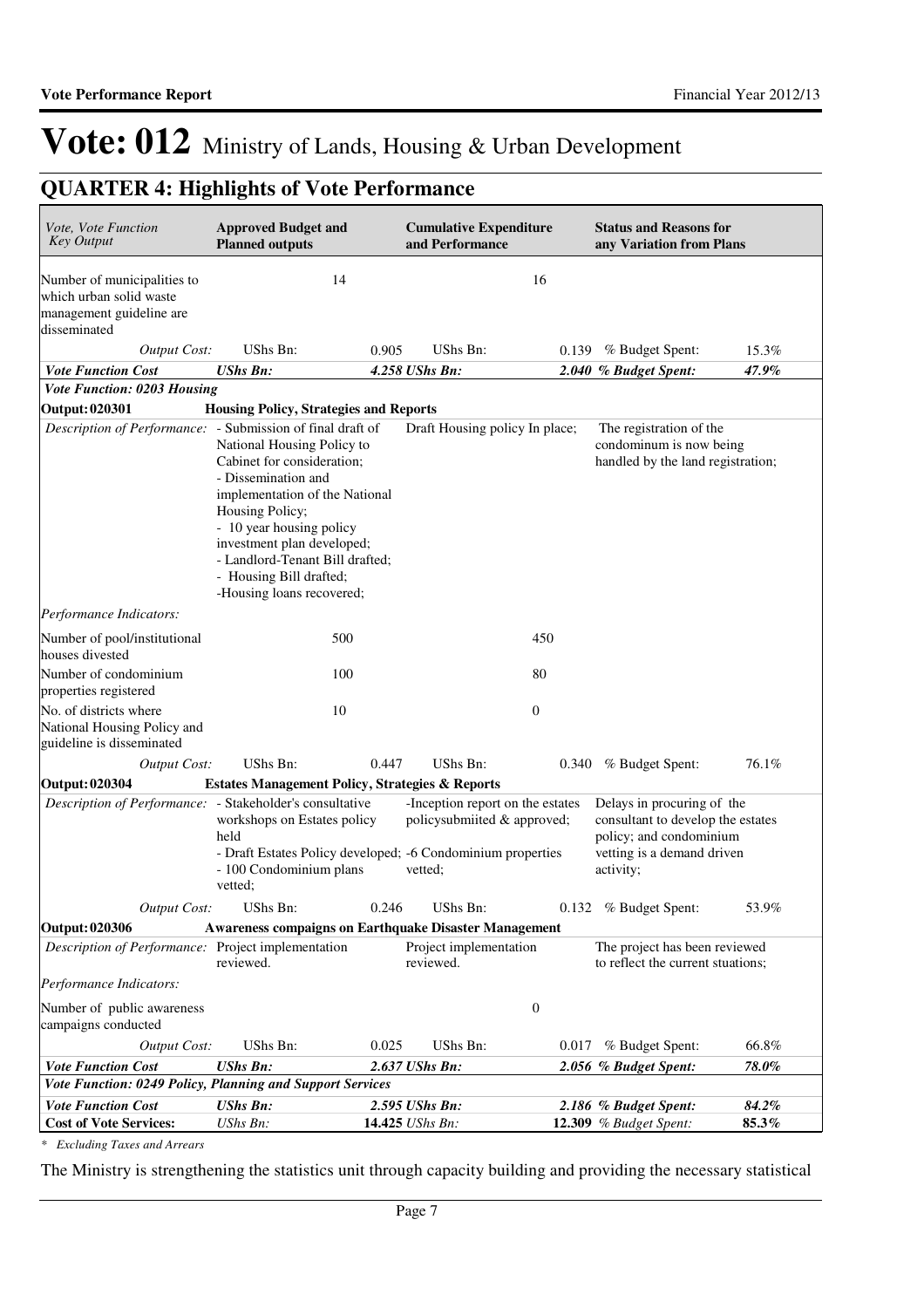# Vote: 012 Ministry of Lands, Housing & Urban Development

## QUARTER 4: Highlights of Vote Performance

| *Vote, Vote Function Key Output* | **Approved Budget and Planned outputs** | | **Cumulative Expenditure and Performance** | | **Status and Reasons for any Variation from Plans** | |
|---|---|---|---|---|---|---|
| Number of municipalities to which urban solid waste management guideline are disseminated | | 14 | | 16 | | |
| *Output Cost:* | UShs Bn: | 0.905 | UShs Bn: | 0.139 | % Budget Spent: | 15.3% |
| ***Vote Function Cost*** | ***UShs Bn:*** | ***4.258*** | ***UShs Bn:*** | ***2.040*** | ***% Budget Spent:*** | ***47.9%*** |
| ***Vote Function: 0203 Housing*** | | | | | | |
| **Output: 020301** | **Housing Policy, Strategies and Reports** | | | | | |
| *Description of Performance:* | - Submission of final draft of National Housing Policy to Cabinet for consideration;<br>- Dissemination and implementation of the National Housing Policy;<br>- 10 year housing policy investment plan developed;<br>- Landlord-Tenant Bill drafted;<br>- Housing Bill drafted;<br>-Housing loans recovered; | | Draft Housing policy In place; | | The registration of the condominum is now being handled by the land registration; | |
| *Performance Indicators:* | | | | | | |
| Number of pool/institutional houses divested | | 500 | | 450 | | |
| Number of condominium properties registered | | 100 | | 80 | | |
| No. of districts where National Housing Policy and guideline is disseminated | | 10 | | 0 | | |
| *Output Cost:* | UShs Bn: | 0.447 | UShs Bn: | 0.340 | % Budget Spent: | 76.1% |
| **Output: 020304** | **Estates Management Policy, Strategies & Reports** | | | | | |
| *Description of Performance:* | - Stakeholder's consultative workshops on Estates policy held<br>- Draft Estates Policy developed;<br>- 100 Condominium plans vetted; | | -Inception report on the estates policysubmiited & approved;<br>-6 Condominium properties vetted; | | Delays in procuring of the consultant to develop the estates policy; and condominium vetting is a demand driven activity; | |
| *Output Cost:* | UShs Bn: | 0.246 | UShs Bn: | 0.132 | % Budget Spent: | 53.9% |
| **Output: 020306** | **Awareness compaigns on Earthquake Disaster Management** | | | | | |
| *Description of Performance:* | Project implementation reviewed. | | Project implementation reviewed. | | The project has been reviewed to reflect the current stuations; | |
| *Performance Indicators:* | | | | | | |
| Number of public awareness campaigns conducted | | | | 0 | | |
| *Output Cost:* | UShs Bn: | 0.025 | UShs Bn: | 0.017 | % Budget Spent: | 66.8% |
| ***Vote Function Cost*** | ***UShs Bn:*** | ***2.637*** | ***UShs Bn:*** | ***2.056*** | ***% Budget Spent:*** | ***78.0%*** |
| ***Vote Function: 0249 Policy, Planning and Support Services*** | | | | | | |
| ***Vote Function Cost*** | ***UShs Bn:*** | ***2.595*** | ***UShs Bn:*** | ***2.186*** | ***% Budget Spent:*** | ***84.2%*** |
| **Cost of Vote Services:** | *UShs Bn:* | **14.425** | *UShs Bn:* | **12.309** | *% Budget Spent:* | **85.3%** |

*\* Excluding Taxes and Arrears*

The Ministry is strengthening the statistics unit through capacity building and providing the necessary statistical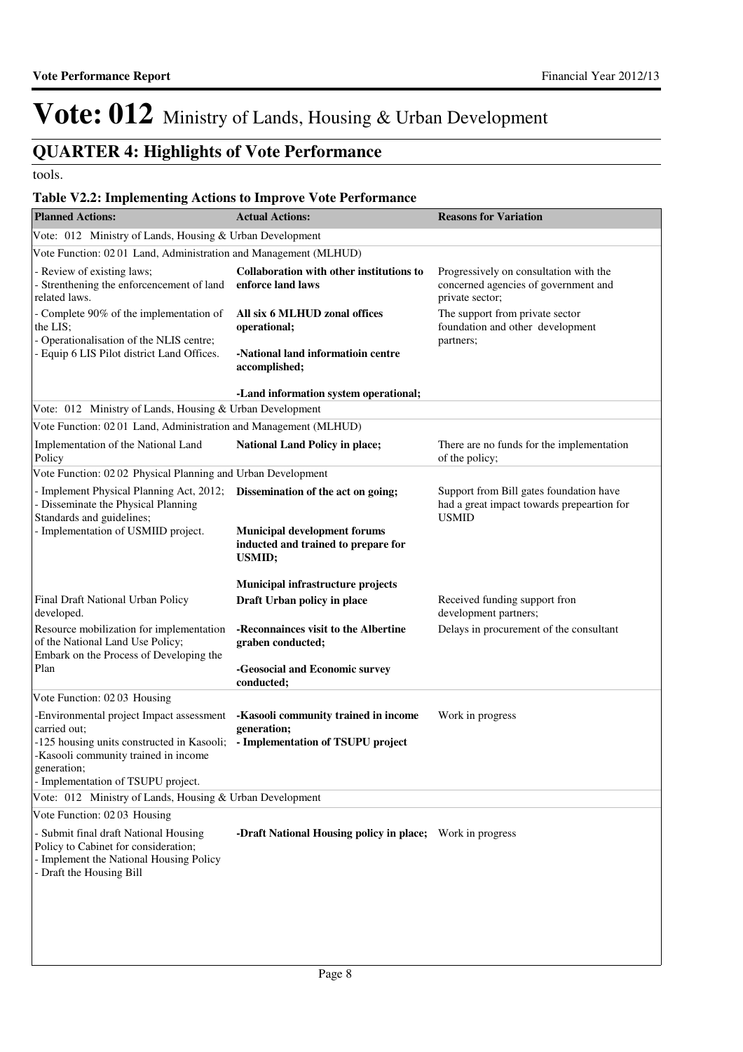# Vote: 012 Ministry of Lands, Housing & Urban Development

## QUARTER 4: Highlights of Vote Performance

tools.

### Table V2.2: Implementing Actions to Improve Vote Performance

| Planned Actions: | Actual Actions: | Reasons for Variation |
|---|---|---|
| Vote: 012 Ministry of Lands, Housing & Urban Development | | |
| Vote Function: 02 01 Land, Administration and Management (MLHUD) | | |
| - Review of existing laws;<br>- Strenthening the enforcement of land related laws. | **Collaboration with other institutions to enforce land laws** | Progressively on consultation with the concerned agencies of government and private sector; |
| - Complete 90% of the implementation of the LIS;<br>- Operationalisation of the NLIS centre;<br>- Equip 6 LIS Pilot district Land Offices. | **All six 6 MLHUD zonal offices operational;**<br><br>**-National land informatioin centre accomplished;**<br><br>**-Land information system operational;** | The support from private sector foundation and other development partners; |
| Vote: 012 Ministry of Lands, Housing & Urban Development | | |
| Vote Function: 02 01 Land, Administration and Management (MLHUD) | | |
| Implementation of the National Land Policy | **National Land Policy in place;** | There are no funds for the implementation of the policy; |
| Vote Function: 02 02 Physical Planning and Urban Development | | |
| - Implement Physical Planning Act, 2012;<br>- Disseminate the Physical Planning Standards and guidelines;<br>- Implementation of USMIID project. | **Dissemination of the act on going;**<br><br>**Municipal development forums inducted and trained to prepare for USMID;**<br><br>**Municipal infrastructure projects** | Support from Bill gates foundation have had a great impact towards prepeartion for USMID |
| Final Draft National Urban Policy developed. | **Draft Urban policy in place** | Received funding support fron development partners; |
| Resource mobilization for implementation of the National Land Use Policy;<br>Embark on the Process of Developing the Plan | **-Reconnainces visit to the Albertine graben conducted;**<br><br>**-Geosocial and Economic survey conducted;** | Delays in procurement of the consultant |
| Vote Function: 02 03 Housing | | |
| -Environmental project Impact assessment carried out;<br>-125 housing units constructed in Kasooli;<br>-Kasooli community trained in income generation;<br>- Implementation of TSUPU project. | **-Kasooli community trained in income generation;**<br>**- Implementation of TSUPU project** | Work in progress |
| Vote: 012 Ministry of Lands, Housing & Urban Development | | |
| Vote Function: 02 03 Housing | | |
| - Submit final draft National Housing Policy to Cabinet for consideration;<br>- Implement the National Housing Policy<br>- Draft the Housing Bill | **-Draft National Housing policy in place;** | Work in progress |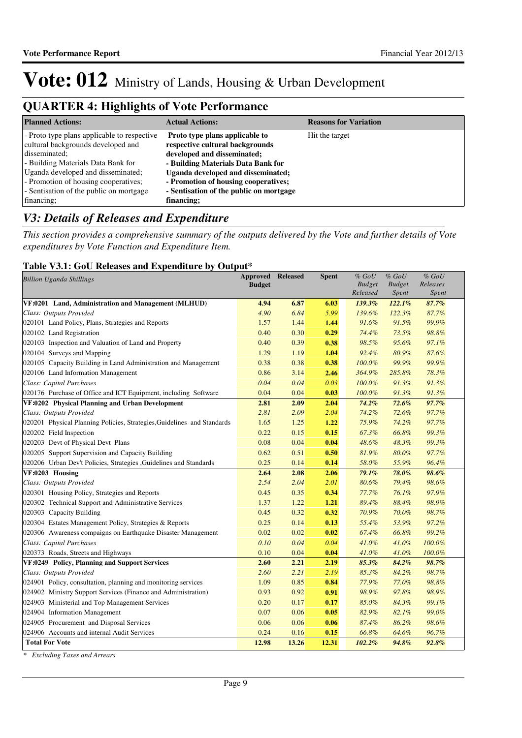# Vote: 012 Ministry of Lands, Housing & Urban Development

## QUARTER 4: Highlights of Vote Performance

| Planned Actions: | Actual Actions: | Reasons for Variation |
|---|---|---|
| - Proto type plans applicable to respective cultural backgrounds developed and disseminated;<br>- Building Materials Data Bank for Uganda developed and disseminated;<br>- Promotion of housing cooperatives;<br>- Sentisation of the public on mortgage financing; | **Proto type plans applicable to respective cultural backgrounds developed and disseminated;<br>- Building Materials Data Bank for Uganda developed and disseminated;<br>- Promotion of housing cooperatives;<br>- Sentisation of the public on mortgage financing;** | Hit the target |

## *V3: Details of Releases and Expenditure*

*This section provides a comprehensive summary of the outputs delivered by the Vote and further details of Vote expenditures by Vote Function and Expenditure Item.*

### Table V3.1: GoU Releases and Expenditure by Output*

| *Billion Uganda Shillings* | Approved Budget | Released | Spent | *% GoU Budget Released* | *% GoU Budget Spent* | *% GoU Releases Spent* |
|---|---|---|---|---|---|---|
| **VF:0201 Land, Administration and Management (MLHUD)** | **4.94** | **6.87** | **6.03** | ***139.3%*** | ***122.1%*** | ***87.7%*** |
| *Class: Outputs Provided* | *4.90* | *6.84* | *5.99* | *139.6%* | *122.3%* | *87.7%* |
| 020101 Land Policy, Plans, Strategies and Reports | 1.57 | 1.44 | **1.44** | *91.6%* | *91.5%* | *99.9%* |
| 020102 Land Registration | 0.40 | 0.30 | **0.29** | *74.4%* | *73.5%* | *98.8%* |
| 020103 Inspection and Valuation of Land and Property | 0.40 | 0.39 | **0.38** | *98.5%* | *95.6%* | *97.1%* |
| 020104 Surveys and Mapping | 1.29 | 1.19 | **1.04** | *92.4%* | *80.9%* | *87.6%* |
| 020105 Capacity Building in Land Administration and Management | 0.38 | 0.38 | **0.38** | *100.0%* | *99.9%* | *99.9%* |
| 020106 Land Information Management | 0.86 | 3.14 | **2.46** | *364.9%* | *285.8%* | *78.3%* |
| *Class: Capital Purchases* | *0.04* | *0.04* | *0.03* | *100.0%* | *91.3%* | *91.3%* |
| 020176 Purchase of Office and ICT Equipment, including Software | 0.04 | 0.04 | **0.03** | *100.0%* | *91.3%* | *91.3%* |
| **VF:0202 Physical Planning and Urban Development** | **2.81** | **2.09** | **2.04** | ***74.2%*** | ***72.6%*** | ***97.7%*** |
| *Class: Outputs Provided* | *2.81* | *2.09* | *2.04* | *74.2%* | *72.6%* | *97.7%* |
| 020201 Physical Planning Policies, Strategies,Guidelines and Standards | 1.65 | 1.25 | **1.22** | *75.9%* | *74.2%* | *97.7%* |
| 020202 Field Inspection | 0.22 | 0.15 | **0.15** | *67.3%* | *66.8%* | *99.3%* |
| 020203 Devt of Physical Devt Plans | 0.08 | 0.04 | **0.04** | *48.6%* | *48.3%* | *99.3%* |
| 020205 Support Supervision and Capacity Building | 0.62 | 0.51 | **0.50** | *81.9%* | *80.0%* | *97.7%* |
| 020206 Urban Dev't Policies, Strategies ,Guidelines and Standards | 0.25 | 0.14 | **0.14** | *58.0%* | *55.9%* | *96.4%* |
| **VF:0203 Housing** | **2.64** | **2.08** | **2.06** | ***79.1%*** | ***78.0%*** | ***98.6%*** |
| *Class: Outputs Provided* | *2.54* | *2.04* | *2.01* | *80.6%* | *79.4%* | *98.6%* |
| 020301 Housing Policy, Strategies and Reports | 0.45 | 0.35 | **0.34** | *77.7%* | *76.1%* | *97.9%* |
| 020302 Technical Support and Administrative Services | 1.37 | 1.22 | **1.21** | *89.4%* | *88.4%* | *98.9%* |
| 020303 Capacity Building | 0.45 | 0.32 | **0.32** | *70.9%* | *70.0%* | *98.7%* |
| 020304 Estates Management Policy, Strategies & Reports | 0.25 | 0.14 | **0.13** | *55.4%* | *53.9%* | *97.2%* |
| 020306 Awareness compaigns on Earthquake Disaster Management | 0.02 | 0.02 | **0.02** | *67.4%* | *66.8%* | *99.2%* |
| *Class: Capital Purchases* | *0.10* | *0.04* | *0.04* | *41.0%* | *41.0%* | *100.0%* |
| 020373 Roads, Streets and Highways | 0.10 | 0.04 | **0.04** | *41.0%* | *41.0%* | *100.0%* |
| **VF:0249 Policy, Planning and Support Services** | **2.60** | **2.21** | **2.19** | ***85.3%*** | ***84.2%*** | ***98.7%*** |
| *Class: Outputs Provided* | *2.60* | *2.21* | *2.19* | *85.3%* | *84.2%* | *98.7%* |
| 024901 Policy, consultation, planning and monitoring services | 1.09 | 0.85 | **0.84** | *77.9%* | *77.0%* | *98.8%* |
| 024902 Ministry Support Services (Finance and Administration) | 0.93 | 0.92 | **0.91** | *98.9%* | *97.8%* | *98.9%* |
| 024903 Ministerial and Top Management Services | 0.20 | 0.17 | **0.17** | *85.0%* | *84.3%* | *99.1%* |
| 024904 Information Management | 0.07 | 0.06 | **0.05** | *82.9%* | *82.1%* | *99.0%* |
| 024905 Procurement and Disposal Services | 0.06 | 0.06 | **0.06** | *87.4%* | *86.2%* | *98.6%* |
| 024906 Accounts and internal Audit Services | 0.24 | 0.16 | **0.15** | *66.8%* | *64.6%* | *96.7%* |
| **Total For Vote** | **12.98** | **13.26** | **12.31** | ***102.2%*** | ***94.8%*** | ***92.8%*** |

*\* Excluding Taxes and Arrears*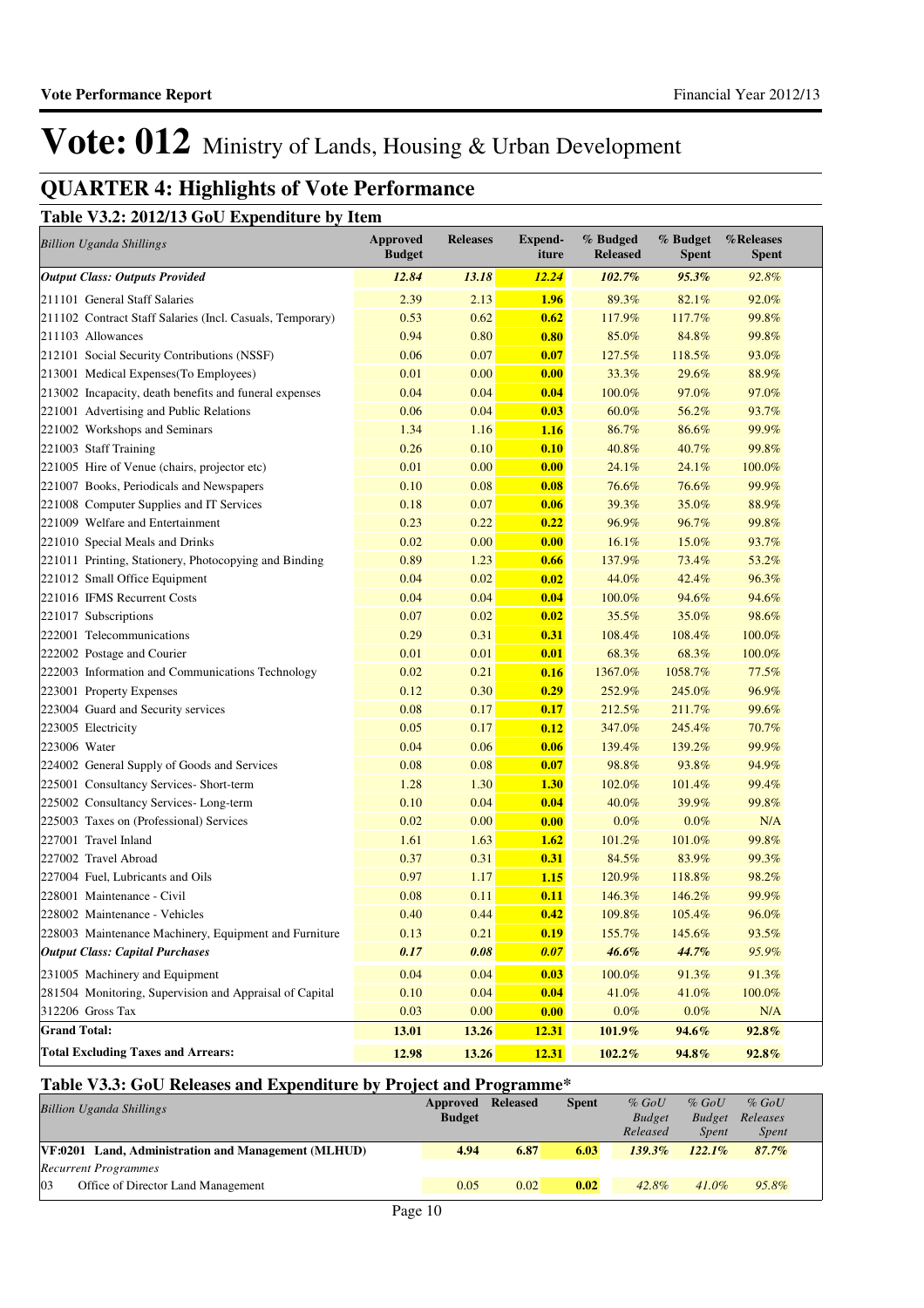# Vote: 012 Ministry of Lands, Housing & Urban Development

## QUARTER 4: Highlights of Vote Performance

### Table V3.2: 2012/13 GoU Expenditure by Item

| *Billion Uganda Shillings* | Approved Budget | Releases | Expend-iture | % Budged Released | % Budget Spent | %Releases Spent |
|---|---|---|---|---|---|---|
| ***Output Class: Outputs Provided*** | ***12.84*** | ***13.18*** | ***12.24*** | ***102.7%*** | ***95.3%*** | *92.8%* |
| 211101 General Staff Salaries | 2.39 | 2.13 | **1.96** | 89.3% | 82.1% | 92.0% |
| 211102 Contract Staff Salaries (Incl. Casuals, Temporary) | 0.53 | 0.62 | **0.62** | 117.9% | 117.7% | 99.8% |
| 211103 Allowances | 0.94 | 0.80 | **0.80** | 85.0% | 84.8% | 99.8% |
| 212101 Social Security Contributions (NSSF) | 0.06 | 0.07 | **0.07** | 127.5% | 118.5% | 93.0% |
| 213001 Medical Expenses(To Employees) | 0.01 | 0.00 | **0.00** | 33.3% | 29.6% | 88.9% |
| 213002 Incapacity, death benefits and funeral expenses | 0.04 | 0.04 | **0.04** | 100.0% | 97.0% | 97.0% |
| 221001 Advertising and Public Relations | 0.06 | 0.04 | **0.03** | 60.0% | 56.2% | 93.7% |
| 221002 Workshops and Seminars | 1.34 | 1.16 | **1.16** | 86.7% | 86.6% | 99.9% |
| 221003 Staff Training | 0.26 | 0.10 | **0.10** | 40.8% | 40.7% | 99.8% |
| 221005 Hire of Venue (chairs, projector etc) | 0.01 | 0.00 | **0.00** | 24.1% | 24.1% | 100.0% |
| 221007 Books, Periodicals and Newspapers | 0.10 | 0.08 | **0.08** | 76.6% | 76.6% | 99.9% |
| 221008 Computer Supplies and IT Services | 0.18 | 0.07 | **0.06** | 39.3% | 35.0% | 88.9% |
| 221009 Welfare and Entertainment | 0.23 | 0.22 | **0.22** | 96.9% | 96.7% | 99.8% |
| 221010 Special Meals and Drinks | 0.02 | 0.00 | **0.00** | 16.1% | 15.0% | 93.7% |
| 221011 Printing, Stationery, Photocopying and Binding | 0.89 | 1.23 | **0.66** | 137.9% | 73.4% | 53.2% |
| 221012 Small Office Equipment | 0.04 | 0.02 | **0.02** | 44.0% | 42.4% | 96.3% |
| 221016 IFMS Recurrent Costs | 0.04 | 0.04 | **0.04** | 100.0% | 94.6% | 94.6% |
| 221017 Subscriptions | 0.07 | 0.02 | **0.02** | 35.5% | 35.0% | 98.6% |
| 222001 Telecommunications | 0.29 | 0.31 | **0.31** | 108.4% | 108.4% | 100.0% |
| 222002 Postage and Courier | 0.01 | 0.01 | **0.01** | 68.3% | 68.3% | 100.0% |
| 222003 Information and Communications Technology | 0.02 | 0.21 | **0.16** | 1367.0% | 1058.7% | 77.5% |
| 223001 Property Expenses | 0.12 | 0.30 | **0.29** | 252.9% | 245.0% | 96.9% |
| 223004 Guard and Security services | 0.08 | 0.17 | **0.17** | 212.5% | 211.7% | 99.6% |
| 223005 Electricity | 0.05 | 0.17 | **0.12** | 347.0% | 245.4% | 70.7% |
| 223006 Water | 0.04 | 0.06 | **0.06** | 139.4% | 139.2% | 99.9% |
| 224002 General Supply of Goods and Services | 0.08 | 0.08 | **0.07** | 98.8% | 93.8% | 94.9% |
| 225001 Consultancy Services- Short-term | 1.28 | 1.30 | **1.30** | 102.0% | 101.4% | 99.4% |
| 225002 Consultancy Services- Long-term | 0.10 | 0.04 | **0.04** | 40.0% | 39.9% | 99.8% |
| 225003 Taxes on (Professional) Services | 0.02 | 0.00 | **0.00** | 0.0% | 0.0% | N/A |
| 227001 Travel Inland | 1.61 | 1.63 | **1.62** | 101.2% | 101.0% | 99.8% |
| 227002 Travel Abroad | 0.37 | 0.31 | **0.31** | 84.5% | 83.9% | 99.3% |
| 227004 Fuel, Lubricants and Oils | 0.97 | 1.17 | **1.15** | 120.9% | 118.8% | 98.2% |
| 228001 Maintenance - Civil | 0.08 | 0.11 | **0.11** | 146.3% | 146.2% | 99.9% |
| 228002 Maintenance - Vehicles | 0.40 | 0.44 | **0.42** | 109.8% | 105.4% | 96.0% |
| 228003 Maintenance Machinery, Equipment and Furniture | 0.13 | 0.21 | **0.19** | 155.7% | 145.6% | 93.5% |
| ***Output Class: Capital Purchases*** | ***0.17*** | ***0.08*** | ***0.07*** | ***46.6%*** | ***44.7%*** | *95.9%* |
| 231005 Machinery and Equipment | 0.04 | 0.04 | **0.03** | 100.0% | 91.3% | 91.3% |
| 281504 Monitoring, Supervision and Appraisal of Capital | 0.10 | 0.04 | **0.04** | 41.0% | 41.0% | 100.0% |
| 312206 Gross Tax | 0.03 | 0.00 | **0.00** | 0.0% | 0.0% | N/A |
| **Grand Total:** | **13.01** | **13.26** | **12.31** | **101.9%** | **94.6%** | **92.8%** |
| **Total Excluding Taxes and Arrears:** | **12.98** | **13.26** | **12.31** | **102.2%** | **94.8%** | **92.8%** |

### Table V3.3: GoU Releases and Expenditure by Project and Programme*

| *Billion Uganda Shillings* | Approved Budget | Released | Spent | *% GoU Budget Released* | *% GoU Budget Spent* | *% GoU Releases Spent* |
|---|---|---|---|---|---|---|
| **VF:0201 Land, Administration and Management (MLHUD)** | **4.94** | **6.87** | **6.03** | ***139.3%*** | ***122.1%*** | ***87.7%*** |
| *Recurrent Programmes* | | | | | | |
| 03 Office of Director Land Management | 0.05 | 0.02 | **0.02** | *42.8%* | *41.0%* | *95.8%* |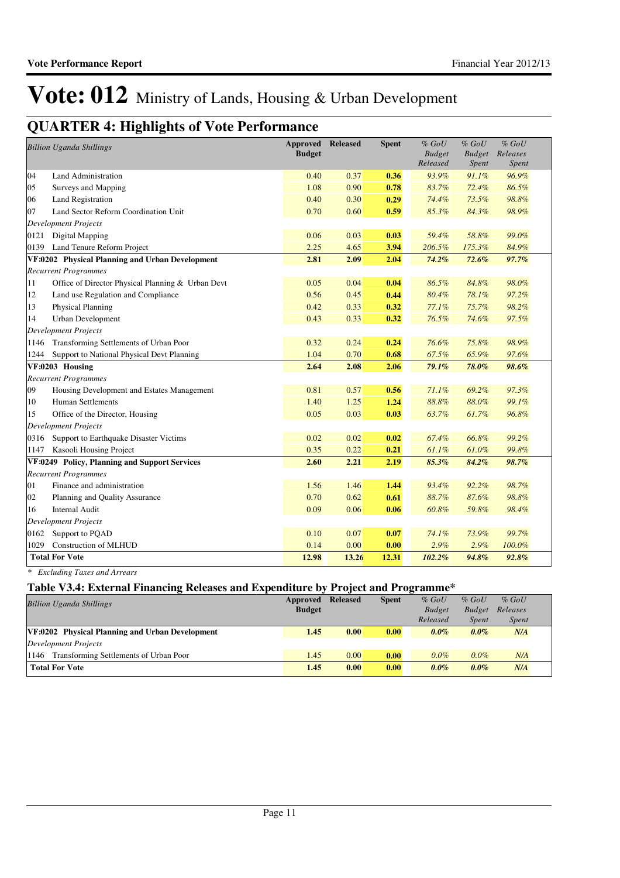# Vote: 012 Ministry of Lands, Housing & Urban Development

## QUARTER 4: Highlights of Vote Performance

| Billion Uganda Shillings | Approved Budget | Released | Spent | % GoU Budget Released | % GoU Budget Spent | % GoU Releases Spent |
|---|---|---|---|---|---|---|
| 04 Land Administration | 0.40 | 0.37 | **0.36** | *93.9%* | *91.1%* | *96.9%* |
| 05 Surveys and Mapping | 1.08 | 0.90 | **0.78** | *83.7%* | *72.4%* | *86.5%* |
| 06 Land Registration | 0.40 | 0.30 | **0.29** | *74.4%* | *73.5%* | *98.8%* |
| 07 Land Sector Reform Coordination Unit | 0.70 | 0.60 | **0.59** | *85.3%* | *84.3%* | *98.9%* |
| *Development Projects* | | | | | | |
| 0121 Digital Mapping | 0.06 | 0.03 | **0.03** | *59.4%* | *58.8%* | *99.0%* |
| 0139 Land Tenure Reform Project | 2.25 | 4.65 | **3.94** | *206.5%* | *175.3%* | *84.9%* |
| **VF:0202 Physical Planning and Urban Development** | **2.81** | **2.09** | **2.04** | ***74.2%*** | ***72.6%*** | ***97.7%*** |
| *Recurrent Programmes* | | | | | | |
| 11 Office of Director Physical Planning & Urban Devt | 0.05 | 0.04 | **0.04** | *86.5%* | *84.8%* | *98.0%* |
| 12 Land use Regulation and Compliance | 0.56 | 0.45 | **0.44** | *80.4%* | *78.1%* | *97.2%* |
| 13 Physical Planning | 0.42 | 0.33 | **0.32** | *77.1%* | *75.7%* | *98.2%* |
| 14 Urban Development | 0.43 | 0.33 | **0.32** | *76.5%* | *74.6%* | *97.5%* |
| *Development Projects* | | | | | | |
| 1146 Transforming Settlements of Urban Poor | 0.32 | 0.24 | **0.24** | *76.6%* | *75.8%* | *98.9%* |
| 1244 Support to National Physical Devt Planning | 1.04 | 0.70 | **0.68** | *67.5%* | *65.9%* | *97.6%* |
| **VF:0203 Housing** | **2.64** | **2.08** | **2.06** | ***79.1%*** | ***78.0%*** | ***98.6%*** |
| *Recurrent Programmes* | | | | | | |
| 09 Housing Development and Estates Management | 0.81 | 0.57 | **0.56** | *71.1%* | *69.2%* | *97.3%* |
| 10 Human Settlements | 1.40 | 1.25 | **1.24** | *88.8%* | *88.0%* | *99.1%* |
| 15 Office of the Director, Housing | 0.05 | 0.03 | **0.03** | *63.7%* | *61.7%* | *96.8%* |
| *Development Projects* | | | | | | |
| 0316 Support to Earthquake Disaster Victims | 0.02 | 0.02 | **0.02** | *67.4%* | *66.8%* | *99.2%* |
| 1147 Kasooli Housing Project | 0.35 | 0.22 | **0.21** | *61.1%* | *61.0%* | *99.8%* |
| **VF:0249 Policy, Planning and Support Services** | **2.60** | **2.21** | **2.19** | ***85.3%*** | ***84.2%*** | ***98.7%*** |
| *Recurrent Programmes* | | | | | | |
| 01 Finance and administration | 1.56 | 1.46 | **1.44** | *93.4%* | *92.2%* | *98.7%* |
| 02 Planning and Quality Assurance | 0.70 | 0.62 | **0.61** | *88.7%* | *87.6%* | *98.8%* |
| 16 Internal Audit | 0.09 | 0.06 | **0.06** | *60.8%* | *59.8%* | *98.4%* |
| *Development Projects* | | | | | | |
| 0162 Support to PQAD | 0.10 | 0.07 | **0.07** | *74.1%* | *73.9%* | *99.7%* |
| 1029 Construction of MLHUD | 0.14 | 0.00 | **0.00** | *2.9%* | *2.9%* | *100.0%* |
| **Total For Vote** | **12.98** | **13.26** | **12.31** | ***102.2%*** | ***94.8%*** | ***92.8%*** |

*\* Excluding Taxes and Arrears*

### Table V3.4: External Financing Releases and Expenditure by Project and Programme*

| Billion Uganda Shillings | Approved Budget | Released | Spent | % GoU Budget Released | % GoU Budget Spent | % GoU Releases Spent |
|---|---|---|---|---|---|---|
| **VF:0202 Physical Planning and Urban Development** | **1.45** | **0.00** | **0.00** | ***0.0%*** | ***0.0%*** | ***N/A*** |
| *Development Projects* | | | | | | |
| 1146 Transforming Settlements of Urban Poor | 1.45 | 0.00 | **0.00** | *0.0%* | *0.0%* | *N/A* |
| **Total For Vote** | **1.45** | **0.00** | **0.00** | ***0.0%*** | ***0.0%*** | ***N/A*** |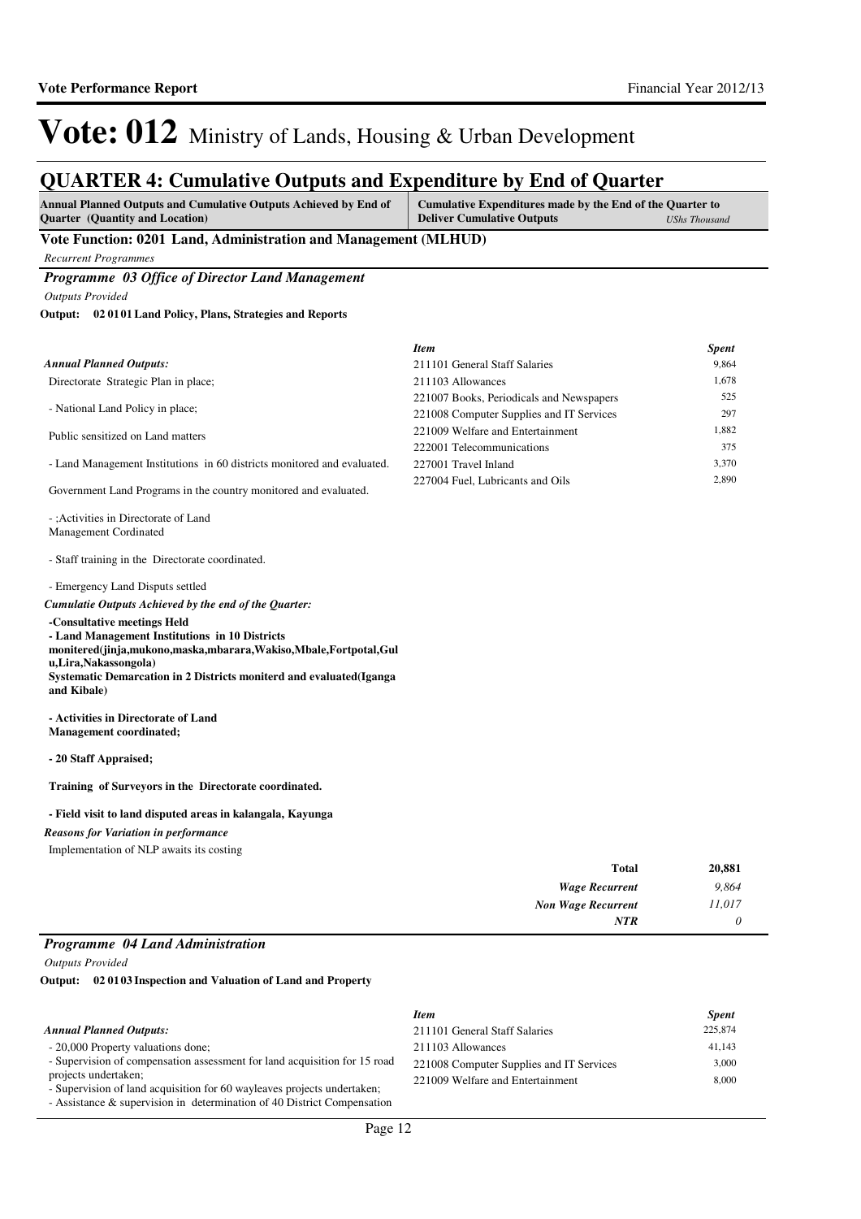# Vote: 012 Ministry of Lands, Housing & Urban Development

## QUARTER 4: Cumulative Outputs and Expenditure by End of Quarter

| Annual Planned Outputs and Cumulative Outputs Achieved by End of Quarter (Quantity and Location) | Cumulative Expenditures made by the End of the Quarter to Deliver Cumulative Outputs *UShs Thousand* |
|---|---|

**Vote Function: 0201 Land, Administration and Management (MLHUD)**

*Recurrent Programmes*

### *Programme 03 Office of Director Land Management*

*Outputs Provided*

**Output: 02 01 01 Land Policy, Plans, Strategies and Reports**

*Annual Planned Outputs:*

Directorate Strategic Plan in place;

- National Land Policy in place;

Public sensitized on Land matters

- Land Management Institutions in 60 districts monitored and evaluated.

Government Land Programs in the country monitored and evaluated.

- ;Activities in Directorate of Land Management Cordinated

- Staff training in the Directorate coordinated.

- Emergency Land Disputs settled

*Cumulatie Outputs Achieved by the end of the Quarter:*

**-Consultative meetings Held**
**- Land Management Institutions in 10 Districts monitered(jinja,mukono,maska,mbarara,Wakiso,Mbale,Fortpotal,Gulu,Lira,Nakassongola)**
**Systematic Demarcation in 2 Districts moniterd and evaluated(Iganga and Kibale)**

**- Activities in Directorate of Land Management coordinated;**

**- 20 Staff Appraised;**

**Training of Surveyors in the Directorate coordinated.**

**- Field visit to land disputed areas in kalangala, Kayunga**

*Reasons for Variation in performance*

Implementation of NLP awaits its costing

| *Item* | *Spent* |
|---|---|
| 211101 General Staff Salaries | 9,864 |
| 211103 Allowances | 1,678 |
| 221007 Books, Periodicals and Newspapers | 525 |
| 221008 Computer Supplies and IT Services | 297 |
| 221009 Welfare and Entertainment | 1,882 |
| 222001 Telecommunications | 375 |
| 227001 Travel Inland | 3,370 |
| 227004 Fuel, Lubricants and Oils | 2,890 |

| | |
|---|---|
| **Total** | **20,881** |
| ***Wage Recurrent*** | *9,864* |
| ***Non Wage Recurrent*** | *11,017* |
| ***NTR*** | *0* |

### *Programme 04 Land Administration*

*Outputs Provided*

**Output: 02 01 03 Inspection and Valuation of Land and Property**

*Annual Planned Outputs:*

- 20,000 Property valuations done;
- Supervision of compensation assessment for land acquisition for 15 road projects undertaken;
- Supervision of land acquisition for 60 wayleaves projects undertaken;
- Assistance & supervision in determination of 40 District Compensation

| *Item* | *Spent* |
|---|---|
| 211101 General Staff Salaries | 225,874 |
| 211103 Allowances | 41,143 |
| 221008 Computer Supplies and IT Services | 3,000 |
| 221009 Welfare and Entertainment | 8,000 |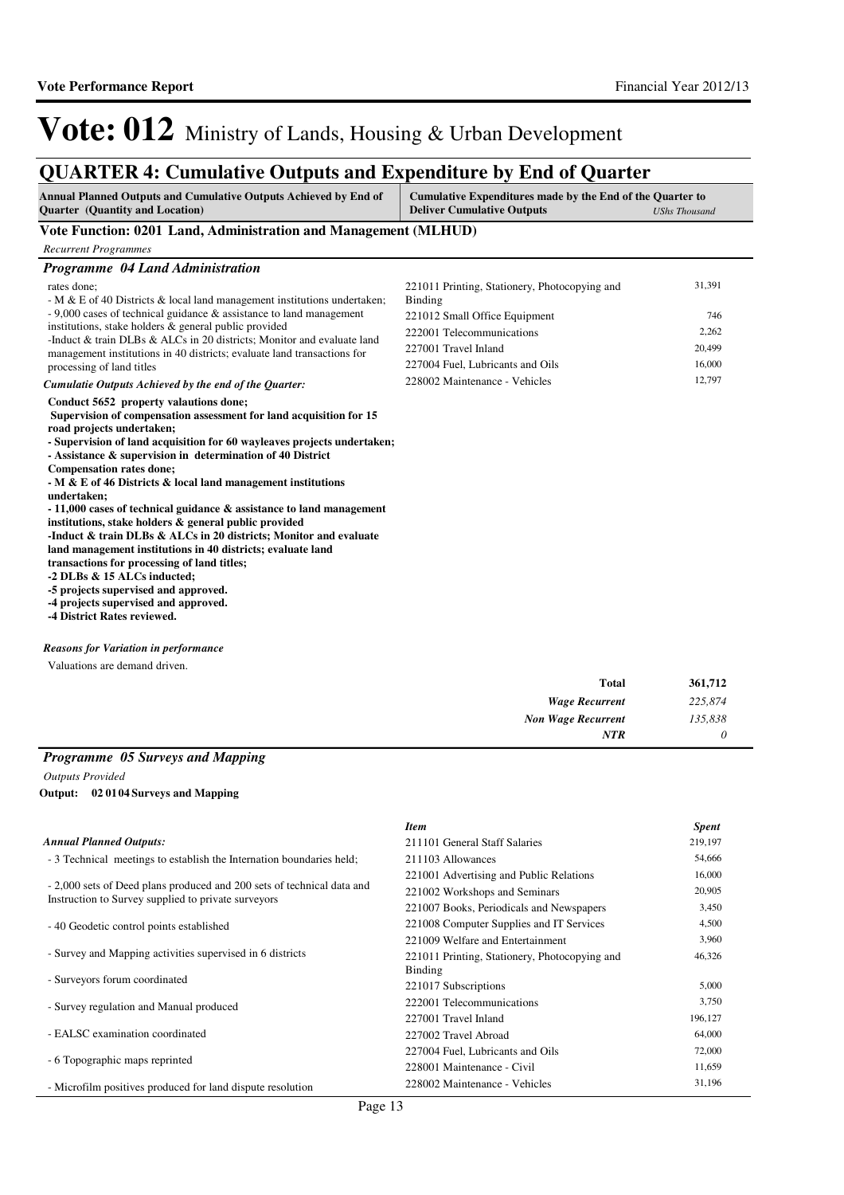# Vote: 012 Ministry of Lands, Housing & Urban Development

## QUARTER 4: Cumulative Outputs and Expenditure by End of Quarter

| Annual Planned Outputs and Cumulative Outputs Achieved by End of Quarter (Quantity and Location) | Cumulative Expenditures made by the End of the Quarter to Deliver Cumulative Outputs | *UShs Thousand* |
|---|---|---|

### Vote Function: 0201 Land, Administration and Management (MLHUD)

*Recurrent Programmes*

### *Programme 04 Land Administration*

rates done;
- M & E of 40 Districts & local land management institutions undertaken;
- 9,000 cases of technical guidance & assistance to land management institutions, stake holders & general public provided
-Induct & train DLBs & ALCs in 20 districts; Monitor and evaluate land management institutions in 40 districts; evaluate land transactions for processing of land titles

*Cumulatie Outputs Achieved by the end of the Quarter:*

**Conduct 5652 property valautions done;**
**Supervision of compensation assessment for land acquisition for 15 road projects undertaken;**
**- Supervision of land acquisition for 60 wayleaves projects undertaken;**
**- Assistance & supervision in determination of 40 District Compensation rates done;**
**- M & E of 46 Districts & local land management institutions undertaken;**
**- 11,000 cases of technical guidance & assistance to land management institutions, stake holders & general public provided**
**-Induct & train DLBs & ALCs in 20 districts; Monitor and evaluate land management institutions in 40 districts; evaluate land transactions for processing of land titles;**
**-2 DLBs & 15 ALCs inducted;**
**-5 projects supervised and approved.**
**-4 projects supervised and approved.**
**-4 District Rates reviewed.**

| Item | Spent |
|---|---|
| 221011 Printing, Stationery, Photocopying and Binding | 31,391 |
| 221012 Small Office Equipment | 746 |
| 222001 Telecommunications | 2,262 |
| 227001 Travel Inland | 20,499 |
| 227004 Fuel, Lubricants and Oils | 16,000 |
| 228002 Maintenance - Vehicles | 12,797 |

***Reasons for Variation in performance***

Valuations are demand driven.

| | |
|---|---|
| **Total** | **361,712** |
| ***Wage Recurrent*** | *225,874* |
| ***Non Wage Recurrent*** | *135,838* |
| ***NTR*** | *0* |

### *Programme 05 Surveys and Mapping*

*Outputs Provided*

**Output: 02 01 04 Surveys and Mapping**

*Annual Planned Outputs:*

- 3 Technical meetings to establish the Internation boundaries held;
- 2,000 sets of Deed plans produced and 200 sets of technical data and Instruction to Survey supplied to private surveyors
- 40 Geodetic control points established
- Survey and Mapping activities supervised in 6 districts
- Surveyors forum coordinated
- Survey regulation and Manual produced
- EALSC examination coordinated
- 6 Topographic maps reprinted
- Microfilm positives produced for land dispute resolution

| *Item* | *Spent* |
|---|---|
| 211101 General Staff Salaries | 219,197 |
| 211103 Allowances | 54,666 |
| 221001 Advertising and Public Relations | 16,000 |
| 221002 Workshops and Seminars | 20,905 |
| 221007 Books, Periodicals and Newspapers | 3,450 |
| 221008 Computer Supplies and IT Services | 4,500 |
| 221009 Welfare and Entertainment | 3,960 |
| 221011 Printing, Stationery, Photocopying and Binding | 46,326 |
| 221017 Subscriptions | 5,000 |
| 222001 Telecommunications | 3,750 |
| 227001 Travel Inland | 196,127 |
| 227002 Travel Abroad | 64,000 |
| 227004 Fuel, Lubricants and Oils | 72,000 |
| 228001 Maintenance - Civil | 11,659 |
| 228002 Maintenance - Vehicles | 31,196 |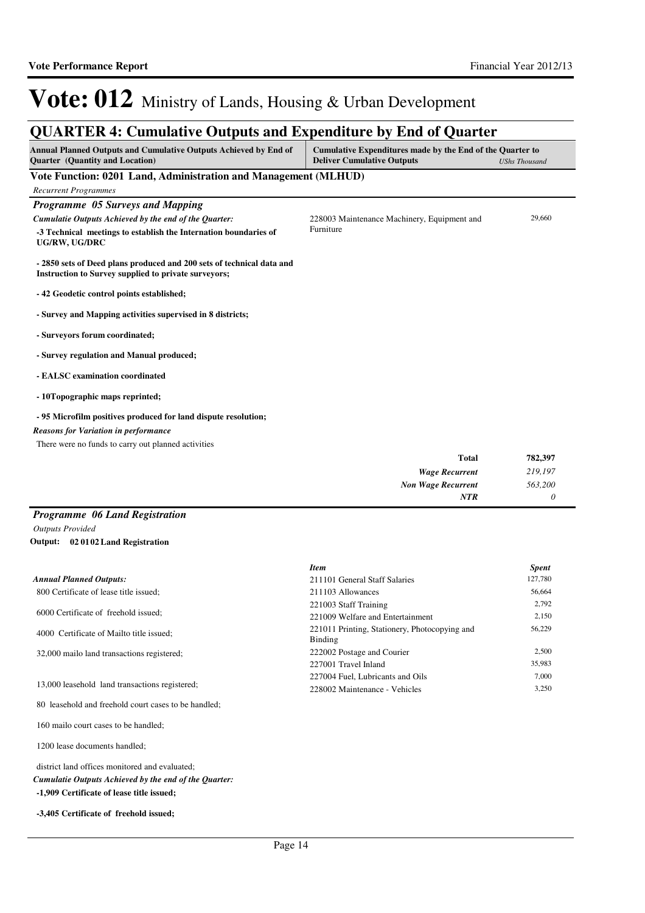# Vote: 012 Ministry of Lands, Housing & Urban Development

## QUARTER 4: Cumulative Outputs and Expenditure by End of Quarter

| Annual Planned Outputs and Cumulative Outputs Achieved by End of Quarter (Quantity and Location) | Cumulative Expenditures made by the End of the Quarter to Deliver Cumulative Outputs | *UShs Thousand* |
|---|---|---|

### Vote Function: 0201 Land, Administration and Management (MLHUD)

*Recurrent Programmes*

#### *Programme 05 Surveys and Mapping*

*Cumulatie Outputs Achieved by the end of the Quarter:*

**-3 Technical meetings to establish the Internation boundaries of UG/RW, UG/DRC**

**- 2850 sets of Deed plans produced and 200 sets of technical data and Instruction to Survey supplied to private surveyors;**

**- 42 Geodetic control points established;**

**- Survey and Mapping activities supervised in 8 districts;**

**- Surveyors forum coordinated;**

**- Survey regulation and Manual produced;**

**- EALSC examination coordinated**

**- 10Topographic maps reprinted;**

**- 95 Microfilm positives produced for land dispute resolution;**

| Item | Spent |
|---|---|
| 228003 Maintenance Machinery, Equipment and Furniture | 29,660 |

*Reasons for Variation in performance*

There were no funds to carry out planned activities

| | |
|---|---|
| **Total** | **782,397** |
| ***Wage Recurrent*** | *219,197* |
| ***Non Wage Recurrent*** | *563,200* |
| ***NTR*** | *0* |

#### *Programme 06 Land Registration*

*Outputs Provided*

**Output: 02 01 02 Land Registration**

*Annual Planned Outputs:*

800 Certificate of lease title issued;

6000 Certificate of freehold issued;

4000 Certificate of Mailto title issued;

32,000 mailo land transactions registered;

13,000 leasehold land transactions registered;

80 leasehold and freehold court cases to be handled;

160 mailo court cases to be handled;

1200 lease documents handled;

district land offices monitored and evaluated;

| *Item* | *Spent* |
|---|---|
| 211101 General Staff Salaries | 127,780 |
| 211103 Allowances | 56,664 |
| 221003 Staff Training | 2,792 |
| 221009 Welfare and Entertainment | 2,150 |
| 221011 Printing, Stationery, Photocopying and Binding | 56,229 |
| 222002 Postage and Courier | 2,500 |
| 227001 Travel Inland | 35,983 |
| 227004 Fuel, Lubricants and Oils | 7,000 |
| 228002 Maintenance - Vehicles | 3,250 |

*Cumulatie Outputs Achieved by the end of the Quarter:*

**-1,909 Certificate of lease title issued;**

**-3,405 Certificate of freehold issued;**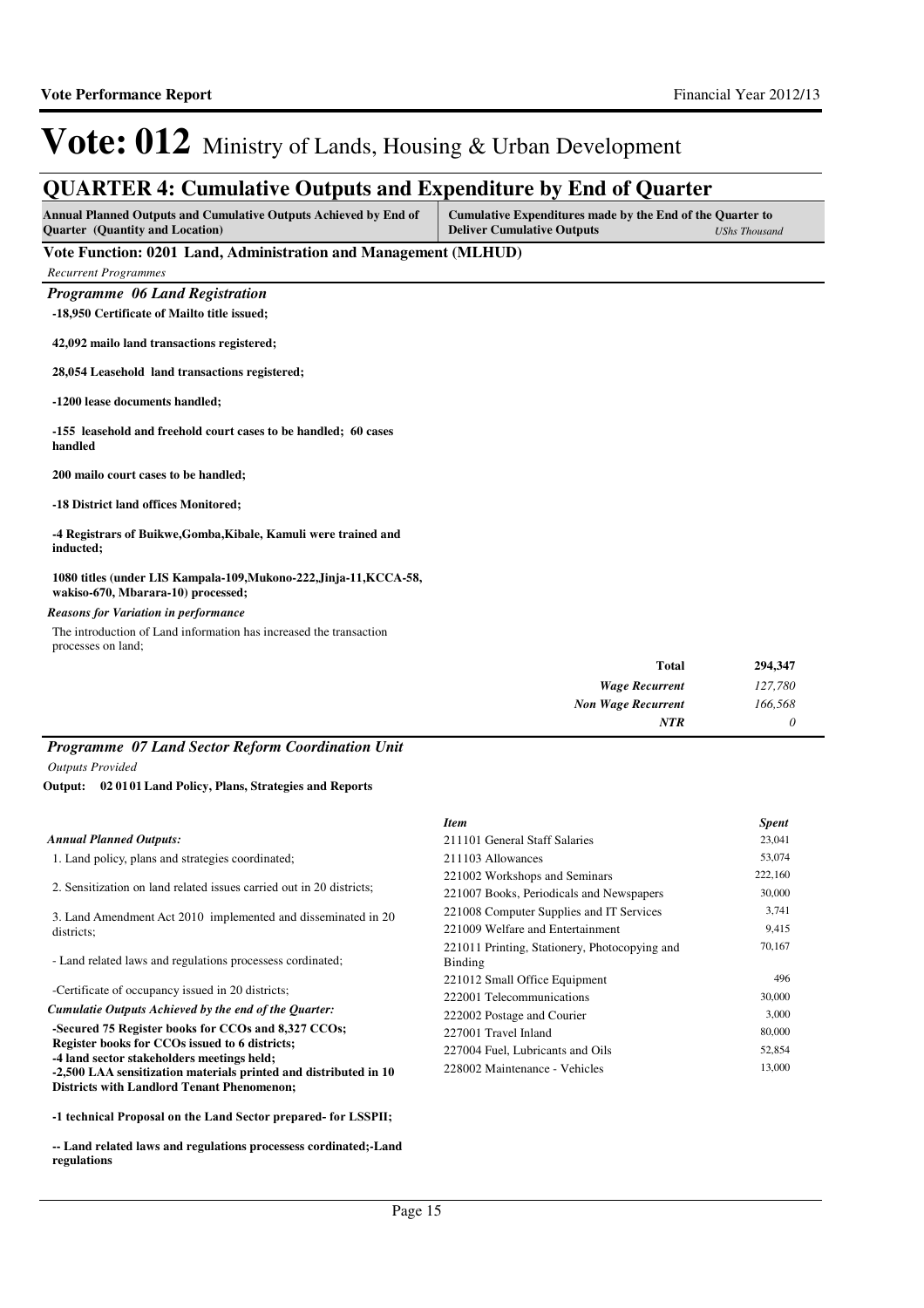# Vote: 012 Ministry of Lands, Housing & Urban Development

## QUARTER 4: Cumulative Outputs and Expenditure by End of Quarter

| Annual Planned Outputs and Cumulative Outputs Achieved by End of Quarter (Quantity and Location) | Cumulative Expenditures made by the End of the Quarter to Deliver Cumulative Outputs *UShs Thousand* |
|---|---|

### Vote Function: 0201 Land, Administration and Management (MLHUD)

*Recurrent Programmes*

#### *Programme 06 Land Registration*

**-18,950 Certificate of Mailto title issued;**

**42,092 mailo land transactions registered;**

**28,054 Leasehold land transactions registered;**

**-1200 lease documents handled;**

**-155 leasehold and freehold court cases to be handled; 60 cases handled**

**200 mailo court cases to be handled;**

**-18 District land offices Monitored;**

**-4 Registrars of Buikwe,Gomba,Kibale, Kamuli were trained and inducted;**

**1080 titles (under LIS Kampala-109,Mukono-222,Jinja-11,KCCA-58, wakiso-670, Mbarara-10) processed;**

*Reasons for Variation in performance*

The introduction of Land information has increased the transaction processes on land;

| | |
|---|---|
| **Total** | **294,347** |
| *Wage Recurrent* | *127,780* |
| *Non Wage Recurrent* | *166,568* |
| *NTR* | *0* |

#### *Programme 07 Land Sector Reform Coordination Unit*

*Outputs Provided*

**Output: 02 01 01 Land Policy, Plans, Strategies and Reports**

*Annual Planned Outputs:*

1. Land policy, plans and strategies coordinated;

2. Sensitization on land related issues carried out in 20 districts;

3. Land Amendment Act 2010 implemented and disseminated in 20 districts;

- Land related laws and regulations processess cordinated;

-Certificate of occupancy issued in 20 districts;

*Cumulatie Outputs Achieved by the end of the Quarter:*

**-Secured 75 Register books for CCOs and 8,327 CCOs;**
**Register books for CCOs issued to 6 districts;**
**-4 land sector stakeholders meetings held;**
**-2,500 LAA sensitization materials printed and distributed in 10 Districts with Landlord Tenant Phenomenon;**

**-1 technical Proposal on the Land Sector prepared- for LSSPII;**

**-- Land related laws and regulations processess cordinated;-Land regulations**

| *Item* | *Spent* |
|---|---|
| 211101 General Staff Salaries | 23,041 |
| 211103 Allowances | 53,074 |
| 221002 Workshops and Seminars | 222,160 |
| 221007 Books, Periodicals and Newspapers | 30,000 |
| 221008 Computer Supplies and IT Services | 3,741 |
| 221009 Welfare and Entertainment | 9,415 |
| 221011 Printing, Stationery, Photocopying and Binding | 70,167 |
| 221012 Small Office Equipment | 496 |
| 222001 Telecommunications | 30,000 |
| 222002 Postage and Courier | 3,000 |
| 227001 Travel Inland | 80,000 |
| 227004 Fuel, Lubricants and Oils | 52,854 |
| 228002 Maintenance - Vehicles | 13,000 |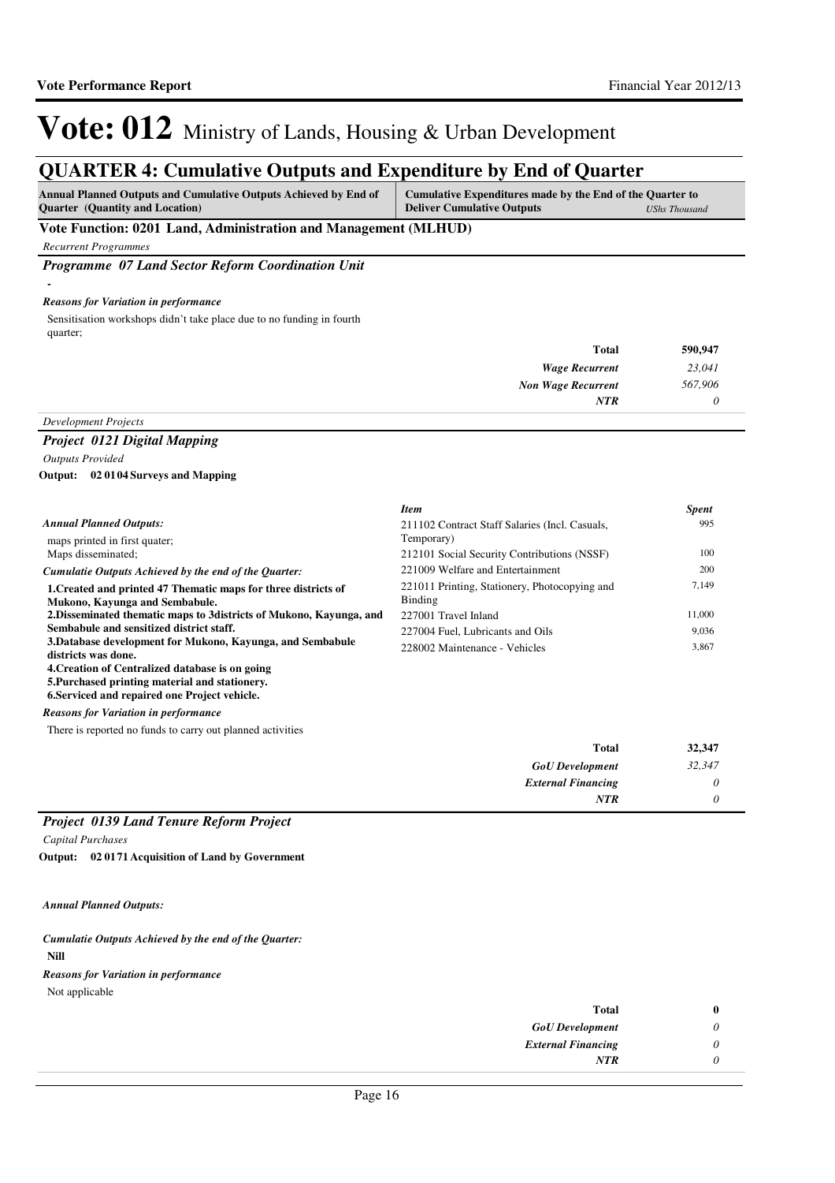# Vote: 012 Ministry of Lands, Housing & Urban Development

## QUARTER 4: Cumulative Outputs and Expenditure by End of Quarter

| Annual Planned Outputs and Cumulative Outputs Achieved by End of Quarter (Quantity and Location) | Cumulative Expenditures made by the End of the Quarter to Deliver Cumulative Outputs *UShs Thousand* |
|---|---|

### Vote Function: 0201 Land, Administration and Management (MLHUD)

*Recurrent Programmes*

#### *Programme 07 Land Sector Reform Coordination Unit*

-

***Reasons for Variation in performance***

Sensitisation workshops didn't take place due to no funding in fourth quarter;

| | |
|---|---|
| **Total** | **590,947** |
| ***Wage Recurrent*** | *23,041* |
| ***Non Wage Recurrent*** | *567,906* |
| ***NTR*** | *0* |

*Development Projects*

#### *Project 0121 Digital Mapping*

*Outputs Provided*

**Output: 02 01 04 Surveys and Mapping**

***Annual Planned Outputs:***

maps printed in first quater;
Maps disseminated;

***Cumulatie Outputs Achieved by the end of the Quarter:***

**1.Created and printed 47 Thematic maps for three districts of Mukono, Kayunga and Sembabule.**
**2.Disseminated thematic maps to 3districts of Mukono, Kayunga, and Sembabule and sensitized district staff.**
**3.Database development for Mukono, Kayunga, and Sembabule districts was done.**
**4.Creation of Centralized database is on going**
**5.Purchased printing material and stationery.**
**6.Serviced and repaired one Project vehicle.**

| *Item* | *Spent* |
|---|---|
| 211102 Contract Staff Salaries (Incl. Casuals, Temporary) | 995 |
| 212101 Social Security Contributions (NSSF) | 100 |
| 221009 Welfare and Entertainment | 200 |
| 221011 Printing, Stationery, Photocopying and Binding | 7,149 |
| 227001 Travel Inland | 11,000 |
| 227004 Fuel, Lubricants and Oils | 9,036 |
| 228002 Maintenance - Vehicles | 3,867 |

***Reasons for Variation in performance***

There is reported no funds to carry out planned activities

| | |
|---|---|
| **Total** | **32,347** |
| ***GoU Development*** | *32,347* |
| ***External Financing*** | *0* |
| ***NTR*** | *0* |

#### *Project 0139 Land Tenure Reform Project*

*Capital Purchases*

**Output: 02 01 71 Acquisition of Land by Government**

***Annual Planned Outputs:***

***Cumulatie Outputs Achieved by the end of the Quarter:***

**Nill**

***Reasons for Variation in performance***

Not applicable

| | |
|---|---|
| **Total** | **0** |
| ***GoU Development*** | *0* |
| ***External Financing*** | *0* |
| ***NTR*** | *0* |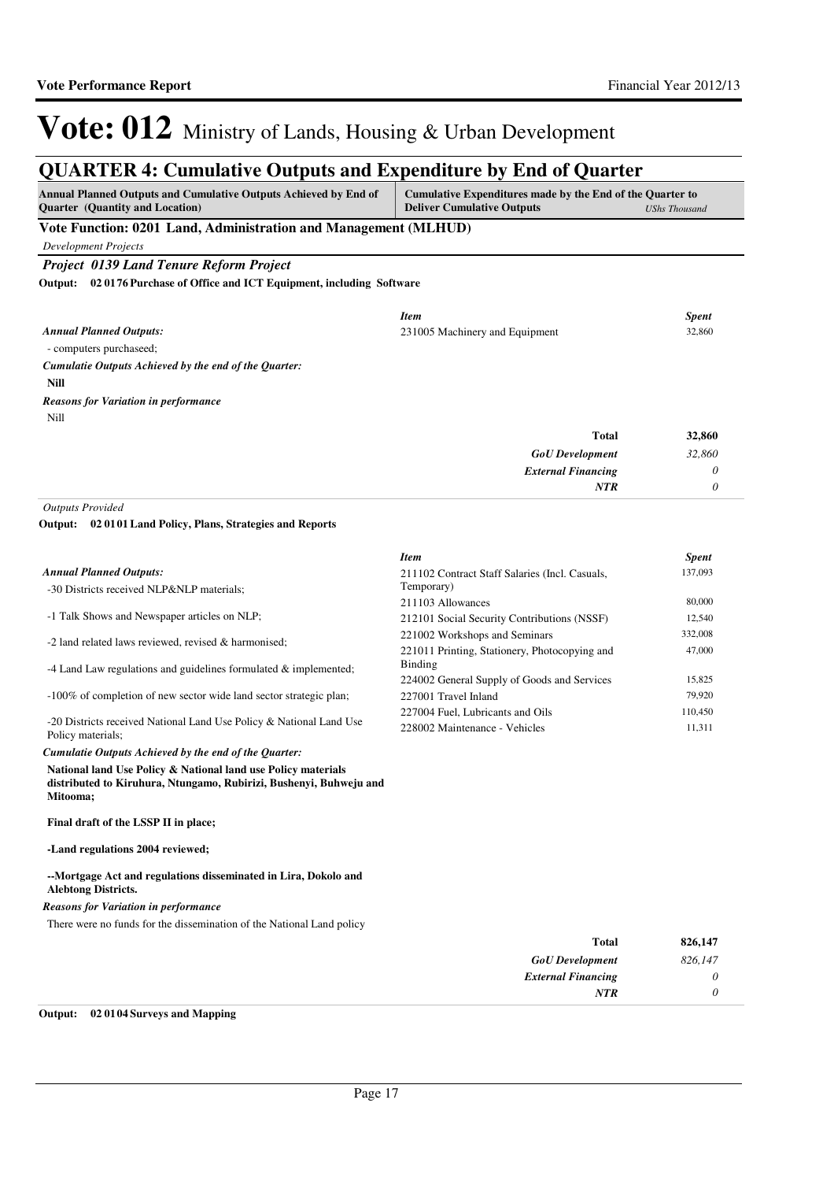# Vote: 012 Ministry of Lands, Housing & Urban Development

## QUARTER 4: Cumulative Outputs and Expenditure by End of Quarter

| Annual Planned Outputs and Cumulative Outputs Achieved by End of Quarter (Quantity and Location) | Cumulative Expenditures made by the End of the Quarter to Deliver Cumulative Outputs | *UShs Thousand* |
|---|---|---|

### Vote Function: 0201 Land, Administration and Management (MLHUD)

*Development Projects*

### *Project 0139 Land Tenure Reform Project*

**Output: 02 01 76 Purchase of Office and ICT Equipment, including Software**

*Annual Planned Outputs:*

- computers purchaseed;

*Cumulatie Outputs Achieved by the end of the Quarter:*

**Nill**

*Reasons for Variation in performance*

Nill

| *Item* | *Spent* |
|---|---|
| 231005 Machinery and Equipment | 32,860 |
| **Total** | **32,860** |
| *GoU Development* | *32,860* |
| *External Financing* | *0* |
| *NTR* | *0* |

*Outputs Provided*

**Output: 02 01 01 Land Policy, Plans, Strategies and Reports**

*Annual Planned Outputs:*

-30 Districts received NLP&NLP materials;

-1 Talk Shows and Newspaper articles on NLP;

-2 land related laws reviewed, revised & harmonised;

-4 Land Law regulations and guidelines formulated & implemented;

-100% of completion of new sector wide land sector strategic plan;

-20 Districts received National Land Use Policy & National Land Use Policy materials;

*Cumulatie Outputs Achieved by the end of the Quarter:*

**National land Use Policy & National land use Policy materials distributed to Kiruhura, Ntungamo, Rubirizi, Bushenyi, Buhweju and Mitooma;**

**Final draft of the LSSP II in place;**

**-Land regulations 2004 reviewed;**

**--Mortgage Act and regulations disseminated in Lira, Dokolo and Alebtong Districts.**

*Reasons for Variation in performance*

There were no funds for the dissemination of the National Land policy

| *Item* | *Spent* |
|---|---|
| 211102 Contract Staff Salaries (Incl. Casuals, Temporary) | 137,093 |
| 211103 Allowances | 80,000 |
| 212101 Social Security Contributions (NSSF) | 12,540 |
| 221002 Workshops and Seminars | 332,008 |
| 221011 Printing, Stationery, Photocopying and Binding | 47,000 |
| 224002 General Supply of Goods and Services | 15,825 |
| 227001 Travel Inland | 79,920 |
| 227004 Fuel, Lubricants and Oils | 110,450 |
| 228002 Maintenance - Vehicles | 11,311 |
| **Total** | **826,147** |
| *GoU Development* | *826,147* |
| *External Financing* | *0* |
| *NTR* | *0* |

**Output: 02 01 04 Surveys and Mapping**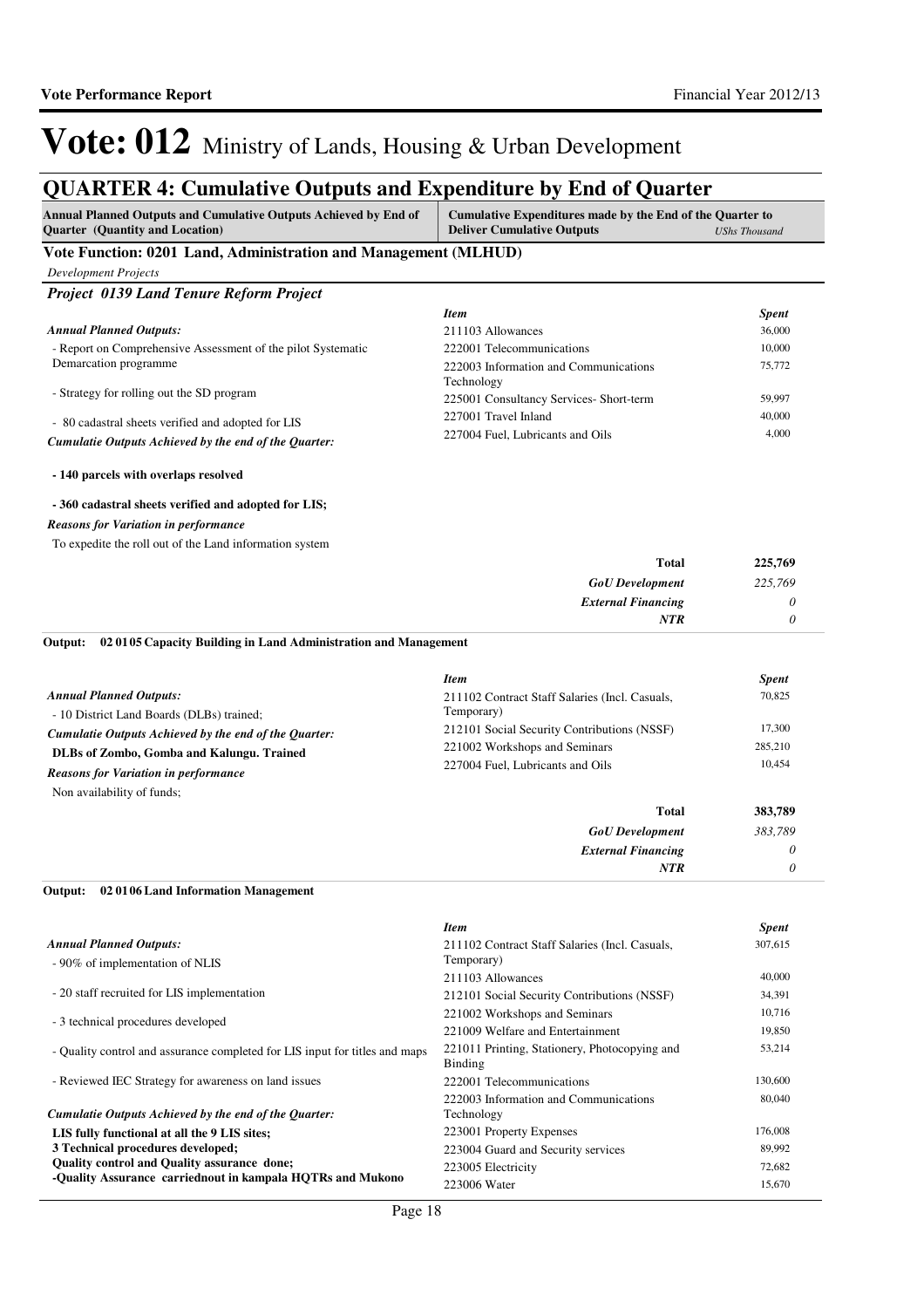# Vote: 012 Ministry of Lands, Housing & Urban Development

## QUARTER 4: Cumulative Outputs and Expenditure by End of Quarter

| Annual Planned Outputs and Cumulative Outputs Achieved by End of Quarter (Quantity and Location) | Cumulative Expenditures made by the End of the Quarter to Deliver Cumulative Outputs *UShs Thousand* |
|---|---|

### Vote Function: 0201 Land, Administration and Management (MLHUD)

*Development Projects*

#### *Project 0139 Land Tenure Reform Project*

***Annual Planned Outputs:***

- Report on Comprehensive Assessment of the pilot Systematic Demarcation programme
- Strategy for rolling out the SD program
- 80 cadastral sheets verified and adopted for LIS

***Cumulatie Outputs Achieved by the end of the Quarter:***

**- 140 parcels with overlaps resolved**

**- 360 cadastral sheets verified and adopted for LIS;**

***Reasons for Variation in performance***

To expedite the roll out of the Land information system

| *Item* | *Spent* |
|---|---|
| 211103 Allowances | 36,000 |
| 222001 Telecommunications | 10,000 |
| 222003 Information and Communications Technology | 75,772 |
| 225001 Consultancy Services- Short-term | 59,997 |
| 227001 Travel Inland | 40,000 |
| 227004 Fuel, Lubricants and Oils | 4,000 |
| **Total** | **225,769** |
| ***GoU Development*** | *225,769* |
| ***External Financing*** | *0* |
| ***NTR*** | *0* |

**Output: 02 01 05 Capacity Building in Land Administration and Management**

***Annual Planned Outputs:***

- 10 District Land Boards (DLBs) trained;

***Cumulatie Outputs Achieved by the end of the Quarter:***

**DLBs of Zombo, Gomba and Kalungu. Trained**

***Reasons for Variation in performance***

Non availability of funds;

| *Item* | *Spent* |
|---|---|
| 211102 Contract Staff Salaries (Incl. Casuals, Temporary) | 70,825 |
| 212101 Social Security Contributions (NSSF) | 17,300 |
| 221002 Workshops and Seminars | 285,210 |
| 227004 Fuel, Lubricants and Oils | 10,454 |
| **Total** | **383,789** |
| ***GoU Development*** | *383,789* |
| ***External Financing*** | *0* |
| ***NTR*** | *0* |

**Output: 02 01 06 Land Information Management**

***Annual Planned Outputs:***

- 90% of implementation of NLIS
- 20 staff recruited for LIS implementation
- 3 technical procedures developed
- Quality control and assurance completed for LIS input for titles and maps
- Reviewed IEC Strategy for awareness on land issues

***Cumulatie Outputs Achieved by the end of the Quarter:***

**LIS fully functional at all the 9 LIS sites;**
**3 Technical procedures developed;**
**Quality control and Quality assurance done;**
**-Quality Assurance carriednout in kampala HQTRs and Mukono**

| *Item* | *Spent* |
|---|---|
| 211102 Contract Staff Salaries (Incl. Casuals, Temporary) | 307,615 |
| 211103 Allowances | 40,000 |
| 212101 Social Security Contributions (NSSF) | 34,391 |
| 221002 Workshops and Seminars | 10,716 |
| 221009 Welfare and Entertainment | 19,850 |
| 221011 Printing, Stationery, Photocopying and Binding | 53,214 |
| 222001 Telecommunications | 130,600 |
| 222003 Information and Communications Technology | 80,040 |
| 223001 Property Expenses | 176,008 |
| 223004 Guard and Security services | 89,992 |
| 223005 Electricity | 72,682 |
| 223006 Water | 15,670 |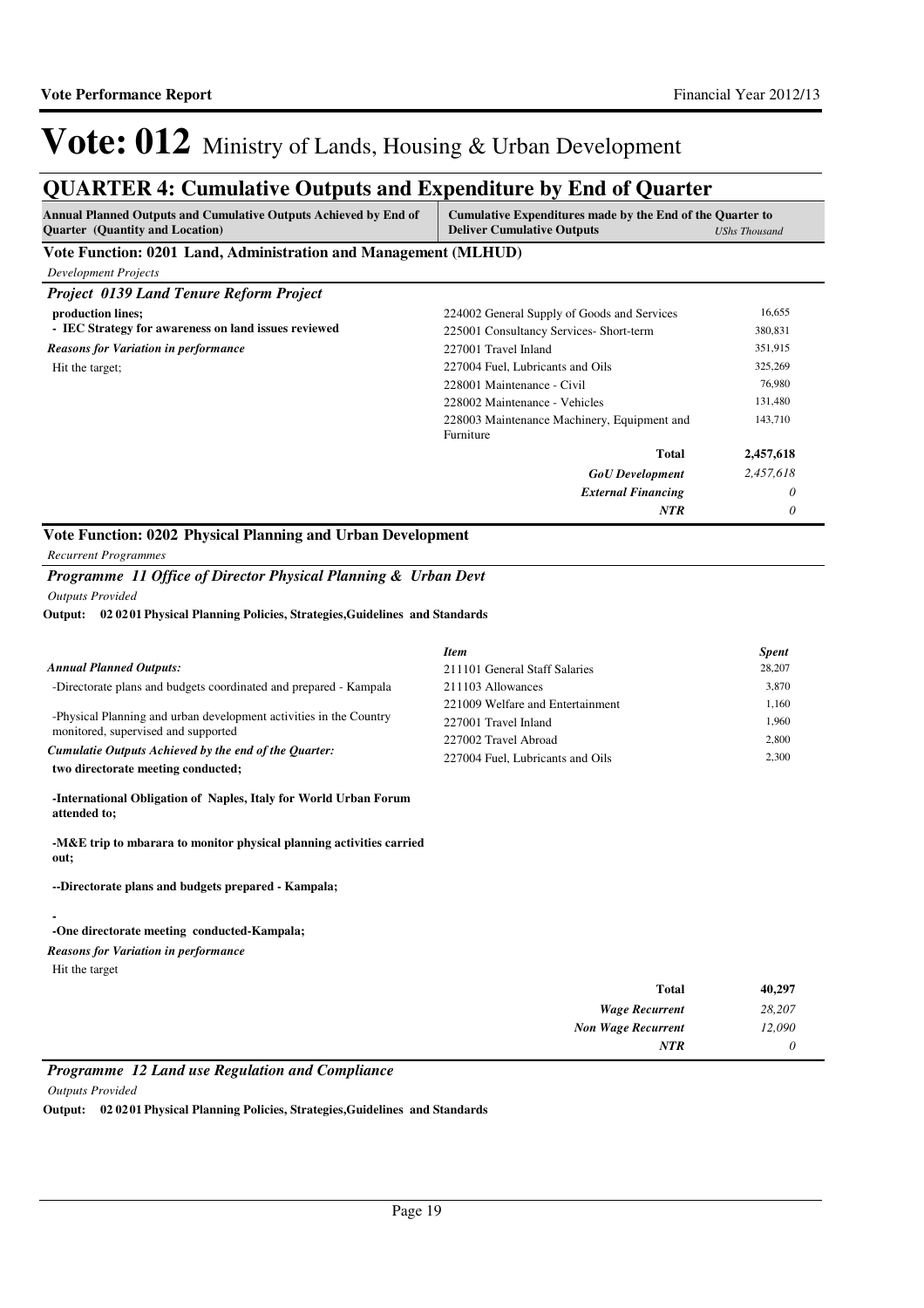# Vote: 012 Ministry of Lands, Housing & Urban Development

## QUARTER 4: Cumulative Outputs and Expenditure by End of Quarter

| Annual Planned Outputs and Cumulative Outputs Achieved by End of Quarter (Quantity and Location) | Cumulative Expenditures made by the End of the Quarter to Deliver Cumulative Outputs | *UShs Thousand* |
|---|---|---|

### Vote Function: 0201 Land, Administration and Management (MLHUD)

*Development Projects*

#### *Project 0139 Land Tenure Reform Project*

**production lines;**
**- IEC Strategy for awareness on land issues reviewed**

***Reasons for Variation in performance***

Hit the target;

| Item | Spent |
|---|---|
| 224002 General Supply of Goods and Services | 16,655 |
| 225001 Consultancy Services- Short-term | 380,831 |
| 227001 Travel Inland | 351,915 |
| 227004 Fuel, Lubricants and Oils | 325,269 |
| 228001 Maintenance - Civil | 76,980 |
| 228002 Maintenance - Vehicles | 131,480 |
| 228003 Maintenance Machinery, Equipment and Furniture | 143,710 |
| **Total** | **2,457,618** |
| ***GoU Development*** | *2,457,618* |
| ***External Financing*** | *0* |
| ***NTR*** | *0* |

### Vote Function: 0202 Physical Planning and Urban Development

*Recurrent Programmes*

#### *Programme 11 Office of Director Physical Planning & Urban Devt*

*Outputs Provided*

**Output: 02 02 01 Physical Planning Policies, Strategies,Guidelines and Standards**

***Annual Planned Outputs:***

-Directorate plans and budgets coordinated and prepared - Kampala

-Physical Planning and urban development activities in the Country monitored, supervised and supported

***Cumulatie Outputs Achieved by the end of the Quarter:***

**two directorate meeting conducted;**

**-International Obligation of Naples, Italy for World Urban Forum attended to;**

**-M&E trip to mbarara to monitor physical planning activities carried out;**

**--Directorate plans and budgets prepared - Kampala;**

**-**
**-One directorate meeting conducted-Kampala;**

***Reasons for Variation in performance***

Hit the target

| *Item* | *Spent* |
|---|---|
| 211101 General Staff Salaries | 28,207 |
| 211103 Allowances | 3,870 |
| 221009 Welfare and Entertainment | 1,160 |
| 227001 Travel Inland | 1,960 |
| 227002 Travel Abroad | 2,800 |
| 227004 Fuel, Lubricants and Oils | 2,300 |
| **Total** | **40,297** |
| ***Wage Recurrent*** | *28,207* |
| ***Non Wage Recurrent*** | *12,090* |
| ***NTR*** | *0* |

#### *Programme 12 Land use Regulation and Compliance*

*Outputs Provided*

**Output: 02 02 01 Physical Planning Policies, Strategies,Guidelines and Standards**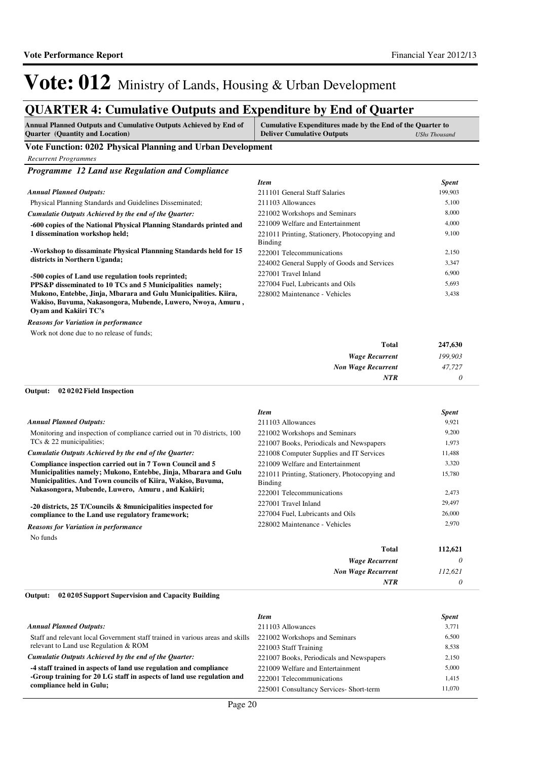# Vote: 012 Ministry of Lands, Housing & Urban Development

## QUARTER 4: Cumulative Outputs and Expenditure by End of Quarter

| Annual Planned Outputs and Cumulative Outputs Achieved by End of Quarter (Quantity and Location) | Cumulative Expenditures made by the End of the Quarter to Deliver Cumulative Outputs *UShs Thousand* |
|---|---|

### Vote Function: 0202 Physical Planning and Urban Development

*Recurrent Programmes*

#### *Programme 12 Land use Regulation and Compliance*

***Annual Planned Outputs:***

Physical Planning Standards and Guidelines Disseminated;

***Cumulatie Outputs Achieved by the end of the Quarter:***

**-600 copies of the National Physical Planning Standards printed and 1 dissemination workshop held;**

**-Workshop to dissaminate Physical Plannning Standards held for 15 districts in Northern Uganda;**

**-500 copies of Land use regulation tools reprinted;**
**PPS&P disseminated to 10 TCs and 5 Municipalities namely; Mukono, Entebbe, Jinja, Mbarara and Gulu Municipalities. Kiira, Wakiso, Buvuma, Nakasongora, Mubende, Luwero, Nwoya, Amuru , Oyam and Kakiiri TC's**

***Reasons for Variation in performance***

Work not done due to no release of funds;

| *Item* | *Spent* |
|---|---|
| 211101 General Staff Salaries | 199,903 |
| 211103 Allowances | 5,100 |
| 221002 Workshops and Seminars | 8,000 |
| 221009 Welfare and Entertainment | 4,000 |
| 221011 Printing, Stationery, Photocopying and Binding | 9,100 |
| 222001 Telecommunications | 2,150 |
| 224002 General Supply of Goods and Services | 3,347 |
| 227001 Travel Inland | 6,900 |
| 227004 Fuel, Lubricants and Oils | 5,693 |
| 228002 Maintenance - Vehicles | 3,438 |
| **Total** | **247,630** |
| ***Wage Recurrent*** | *199,903* |
| ***Non Wage Recurrent*** | *47,727* |
| ***NTR*** | *0* |

**Output: 02 02 02 Field Inspection**

***Annual Planned Outputs:***

Monitoring and inspection of compliance carried out in 70 districts, 100 TCs & 22 municipalities;

***Cumulatie Outputs Achieved by the end of the Quarter:***

**Compliance inspection carried out in 7 Town Council and 5 Municipalities namely; Mukono, Entebbe, Jinja, Mbarara and Gulu Municipalities. And Town councils of Kiira, Wakiso, Buvuma, Nakasongora, Mubende, Luwero, Amuru , and Kakiiri;**

**-20 districts, 25 T/Councils & 8municipalities inspected for compliance to the Land use regulatory framework;**

***Reasons for Variation in performance***

No funds

| *Item* | *Spent* |
|---|---|
| 211103 Allowances | 9,921 |
| 221002 Workshops and Seminars | 9,200 |
| 221007 Books, Periodicals and Newspapers | 1,973 |
| 221008 Computer Supplies and IT Services | 11,488 |
| 221009 Welfare and Entertainment | 3,320 |
| 221011 Printing, Stationery, Photocopying and Binding | 15,780 |
| 222001 Telecommunications | 2,473 |
| 227001 Travel Inland | 29,497 |
| 227004 Fuel, Lubricants and Oils | 26,000 |
| 228002 Maintenance - Vehicles | 2,970 |
| **Total** | **112,621** |
| ***Wage Recurrent*** | *0* |
| ***Non Wage Recurrent*** | *112,621* |
| ***NTR*** | *0* |

**Output: 02 02 05 Support Supervision and Capacity Building**

***Annual Planned Outputs:***

Staff and relevant local Government staff trained in various areas and skills relevant to Land use Regulation & ROM

***Cumulatie Outputs Achieved by the end of the Quarter:***

**-4 staff trained in aspects of land use regulation and compliance**
**-Group training for 20 LG staff in aspects of land use regulation and compliance held in Gulu;**

| *Item* | *Spent* |
|---|---|
| 211103 Allowances | 3,771 |
| 221002 Workshops and Seminars | 6,500 |
| 221003 Staff Training | 8,538 |
| 221007 Books, Periodicals and Newspapers | 2,150 |
| 221009 Welfare and Entertainment | 5,000 |
| 222001 Telecommunications | 1,415 |
| 225001 Consultancy Services- Short-term | 11,070 |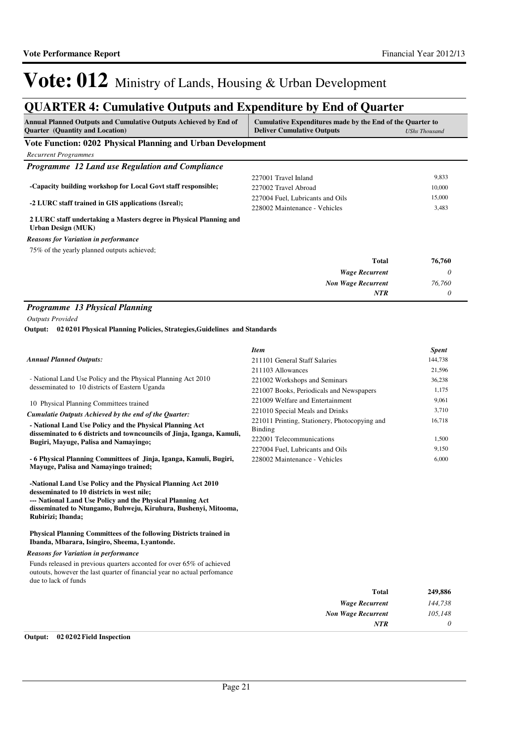# Vote: 012 Ministry of Lands, Housing & Urban Development

## QUARTER 4: Cumulative Outputs and Expenditure by End of Quarter

| Annual Planned Outputs and Cumulative Outputs Achieved by End of Quarter (Quantity and Location) | Cumulative Expenditures made by the End of the Quarter to Deliver Cumulative Outputs | *UShs Thousand* |
|---|---|---|

### Vote Function: 0202 Physical Planning and Urban Development

*Recurrent Programmes*

#### *Programme 12 Land use Regulation and Compliance*

**-Capacity building workshop for Local Govt staff responsible;**

**-2 LURC staff trained in GIS applications (Isreal);**

**2 LURC staff undertaking a Masters degree in Physical Planning and Urban Design (MUK)**

| Item | Spent |
|---|---|
| 227001 Travel Inland | 9,833 |
| 227002 Travel Abroad | 10,000 |
| 227004 Fuel, Lubricants and Oils | 15,000 |
| 228002 Maintenance - Vehicles | 3,483 |

*Reasons for Variation in performance*

75% of the yearly planned outputs achieved;

| | |
|---|---|
| **Total** | **76,760** |
| ***Wage Recurrent*** | *0* |
| ***Non Wage Recurrent*** | *76,760* |
| ***NTR*** | *0* |

#### *Programme 13 Physical Planning*

*Outputs Provided*

**Output: 02 02 01 Physical Planning Policies, Strategies,Guidelines and Standards**

*Annual Planned Outputs:*

- National Land Use Policy and the Physical Planning Act 2010 desseminated to 10 districts of Eastern Uganda

10 Physical Planning Committees trained

*Cumulatie Outputs Achieved by the end of the Quarter:*

**- National Land Use Policy and the Physical Planning Act disseminated to 6 districts and towncouncils of Jinja, Iganga, Kamuli, Bugiri, Mayuge, Palisa and Namayingo;**

**- 6 Physical Planning Committees of Jinja, Iganga, Kamuli, Bugiri, Mayuge, Palisa and Namayingo trained;**

**-National Land Use Policy and the Physical Planning Act 2010 desseminated to 10 districts in west nile;**
**--- National Land Use Policy and the Physical Planning Act disseminated to Ntungamo, Buhweju, Kiruhura, Bushenyi, Mitooma, Rubirizi; Ibanda;**

**Physical Planning Committees of the following Districts trained in Ibanda, Mbarara, Isingiro, Sheema, Lyantonde.**

| *Item* | *Spent* |
|---|---|
| 211101 General Staff Salaries | 144,738 |
| 211103 Allowances | 21,596 |
| 221002 Workshops and Seminars | 36,238 |
| 221007 Books, Periodicals and Newspapers | 1,175 |
| 221009 Welfare and Entertainment | 9,061 |
| 221010 Special Meals and Drinks | 3,710 |
| 221011 Printing, Stationery, Photocopying and Binding | 16,718 |
| 222001 Telecommunications | 1,500 |
| 227004 Fuel, Lubricants and Oils | 9,150 |
| 228002 Maintenance - Vehicles | 6,000 |

*Reasons for Variation in performance*

Funds released in previous quarters acconted for over 65% of achieved outouts, however the last quarter of financial year no actual perfomance due to lack of funds

| | |
|---|---|
| **Total** | **249,886** |
| ***Wage Recurrent*** | *144,738* |
| ***Non Wage Recurrent*** | *105,148* |
| ***NTR*** | *0* |

**Output: 02 02 02 Field Inspection**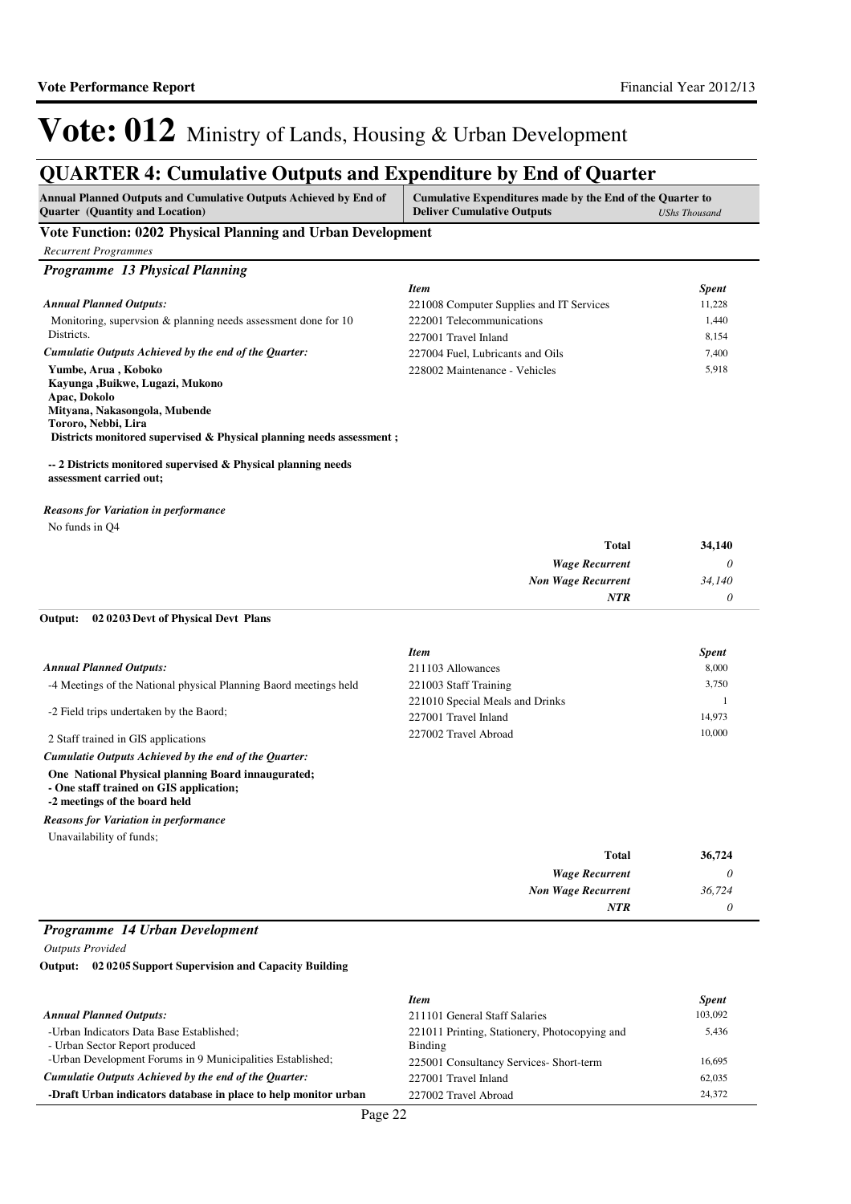# Vote: 012 Ministry of Lands, Housing & Urban Development

## QUARTER 4: Cumulative Outputs and Expenditure by End of Quarter

| Annual Planned Outputs and Cumulative Outputs Achieved by End of Quarter (Quantity and Location) | Cumulative Expenditures made by the End of the Quarter to Deliver Cumulative Outputs *UShs Thousand* |
|---|---|

### Vote Function: 0202 Physical Planning and Urban Development

*Recurrent Programmes*

#### *Programme 13 Physical Planning*

***Annual Planned Outputs:***

Monitoring, supervsion & planning needs assessment done for 10 Districts.

***Cumulatie Outputs Achieved by the end of the Quarter:***

**Yumbe, Arua , Koboko**
**Kayunga ,Buikwe, Lugazi, Mukono**
**Apac, Dokolo**
**Mityana, Nakasongola, Mubende**
**Tororo, Nebbi, Lira**
**Districts monitored supervised & Physical planning needs assessment ;**

**-- 2 Districts monitored supervised & Physical planning needs assessment carried out;**

***Reasons for Variation in performance***

No funds in Q4

| *Item* | *Spent* |
|---|---|
| 221008 Computer Supplies and IT Services | 11,228 |
| 222001 Telecommunications | 1,440 |
| 227001 Travel Inland | 8,154 |
| 227004 Fuel, Lubricants and Oils | 7,400 |
| 228002 Maintenance - Vehicles | 5,918 |
| **Total** | **34,140** |
| *Wage Recurrent* | *0* |
| *Non Wage Recurrent* | *34,140* |
| *NTR* | *0* |

**Output: 02 02 03 Devt of Physical Devt Plans**

***Annual Planned Outputs:***

-4 Meetings of the National physical Planning Baord meetings held

-2 Field trips undertaken by the Baord;

2 Staff trained in GIS applications

***Cumulatie Outputs Achieved by the end of the Quarter:***

**One National Physical planning Board innaugurated;**
**- One staff trained on GIS application;**
**-2 meetings of the board held**

***Reasons for Variation in performance***

Unavailability of funds;

| *Item* | *Spent* |
|---|---|
| 211103 Allowances | 8,000 |
| 221003 Staff Training | 3,750 |
| 221010 Special Meals and Drinks | 1 |
| 227001 Travel Inland | 14,973 |
| 227002 Travel Abroad | 10,000 |
| **Total** | **36,724** |
| *Wage Recurrent* | *0* |
| *Non Wage Recurrent* | *36,724* |
| *NTR* | *0* |

#### *Programme 14 Urban Development*

*Outputs Provided*

**Output: 02 02 05 Support Supervision and Capacity Building**

***Annual Planned Outputs:***

-Urban Indicators Data Base Established;
- Urban Sector Report produced
-Urban Development Forums in 9 Municipalities Established;

***Cumulative Outputs Achieved by the end of the Quarter:***

**-Draft Urban indicators database in place to help monitor urban**

| *Item* | *Spent* |
|---|---|
| 211101 General Staff Salaries | 103,092 |
| 221011 Printing, Stationery, Photocopying and Binding | 5,436 |
| 225001 Consultancy Services- Short-term | 16,695 |
| 227001 Travel Inland | 62,035 |
| 227002 Travel Abroad | 24,372 |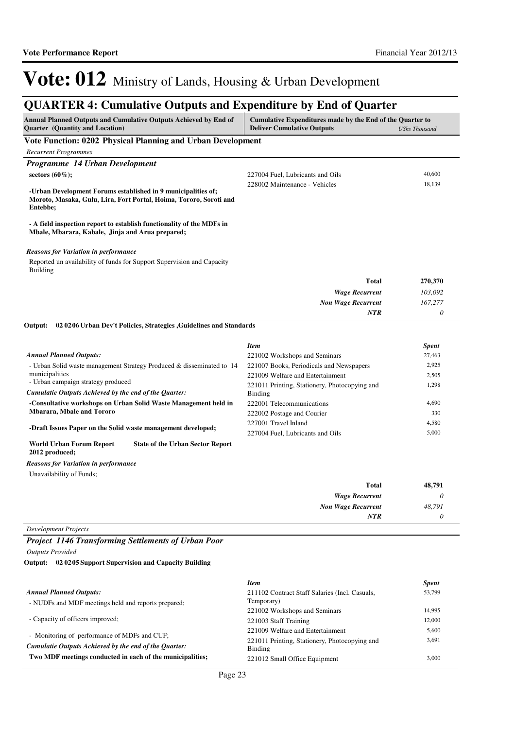# Vote: 012 Ministry of Lands, Housing & Urban Development

## QUARTER 4: Cumulative Outputs and Expenditure by End of Quarter

| Annual Planned Outputs and Cumulative Outputs Achieved by End of Quarter (Quantity and Location) | Cumulative Expenditures made by the End of the Quarter to Deliver Cumulative Outputs | USh Thousand |
|---|---|---|

### Vote Function: 0202 Physical Planning and Urban Development

*Recurrent Programmes*

#### *Programme 14 Urban Development*

**sectors (60%);**

**-Urban Development Forums established in 9 municipalities of; Moroto, Masaka, Gulu, Lira, Fort Portal, Hoima, Tororo, Soroti and Entebbe;**

**- A field inspection report to establish functionality of the MDFs in Mbale, Mbarara, Kabale, Jinja and Arua prepared;**

| Item | Spent |
|---|---|
| 227004 Fuel, Lubricants and Oils | 40,600 |
| 228002 Maintenance - Vehicles | 18,139 |

*Reasons for Variation in performance*

Reported un availability of funds for Support Supervision and Capacity Building

| | |
|---|---|
| **Total** | **270,370** |
| *Wage Recurrent* | *103,092* |
| *Non Wage Recurrent* | *167,277* |
| *NTR* | *0* |

**Output: 02 02 06 Urban Dev't Policies, Strategies ,Guidelines and Standards**

*Annual Planned Outputs:*

- Urban Solid waste management Strategy Produced & disseminated to 14 municipalities
- Urban campaign strategy produced

*Cumulatie Outputs Achieved by the end of the Quarter:*

**-Consultative workshops on Urban Solid Waste Management held in Mbarara, Mbale and Tororo**

**-Draft Issues Paper on the Solid waste management developed;**

**World Urban Forum Report State of the Urban Sector Report 2012 produced;**

| Item | Spent |
|---|---|
| 221002 Workshops and Seminars | 27,463 |
| 221007 Books, Periodicals and Newspapers | 2,925 |
| 221009 Welfare and Entertainment | 2,505 |
| 221011 Printing, Stationery, Photocopying and Binding | 1,298 |
| 222001 Telecommunications | 4,690 |
| 222002 Postage and Courier | 330 |
| 227001 Travel Inland | 4,580 |
| 227004 Fuel, Lubricants and Oils | 5,000 |

*Reasons for Variation in performance*

Unavailability of Funds;

| | |
|---|---|
| **Total** | **48,791** |
| *Wage Recurrent* | *0* |
| *Non Wage Recurrent* | *48,791* |
| *NTR* | *0* |

*Development Projects*

#### *Project 1146 Transforming Settlements of Urban Poor*

*Outputs Provided*

**Output: 02 02 05 Support Supervision and Capacity Building**

*Annual Planned Outputs:*

- NUDFs and MDF meetings held and reports prepared;
- Capacity of officers improved;
- Monitoring of performance of MDFs and CUF;

*Cumulatie Outputs Achieved by the end of the Quarter:*

**Two MDF meetings conducted in each of the municipalities;**

| Item | Spent |
|---|---|
| 211102 Contract Staff Salaries (Incl. Casuals, Temporary) | 53,799 |
| 221002 Workshops and Seminars | 14,995 |
| 221003 Staff Training | 12,000 |
| 221009 Welfare and Entertainment | 5,600 |
| 221011 Printing, Stationery, Photocopying and Binding | 3,691 |
| 221012 Small Office Equipment | 3,000 |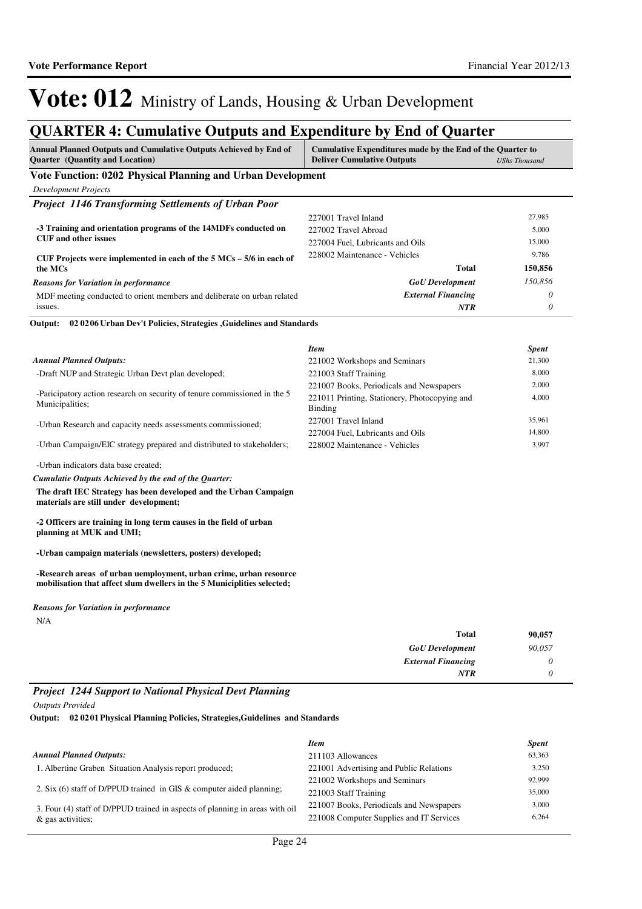# Vote: 012 Ministry of Lands, Housing & Urban Development

## QUARTER 4: Cumulative Outputs and Expenditure by End of Quarter

| Annual Planned Outputs and Cumulative Outputs Achieved by End of Quarter (Quantity and Location) | Cumulative Expenditures made by the End of the Quarter to Deliver Cumulative Outputs | UShs Thousand |
|---|---|---|

### Vote Function: 0202 Physical Planning and Urban Development

*Development Projects*

#### *Project 1146 Transforming Settlements of Urban Poor*

**-3 Training and orientation programs of the 14MDFs conducted on CUF and other issues**

**CUF Projects were implemented in each of the 5 MCs – 5/6 in each of the MCs**

*Reasons for Variation in performance*

MDF meeting conducted to orient members and deliberate on urban related issues.

| Item | Spent |
|---|---|
| 227001 Travel Inland | 27,985 |
| 227002 Travel Abroad | 5,000 |
| 227004 Fuel, Lubricants and Oils | 15,000 |
| 228002 Maintenance - Vehicles | 9,786 |
| **Total** | **150,856** |
| *GoU Development* | *150,856* |
| *External Financing* | *0* |
| *NTR* | *0* |

**Output: 02 02 06 Urban Dev't Policies, Strategies ,Guidelines and Standards**

*Annual Planned Outputs:*

-Draft NUP and Strategic Urban Devt plan developed;

-Paricipatory action research on security of tenure commissioned in the 5 Municipalities;

-Urban Research and capacity needs assessments commissioned;

-Urban Campaign/EIC strategy prepared and distributed to stakeholders;

-Urban indicators data base created;

*Cumulatie Outputs Achieved by the end of the Quarter:*

**The draft IEC Strategy has been developed and the Urban Campaign materials are still under development;**

**-2 Officers are training in long term causes in the field of urban planning at MUK and UMI;**

**-Urban campaign materials (newsletters, posters) developed;**

**-Research areas of urban uemployment, urban crime, urban resource mobilisation that affect slum dwellers in the 5 Municiplities selected;**

*Reasons for Variation in performance*

N/A

| Item | Spent |
|---|---|
| 221002 Workshops and Seminars | 21,300 |
| 221003 Staff Training | 8,000 |
| 221007 Books, Periodicals and Newspapers | 2,000 |
| 221011 Printing, Stationery, Photocopying and Binding | 4,000 |
| 227001 Travel Inland | 35,961 |
| 227004 Fuel, Lubricants and Oils | 14,800 |
| 228002 Maintenance - Vehicles | 3,997 |
| **Total** | **90,057** |
| *GoU Development* | *90,057* |
| *External Financing* | *0* |
| *NTR* | *0* |

#### *Project 1244 Support to National Physical Devt Planning*

*Outputs Provided*

**Output: 02 02 01 Physical Planning Policies, Strategies,Guidelines and Standards**

*Annual Planned Outputs:*

1. Albertine Graben Situation Analysis report produced;

2. Six (6) staff of D/PPUD trained in GIS & computer aided planning;

3. Four (4) staff of D/PPUD trained in aspects of planning in areas with oil & gas activities;

| Item | Spent |
|---|---|
| 211103 Allowances | 63,363 |
| 221001 Advertising and Public Relations | 3,250 |
| 221002 Workshops and Seminars | 92,999 |
| 221003 Staff Training | 35,000 |
| 221007 Books, Periodicals and Newspapers | 3,000 |
| 221008 Computer Supplies and IT Services | 6,264 |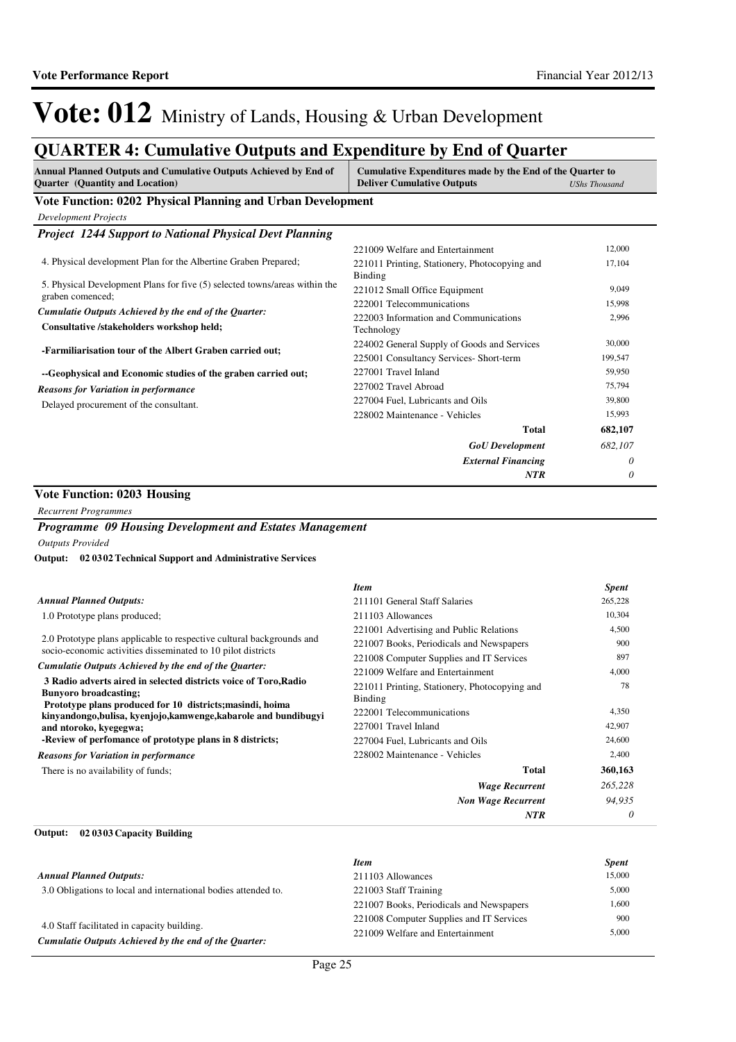# Vote: 012 Ministry of Lands, Housing & Urban Development

## QUARTER 4: Cumulative Outputs and Expenditure by End of Quarter

| Annual Planned Outputs and Cumulative Outputs Achieved by End of Quarter (Quantity and Location) | Cumulative Expenditures made by the End of the Quarter to Deliver Cumulative Outputs | *UShs Thousand* |
|---|---|---|

### Vote Function: 0202 Physical Planning and Urban Development

*Development Projects*

#### *Project 1244 Support to National Physical Devt Planning*

4. Physical development Plan for the Albertine Graben Prepared;

5. Physical Development Plans for five (5) selected towns/areas within the graben comenced;

*Cumulatie Outputs Achieved by the end of the Quarter:*

**Consultative /stakeholders workshop held;**

**-Farmiliarisation tour of the Albert Graben carried out;**

**--Geophysical and Economic studies of the graben carried out;**

*Reasons for Variation in performance*

Delayed procurement of the consultant.

| Item | Spent |
|---|---|
| 221009 Welfare and Entertainment | 12,000 |
| 221011 Printing, Stationery, Photocopying and Binding | 17,104 |
| 221012 Small Office Equipment | 9,049 |
| 222001 Telecommunications | 15,998 |
| 222003 Information and Communications Technology | 2,996 |
| 224002 General Supply of Goods and Services | 30,000 |
| 225001 Consultancy Services- Short-term | 199,547 |
| 227001 Travel Inland | 59,950 |
| 227002 Travel Abroad | 75,794 |
| 227004 Fuel, Lubricants and Oils | 39,800 |
| 228002 Maintenance - Vehicles | 15,993 |
| **Total** | **682,107** |
| ***GoU Development*** | *682,107* |
| ***External Financing*** | *0* |
| ***NTR*** | *0* |

### Vote Function: 0203 Housing

*Recurrent Programmes*

#### *Programme 09 Housing Development and Estates Management*

*Outputs Provided*

**Output: 02 03 02 Technical Support and Administrative Services**

*Annual Planned Outputs:*

1.0 Prototype plans produced;

2.0 Prototype plans applicable to respective cultural backgrounds and socio-economic activities disseminated to 10 pilot districts

*Cumulatie Outputs Achieved by the end of the Quarter:*

**3 Radio adverts aired in selected districts voice of Toro,Radio Bunyoro broadcasting;**
**Prototype plans produced for 10 districts;masindi, hoima kinyandongo,bulisa, kyenjojo,kamwenge,kabarole and bundibugyi and ntoroko, kyegegwa;**
**-Review of perfomance of prototype plans in 8 districts;**

*Reasons for Variation in performance*

There is no availability of funds;

| *Item* | *Spent* |
|---|---|
| 211101 General Staff Salaries | 265,228 |
| 211103 Allowances | 10,304 |
| 221001 Advertising and Public Relations | 4,500 |
| 221007 Books, Periodicals and Newspapers | 900 |
| 221008 Computer Supplies and IT Services | 897 |
| 221009 Welfare and Entertainment | 4,000 |
| 221011 Printing, Stationery, Photocopying and Binding | 78 |
| 222001 Telecommunications | 4,350 |
| 227001 Travel Inland | 42,907 |
| 227004 Fuel, Lubricants and Oils | 24,600 |
| 228002 Maintenance - Vehicles | 2,400 |
| **Total** | **360,163** |
| ***Wage Recurrent*** | *265,228* |
| ***Non Wage Recurrent*** | *94,935* |
| ***NTR*** | *0* |

**Output: 02 03 03 Capacity Building**

*Annual Planned Outputs:*

3.0 Obligations to local and international bodies attended to.

4.0 Staff facilitated in capacity building.

*Cumulatie Outputs Achieved by the end of the Quarter:*

| *Item* | *Spent* |
|---|---|
| 211103 Allowances | 15,000 |
| 221003 Staff Training | 5,000 |
| 221007 Books, Periodicals and Newspapers | 1,600 |
| 221008 Computer Supplies and IT Services | 900 |
| 221009 Welfare and Entertainment | 5,000 |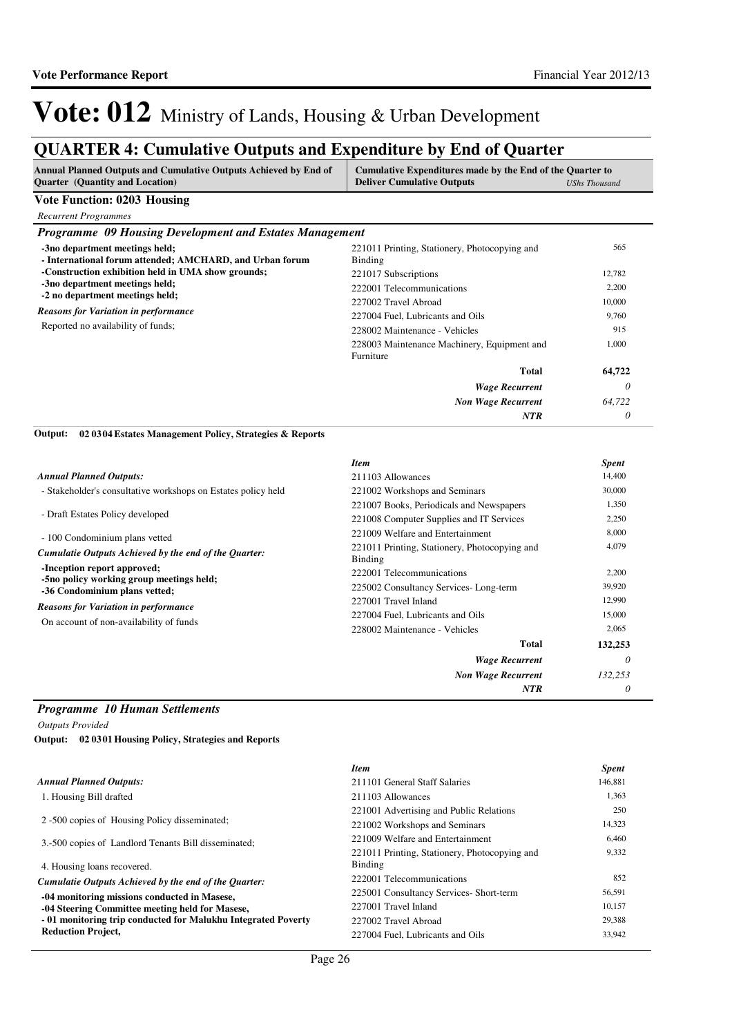# Vote: 012 Ministry of Lands, Housing & Urban Development

## QUARTER 4: Cumulative Outputs and Expenditure by End of Quarter

| Annual Planned Outputs and Cumulative Outputs Achieved by End of Quarter (Quantity and Location) | Cumulative Expenditures made by the End of the Quarter to Deliver Cumulative Outputs | UShs Thousand |
|---|---|---|

**Vote Function: 0203 Housing**

*Recurrent Programmes*

### *Programme 09 Housing Development and Estates Management*

| | | |
|---|---|---|
| **-3no department meetings held;** | 221011 Printing, Stationery, Photocopying and Binding | 565 |
| **- International forum attended; AMCHARD, and Urban forum** | 221017 Subscriptions | 12,782 |
| **-Construction exhibition held in UMA show grounds;** | 222001 Telecommunications | 2,200 |
| **-3no department meetings held;** | 227002 Travel Abroad | 10,000 |
| **-2 no department meetings held;** | 227004 Fuel, Lubricants and Oils | 9,760 |
| *Reasons for Variation in performance* | 228002 Maintenance - Vehicles | 915 |
| Reported no availability of funds; | 228003 Maintenance Machinery, Equipment and Furniture | 1,000 |
| | **Total** | **64,722** |
| | ***Wage Recurrent*** | *0* |
| | ***Non Wage Recurrent*** | *64,722* |
| | ***NTR*** | *0* |

**Output: 02 03 04 Estates Management Policy, Strategies & Reports**

| | *Item* | *Spent* |
|---|---|---|
| *Annual Planned Outputs:* | 211103 Allowances | 14,400 |
| - Stakeholder's consultative workshops on Estates policy held | 221002 Workshops and Seminars | 30,000 |
| - Draft Estates Policy developed | 221007 Books, Periodicals and Newspapers | 1,350 |
| | 221008 Computer Supplies and IT Services | 2,250 |
| - 100 Condominium plans vetted | 221009 Welfare and Entertainment | 8,000 |
| *Cumulatie Outputs Achieved by the end of the Quarter:* | 221011 Printing, Stationery, Photocopying and Binding | 4,079 |
| **-Inception report approved;** | 222001 Telecommunications | 2,200 |
| **-5no policy working group meetings held;** | 225002 Consultancy Services- Long-term | 39,920 |
| **-36 Condominium plans vetted;** | 227001 Travel Inland | 12,990 |
| *Reasons for Variation in performance* | 227004 Fuel, Lubricants and Oils | 15,000 |
| On account of non-availability of funds | 228002 Maintenance - Vehicles | 2,065 |
| | **Total** | **132,253** |
| | ***Wage Recurrent*** | *0* |
| | ***Non Wage Recurrent*** | *132,253* |
| | ***NTR*** | *0* |

### *Programme 10 Human Settlements*

*Outputs Provided*

**Output: 02 03 01 Housing Policy, Strategies and Reports**

| | *Item* | *Spent* |
|---|---|---|
| *Annual Planned Outputs:* | 211101 General Staff Salaries | 146,881 |
| 1. Housing Bill drafted | 211103 Allowances | 1,363 |
| 2 -500 copies of Housing Policy disseminated; | 221001 Advertising and Public Relations | 250 |
| | 221002 Workshops and Seminars | 14,323 |
| 3.-500 copies of Landlord Tenants Bill disseminated; | 221009 Welfare and Entertainment | 6,460 |
| 4. Housing loans recovered. | 221011 Printing, Stationery, Photocopying and Binding | 9,332 |
| *Cumulatie Outputs Achieved by the end of the Quarter:* | 222001 Telecommunications | 852 |
| **-04 monitoring missions conducted in Masese,** | 225001 Consultancy Services- Short-term | 56,591 |
| **-04 Steering Committee meeting held for Masese,** | 227001 Travel Inland | 10,157 |
| **- 01 monitoring trip conducted for Malukhu Integrated Poverty Reduction Project,** | 227002 Travel Abroad | 29,388 |
| | 227004 Fuel, Lubricants and Oils | 33,942 |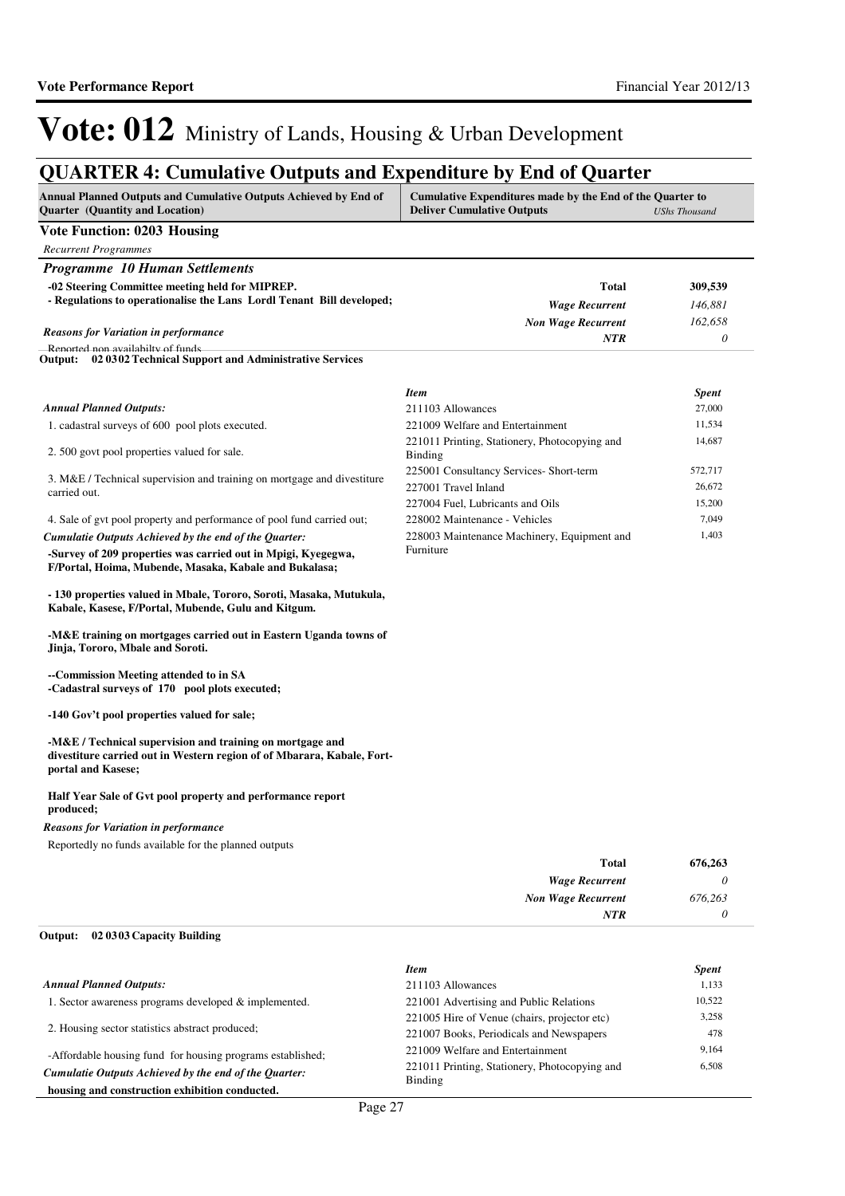# Vote: 012 Ministry of Lands, Housing & Urban Development

## QUARTER 4: Cumulative Outputs and Expenditure by End of Quarter

| Annual Planned Outputs and Cumulative Outputs Achieved by End of Quarter (Quantity and Location) | Cumulative Expenditures made by the End of the Quarter to Deliver Cumulative Outputs | *UShs Thousand* |
|---|---|---|

### Vote Function: 0203 Housing

*Recurrent Programmes*

#### *Programme 10 Human Settlements*

**-02 Steering Committee meeting held for MIPREP.**
**- Regulations to operationalise the Lans Lordl Tenant Bill developed;**

*Reasons for Variation in performance*

Reported non availability of funds

| | |
|---|---|
| **Total** | **309,539** |
| *Wage Recurrent* | *146,881* |
| *Non Wage Recurrent* | *162,658* |
| *NTR* | *0* |

**Output: 02 03 02 Technical Support and Administrative Services**

*Annual Planned Outputs:*

1. cadastral surveys of 600 pool plots executed.

2. 500 govt pool properties valued for sale.

3. M&E / Technical supervision and training on mortgage and divestiture carried out.

4. Sale of gvt pool property and performance of pool fund carried out;

*Cumulatie Outputs Achieved by the end of the Quarter:*

**-Survey of 209 properties was carried out in Mpigi, Kyegegwa, F/Portal, Hoima, Mubende, Masaka, Kabale and Bukalasa;**

**- 130 properties valued in Mbale, Tororo, Soroti, Masaka, Mutukula, Kabale, Kasese, F/Portal, Mubende, Gulu and Kitgum.**

**-M&E training on mortgages carried out in Eastern Uganda towns of Jinja, Tororo, Mbale and Soroti.**

**--Commission Meeting attended to in SA**
**-Cadastral surveys of 170 pool plots executed;**

**-140 Gov't pool properties valued for sale;**

**-M&E / Technical supervision and training on mortgage and divestiture carried out in Western region of of Mbarara, Kabale, Fort-portal and Kasese;**

**Half Year Sale of Gvt pool property and performance report produced;**

*Reasons for Variation in performance*

Reportedly no funds available for the planned outputs

| *Item* | *Spent* |
|---|---|
| 211103 Allowances | 27,000 |
| 221009 Welfare and Entertainment | 11,534 |
| 221011 Printing, Stationery, Photocopying and Binding | 14,687 |
| 225001 Consultancy Services- Short-term | 572,717 |
| 227001 Travel Inland | 26,672 |
| 227004 Fuel, Lubricants and Oils | 15,200 |
| 228002 Maintenance - Vehicles | 7,049 |
| 228003 Maintenance Machinery, Equipment and Furniture | 1,403 |

| | |
|---|---|
| **Total** | **676,263** |
| *Wage Recurrent* | *0* |
| *Non Wage Recurrent* | *676,263* |
| *NTR* | *0* |

**Output: 02 03 03 Capacity Building**

*Annual Planned Outputs:*

1. Sector awareness programs developed & implemented.

2. Housing sector statistics abstract produced;

-Affordable housing fund for housing programs established;

*Cumulatie Outputs Achieved by the end of the Quarter:*

**housing and construction exhibition conducted.**

| *Item* | *Spent* |
|---|---|
| 211103 Allowances | 1,133 |
| 221001 Advertising and Public Relations | 10,522 |
| 221005 Hire of Venue (chairs, projector etc) | 3,258 |
| 221007 Books, Periodicals and Newspapers | 478 |
| 221009 Welfare and Entertainment | 9,164 |
| 221011 Printing, Stationery, Photocopying and Binding | 6,508 |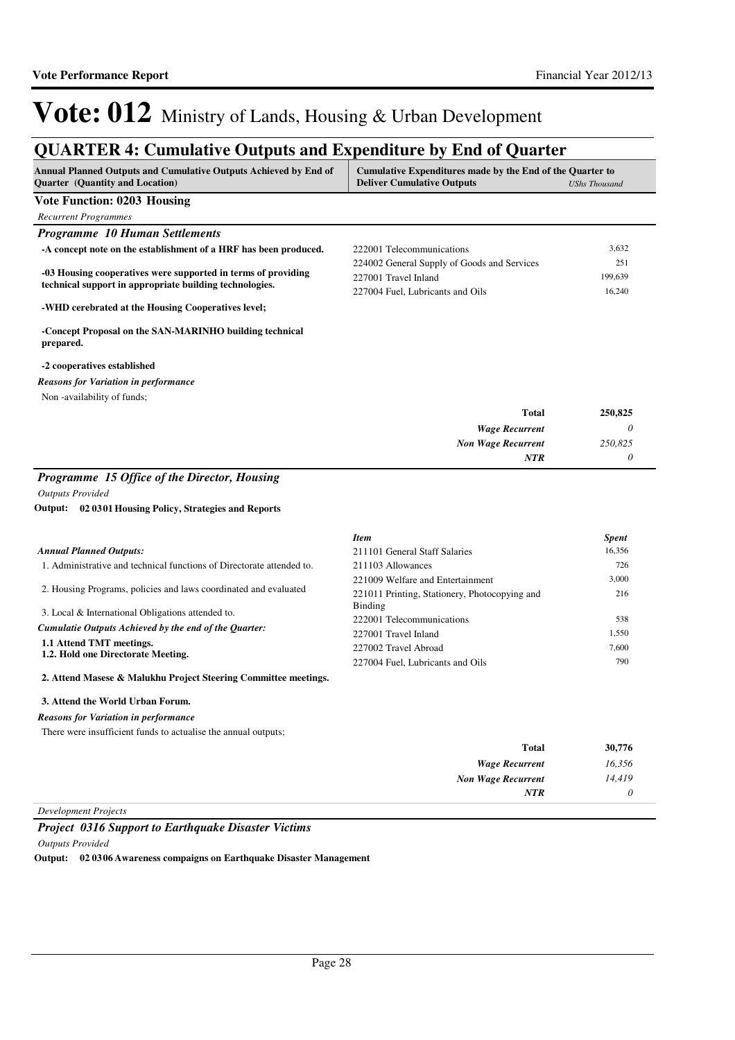# Vote: 012 Ministry of Lands, Housing & Urban Development

## QUARTER 4: Cumulative Outputs and Expenditure by End of Quarter

| Annual Planned Outputs and Cumulative Outputs Achieved by End of Quarter (Quantity and Location) | Cumulative Expenditures made by the End of the Quarter to Deliver Cumulative Outputs | UShs Thousand |
|---|---|---|

### Vote Function: 0203 Housing

*Recurrent Programmes*

#### *Programme 10 Human Settlements*

**-A concept note on the establishment of a HRF has been produced.**

**-03 Housing cooperatives were supported in terms of providing technical support in appropriate building technologies.**

**-WHD cerebrated at the Housing Cooperatives level;**

**-Concept Proposal on the SAN-MARINHO building technical prepared.**

**-2 cooperatives established**

| Item | Spent |
|---|---|
| 222001 Telecommunications | 3,632 |
| 224002 General Supply of Goods and Services | 251 |
| 227001 Travel Inland | 199,639 |
| 227004 Fuel, Lubricants and Oils | 16,240 |

***Reasons for Variation in performance***

Non -availability of funds;

| | |
|---|---|
| **Total** | **250,825** |
| *Wage Recurrent* | *0* |
| *Non Wage Recurrent* | *250,825* |
| *NTR* | *0* |

#### *Programme 15 Office of the Director, Housing*

*Outputs Provided*

**Output: 02 0301 Housing Policy, Strategies and Reports**

***Annual Planned Outputs:***

1. Administrative and technical functions of Directorate attended to.

2. Housing Programs, policies and laws coordinated and evaluated

3. Local & International Obligations attended to.

***Cumulatie Outputs Achieved by the end of the Quarter:***

**1.1 Attend TMT meetings.**
**1.2. Hold one Directorate Meeting.**

**2. Attend Masese & Malukhu Project Steering Committee meetings.**

**3. Attend the World Urban Forum.**

| *Item* | *Spent* |
|---|---|
| 211101 General Staff Salaries | 16,356 |
| 211103 Allowances | 726 |
| 221009 Welfare and Entertainment | 3,000 |
| 221011 Printing, Stationery, Photocopying and Binding | 216 |
| 222001 Telecommunications | 538 |
| 227001 Travel Inland | 1,550 |
| 227002 Travel Abroad | 7,600 |
| 227004 Fuel, Lubricants and Oils | 790 |

***Reasons for Variation in performance***

There were insufficient funds to actualise the annual outputs;

| | |
|---|---|
| **Total** | **30,776** |
| *Wage Recurrent* | *16,356* |
| *Non Wage Recurrent* | *14,419* |
| *NTR* | *0* |

*Development Projects*

#### *Project 0316 Support to Earthquake Disaster Victims*

*Outputs Provided*

**Output: 02 0306 Awareness compaigns on Earthquake Disaster Management**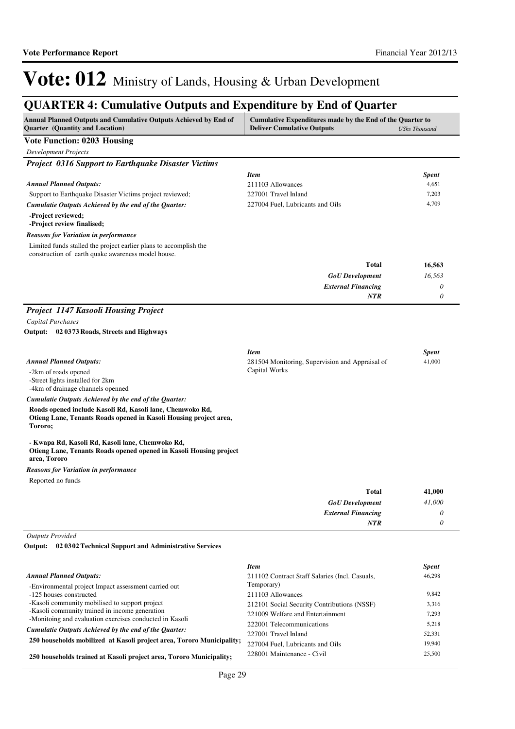# Vote: 012 Ministry of Lands, Housing & Urban Development

## QUARTER 4: Cumulative Outputs and Expenditure by End of Quarter

| Annual Planned Outputs and Cumulative Outputs Achieved by End of Quarter (Quantity and Location) | Cumulative Expenditures made by the End of the Quarter to Deliver Cumulative Outputs | *UShs Thousand* |
|---|---|---|

### Vote Function: 0203 Housing

*Development Projects*

#### *Project 0316 Support to Earthquake Disaster Victims*

*Annual Planned Outputs:*

Support to Earthquake Disaster Victims project reviewed;

*Cumulatie Outputs Achieved by the end of the Quarter:*

**-Project reviewed;**
**-Project review finalised;**

*Reasons for Variation in performance*

Limited funds stalled the project earlier plans to accomplish the construction of earth quake awareness model house.

| *Item* | *Spent* |
|---|---|
| 211103 Allowances | 4,651 |
| 227001 Travel Inland | 7,203 |
| 227004 Fuel, Lubricants and Oils | 4,709 |
| **Total** | **16,563** |
| ***GoU Development*** | *16,563* |
| ***External Financing*** | *0* |
| ***NTR*** | *0* |

#### *Project 1147 Kasooli Housing Project*

*Capital Purchases*

**Output: 02 0373 Roads, Streets and Highways**

*Annual Planned Outputs:*

-2km of roads opened
-Street lights installed for 2km
-4km of drainage channels openned

*Cumulatie Outputs Achieved by the end of the Quarter:*

**Roads opened include Kasoli Rd, Kasoli lane, Chemwoko Rd, Otieng Lane, Tenants Roads opened in Kasoli Housing project area, Tororo;**

**- Kwapa Rd, Kasoli Rd, Kasoli lane, Chemwoko Rd, Otieng Lane, Tenants Roads opened opened in Kasoli Housing project area, Tororo**

*Reasons for Variation in performance*

Reported no funds

| *Item* | *Spent* |
|---|---|
| 281504 Monitoring, Supervision and Appraisal of Capital Works | 41,000 |
| **Total** | **41,000** |
| ***GoU Development*** | *41,000* |
| ***External Financing*** | *0* |
| ***NTR*** | *0* |

*Outputs Provided*

**Output: 02 0302 Technical Support and Administrative Services**

*Annual Planned Outputs:*

-Environmental project Impact assessment carried out
-125 houses constructed
-Kasoli community mobilised to support project
-Kasoli community trained in income generation
-Monitoing and evaluation exercises conducted in Kasoli

*Cumulatie Outputs Achieved by the end of the Quarter:*

**250 households mobilized at Kasoli project area, Tororo Municipality;**

**250 households trained at Kasoli project area, Tororo Municipality;**

| *Item* | *Spent* |
|---|---|
| 211102 Contract Staff Salaries (Incl. Casuals, Temporary) | 46,298 |
| 211103 Allowances | 9,842 |
| 212101 Social Security Contributions (NSSF) | 3,316 |
| 221009 Welfare and Entertainment | 7,293 |
| 222001 Telecommunications | 5,218 |
| 227001 Travel Inland | 52,331 |
| 227004 Fuel, Lubricants and Oils | 19,940 |
| 228001 Maintenance - Civil | 25,500 |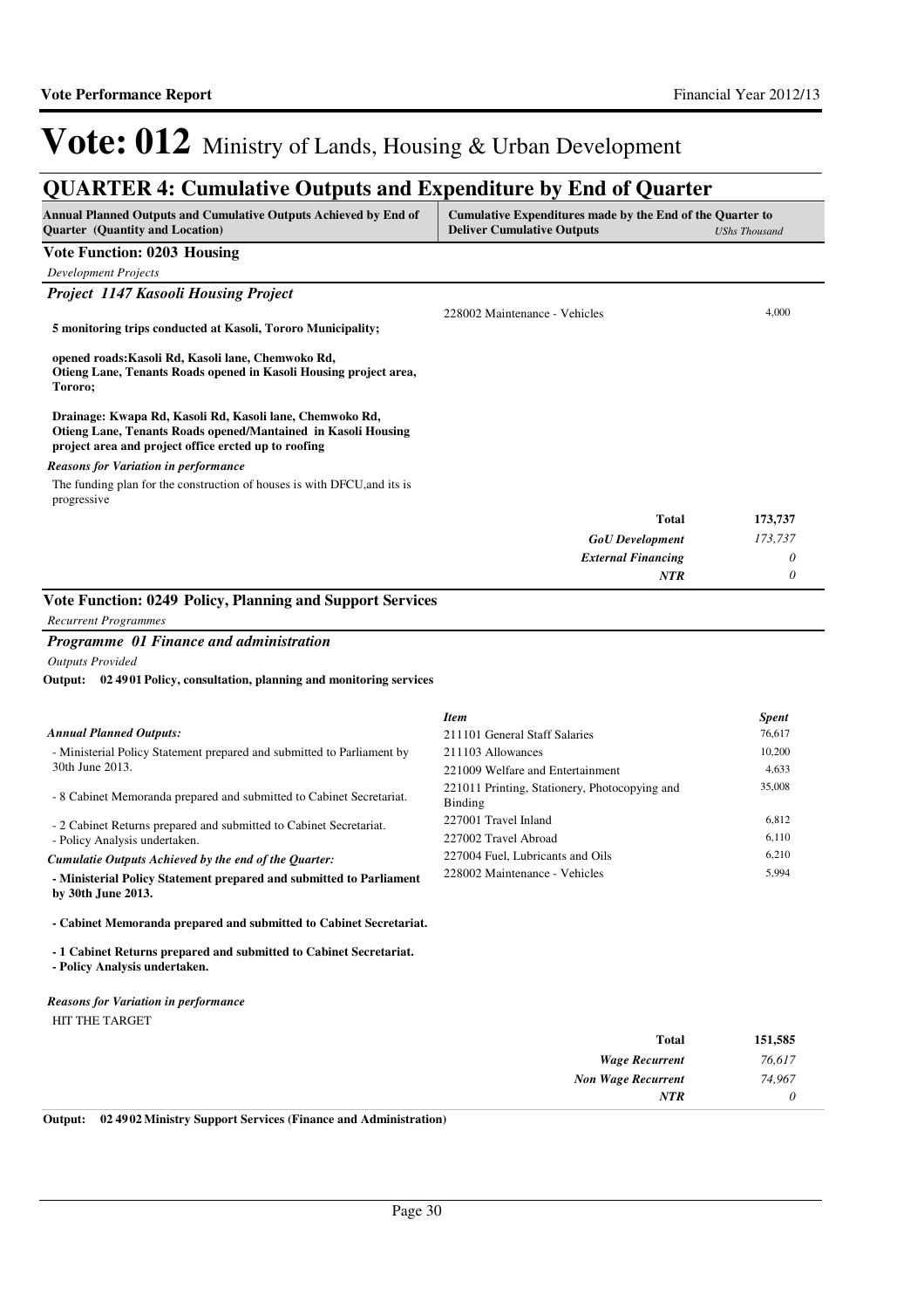# Vote: 012 Ministry of Lands, Housing & Urban Development

## QUARTER 4: Cumulative Outputs and Expenditure by End of Quarter

| Annual Planned Outputs and Cumulative Outputs Achieved by End of Quarter (Quantity and Location) | Cumulative Expenditures made by the End of the Quarter to Deliver Cumulative Outputs | *UShs Thousand* |
|---|---|---|

### Vote Function: 0203 Housing

*Development Projects*

#### *Project 1147 Kasooli Housing Project*

**5 monitoring trips conducted at Kasoli, Tororo Municipality;**

**opened roads:Kasoli Rd, Kasoli lane, Chemwoko Rd, Otieng Lane, Tenants Roads opened in Kasoli Housing project area, Tororo;**

**Drainage: Kwapa Rd, Kasoli Rd, Kasoli lane, Chemwoko Rd, Otieng Lane, Tenants Roads opened/Mantained in Kasoli Housing project area and project office ercted up to roofing**

*Reasons for Variation in performance*

The funding plan for the construction of houses is with DFCU,and its is progressive

| Item | Spent |
|---|---|
| 228002 Maintenance - Vehicles | 4,000 |

| | |
|---|---|
| **Total** | **173,737** |
| *GoU Development* | *173,737* |
| *External Financing* | *0* |
| *NTR* | *0* |

### Vote Function: 0249 Policy, Planning and Support Services

*Recurrent Programmes*

#### *Programme 01 Finance and administration*

*Outputs Provided*

**Output: 02 4901 Policy, consultation, planning and monitoring services**

*Annual Planned Outputs:*

- Ministerial Policy Statement prepared and submitted to Parliament by 30th June 2013.

- 8 Cabinet Memoranda prepared and submitted to Cabinet Secretariat.

- 2 Cabinet Returns prepared and submitted to Cabinet Secretariat.
- Policy Analysis undertaken.

*Cumulatie Outputs Achieved by the end of the Quarter:*

**- Ministerial Policy Statement prepared and submitted to Parliament by 30th June 2013.**

**- Cabinet Memoranda prepared and submitted to Cabinet Secretariat.**

**- 1 Cabinet Returns prepared and submitted to Cabinet Secretariat.**
**- Policy Analysis undertaken.**

*Reasons for Variation in performance*

HIT THE TARGET

| *Item* | *Spent* |
|---|---|
| 211101 General Staff Salaries | 76,617 |
| 211103 Allowances | 10,200 |
| 221009 Welfare and Entertainment | 4,633 |
| 221011 Printing, Stationery, Photocopying and Binding | 35,008 |
| 227001 Travel Inland | 6,812 |
| 227002 Travel Abroad | 6,110 |
| 227004 Fuel, Lubricants and Oils | 6,210 |
| 228002 Maintenance - Vehicles | 5,994 |

| | |
|---|---|
| **Total** | **151,585** |
| *Wage Recurrent* | *76,617* |
| *Non Wage Recurrent* | *74,967* |
| *NTR* | *0* |

**Output: 02 4902 Ministry Support Services (Finance and Administration)**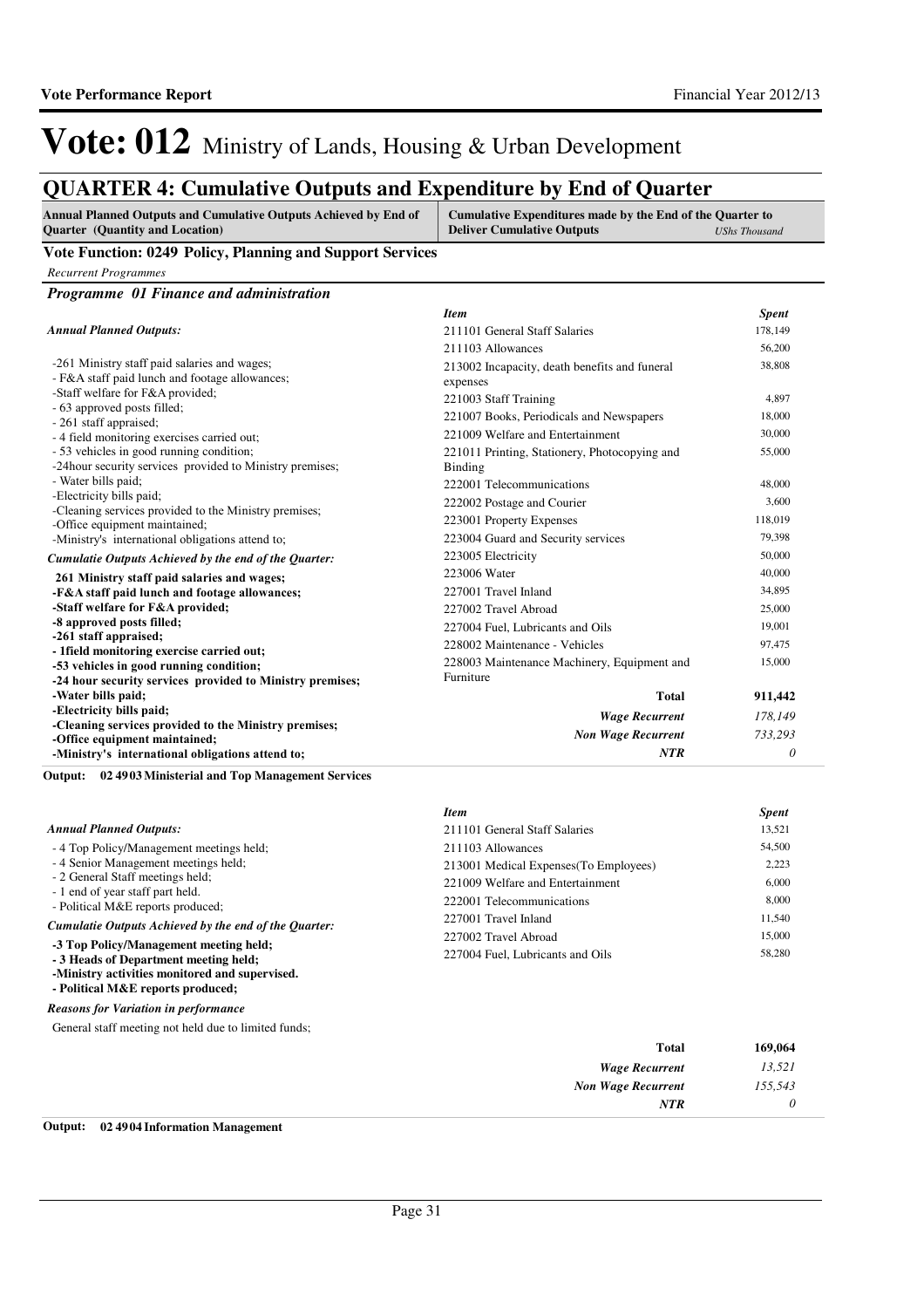# Vote: 012 Ministry of Lands, Housing & Urban Development

## QUARTER 4: Cumulative Outputs and Expenditure by End of Quarter

| Annual Planned Outputs and Cumulative Outputs Achieved by End of Quarter (Quantity and Location) | Cumulative Expenditures made by the End of the Quarter to Deliver Cumulative Outputs *UShs Thousand* |
|---|---|

### Vote Function: 0249 Policy, Planning and Support Services

*Recurrent Programmes*

#### *Programme 01 Finance and administration*

*Annual Planned Outputs:*

-261 Ministry staff paid salaries and wages;
- F&A staff paid lunch and footage allowances;
-Staff welfare for F&A provided;
- 63 approved posts filled;
- 261 staff appraised;
- 4 field monitoring exercises carried out;
- 53 vehicles in good running condition;
-24hour security services provided to Ministry premises;
- Water bills paid;
-Electricity bills paid;
-Cleaning services provided to the Ministry premises;
-Office equipment maintained;
-Ministry's international obligations attend to;

*Cumulatie Outputs Achieved by the end of the Quarter:*

**261 Ministry staff paid salaries and wages;**
**-F&A staff paid lunch and footage allowances;**
**-Staff welfare for F&A provided;**
**-8 approved posts filled;**
**-261 staff appraised;**
**- 1field monitoring exercise carried out;**
**-53 vehicles in good running condition;**
**-24 hour security services provided to Ministry premises;**
**-Water bills paid;**
**-Electricity bills paid;**
**-Cleaning services provided to the Ministry premises;**
**-Office equipment maintained;**
**-Ministry's international obligations attend to;**

| *Item* | *Spent* |
|---|---|
| 211101 General Staff Salaries | 178,149 |
| 211103 Allowances | 56,200 |
| 213002 Incapacity, death benefits and funeral expenses | 38,808 |
| 221003 Staff Training | 4,897 |
| 221007 Books, Periodicals and Newspapers | 18,000 |
| 221009 Welfare and Entertainment | 30,000 |
| 221011 Printing, Stationery, Photocopying and Binding | 55,000 |
| 222001 Telecommunications | 48,000 |
| 222002 Postage and Courier | 3,600 |
| 223001 Property Expenses | 118,019 |
| 223004 Guard and Security services | 79,398 |
| 223005 Electricity | 50,000 |
| 223006 Water | 40,000 |
| 227001 Travel Inland | 34,895 |
| 227002 Travel Abroad | 25,000 |
| 227004 Fuel, Lubricants and Oils | 19,001 |
| 228002 Maintenance - Vehicles | 97,475 |
| 228003 Maintenance Machinery, Equipment and Furniture | 15,000 |
| **Total** | **911,442** |
| *Wage Recurrent* | *178,149* |
| *Non Wage Recurrent* | *733,293* |
| *NTR* | *0* |

**Output: 02 4903 Ministerial and Top Management Services**

*Annual Planned Outputs:*

- 4 Top Policy/Management meetings held;
- 4 Senior Management meetings held;
- 2 General Staff meetings held;
- 1 end of year staff part held.
- Political M&E reports produced;

*Cumulative Outputs Achieved by the end of the Quarter:*

**-3 Top Policy/Management meeting held;**
**- 3 Heads of Department meeting held;**
**-Ministry activities monitored and supervised.**
**- Political M&E reports produced;**

*Reasons for Variation in performance*

General staff meeting not held due to limited funds;

| *Item* | *Spent* |
|---|---|
| 211101 General Staff Salaries | 13,521 |
| 211103 Allowances | 54,500 |
| 213001 Medical Expenses(To Employees) | 2,223 |
| 221009 Welfare and Entertainment | 6,000 |
| 222001 Telecommunications | 8,000 |
| 227001 Travel Inland | 11,540 |
| 227002 Travel Abroad | 15,000 |
| 227004 Fuel, Lubricants and Oils | 58,280 |
| **Total** | **169,064** |
| *Wage Recurrent* | *13,521* |
| *Non Wage Recurrent* | *155,543* |
| *NTR* | *0* |

**Output: 02 4904 Information Management**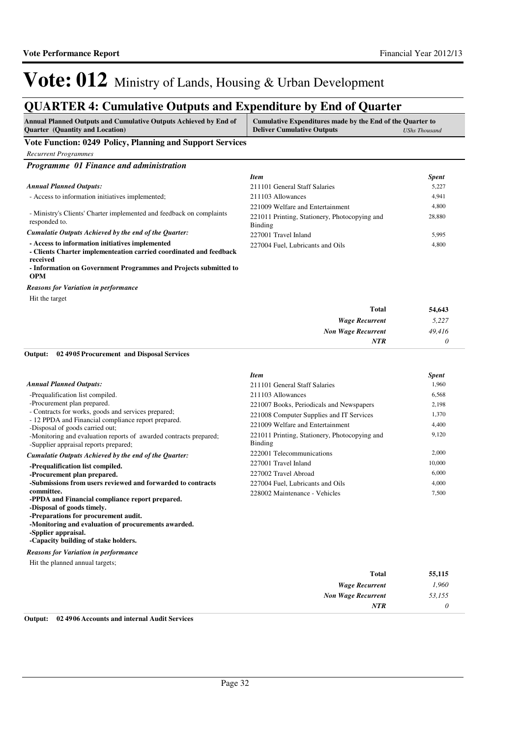# Vote: 012 Ministry of Lands, Housing & Urban Development

## QUARTER 4: Cumulative Outputs and Expenditure by End of Quarter

| Annual Planned Outputs and Cumulative Outputs Achieved by End of Quarter (Quantity and Location) | Cumulative Expenditures made by the End of the Quarter to Deliver Cumulative Outputs *UShs Thousand* |
|---|---|

### Vote Function: 0249 Policy, Planning and Support Services

*Recurrent Programmes*

#### *Programme 01 Finance and administration*

***Annual Planned Outputs:***

- Access to information initiatives implemented;

- Ministry's Clients' Charter implemented and feedback on complaints responded to.

***Cumulatie Outputs Achieved by the end of the Quarter:***

**- Access to information initiatives implemented**
**- Clients Charter implementeation carried coordinated and feedback received**
**- Information on Government Programmes and Projects submitted to OPM**

***Reasons for Variation in performance***

Hit the target

| *Item* | *Spent* |
|---|---|
| 211101 General Staff Salaries | 5,227 |
| 211103 Allowances | 4,941 |
| 221009 Welfare and Entertainment | 4,800 |
| 221011 Printing, Stationery, Photocopying and Binding | 28,880 |
| 227001 Travel Inland | 5,995 |
| 227004 Fuel, Lubricants and Oils | 4,800 |
| **Total** | **54,643** |
| ***Wage Recurrent*** | *5,227* |
| ***Non Wage Recurrent*** | *49,416* |
| ***NTR*** | *0* |

**Output: 02 4905 Procurement and Disposal Services**

***Annual Planned Outputs:***

-Prequalification list compiled.
-Procurement plan prepared.
- Contracts for works, goods and services prepared;
- 12 PPDA and Financial compliance report prepared.
-Disposal of goods carried out;
-Monitoring and evaluation reports of awarded contracts prepared;
-Supplier appraisal reports prepared;

***Cumulatie Outputs Achieved by the end of the Quarter:***

**-Prequalification list compiled.**
**-Procurement plan prepared.**
**-Submissions from users reviewed and forwarded to contracts committee.**
**-PPDA and Financial compliance report prepared.**
**-Disposal of goods timely.**
**-Preparations for procurement audit.**
**-Monitoring and evaluation of procurements awarded.**
**-Spplier appraisal.**
**-Capacity building of stake holders.**

***Reasons for Variation in performance***

Hit the planned annual targets;

| *Item* | *Spent* |
|---|---|
| 211101 General Staff Salaries | 1,960 |
| 211103 Allowances | 6,568 |
| 221007 Books, Periodicals and Newspapers | 2,198 |
| 221008 Computer Supplies and IT Services | 1,370 |
| 221009 Welfare and Entertainment | 4,400 |
| 221011 Printing, Stationery, Photocopying and Binding | 9,120 |
| 222001 Telecommunications | 2,000 |
| 227001 Travel Inland | 10,000 |
| 227002 Travel Abroad | 6,000 |
| 227004 Fuel, Lubricants and Oils | 4,000 |
| 228002 Maintenance - Vehicles | 7,500 |
| **Total** | **55,115** |
| ***Wage Recurrent*** | *1,960* |
| ***Non Wage Recurrent*** | *53,155* |
| ***NTR*** | *0* |

**Output: 02 4906 Accounts and internal Audit Services**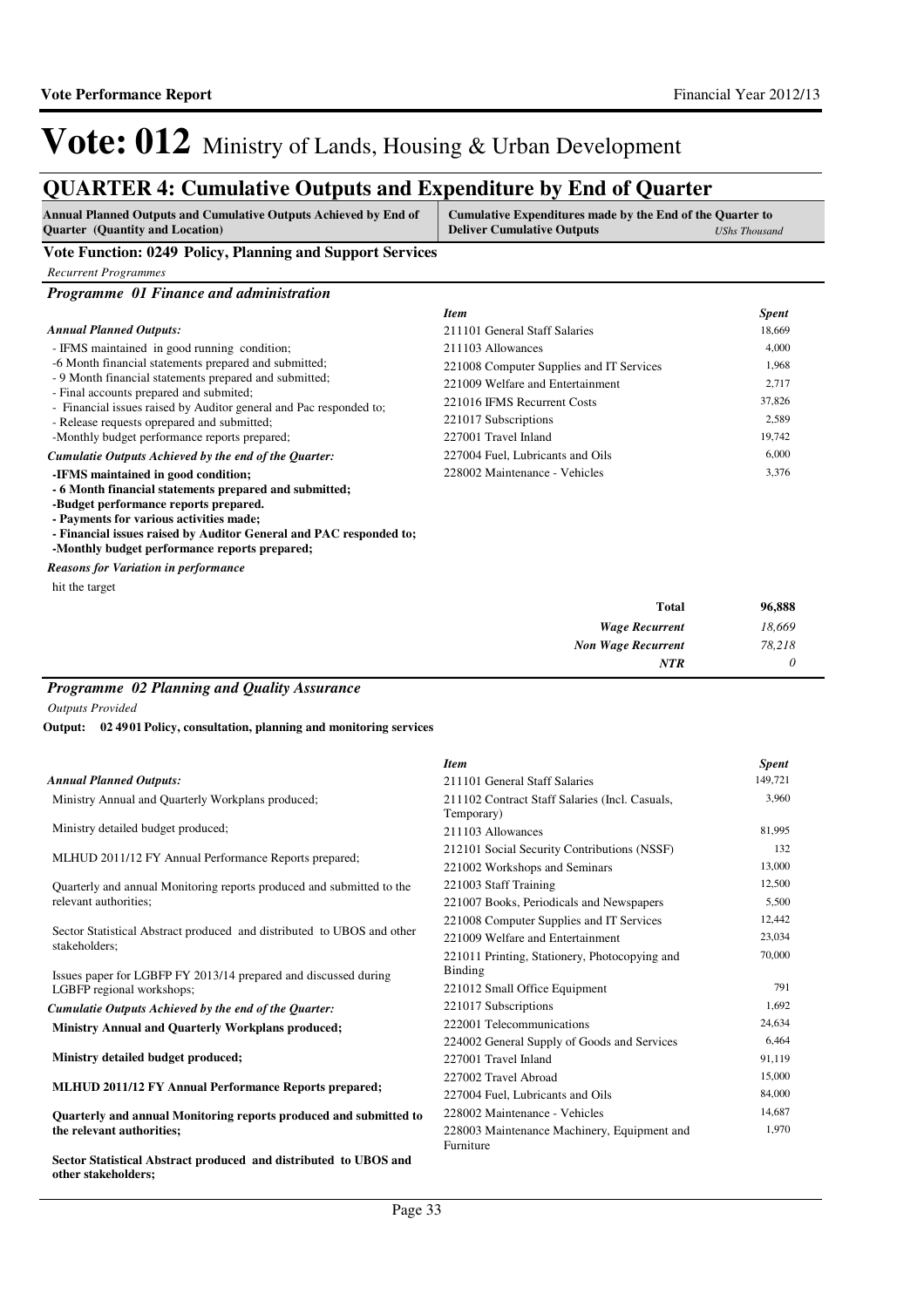# Vote: 012 Ministry of Lands, Housing & Urban Development

## QUARTER 4: Cumulative Outputs and Expenditure by End of Quarter

| Annual Planned Outputs and Cumulative Outputs Achieved by End of Quarter (Quantity and Location) | Cumulative Expenditures made by the End of the Quarter to Deliver Cumulative Outputs (UShs Thousand) |
|---|---|

### Vote Function: 0249 Policy, Planning and Support Services

*Recurrent Programmes*

#### *Programme 01 Finance and administration*

***Annual Planned Outputs:***

- IFMS maintained in good running condition;
- -6 Month financial statements prepared and submitted;
- - 9 Month financial statements prepared and submitted;
- - Final accounts prepared and submited;
- - Financial issues raised by Auditor general and Pac responded to;
- - Release requests oprepared and submitted;
- -Monthly budget performance reports prepared;

***Cumulatie Outputs Achieved by the end of the Quarter:***

**-IFMS maintained in good condition;**
**- 6 Month financial statements prepared and submitted;**
**-Budget performance reports prepared.**
**- Payments for various activities made;**
**- Financial issues raised by Auditor General and PAC responded to;**
**-Monthly budget performance reports prepared;**

***Reasons for Variation in performance***

hit the target

| *Item* | *Spent* |
|---|---|
| 211101 General Staff Salaries | 18,669 |
| 211103 Allowances | 4,000 |
| 221008 Computer Supplies and IT Services | 1,968 |
| 221009 Welfare and Entertainment | 2,717 |
| 221016 IFMS Recurrent Costs | 37,826 |
| 221017 Subscriptions | 2,589 |
| 227001 Travel Inland | 19,742 |
| 227004 Fuel, Lubricants and Oils | 6,000 |
| 228002 Maintenance - Vehicles | 3,376 |
| **Total** | **96,888** |
| ***Wage Recurrent*** | *18,669* |
| ***Non Wage Recurrent*** | *78,218* |
| ***NTR*** | *0* |

#### *Programme 02 Planning and Quality Assurance*

*Outputs Provided*

**Output: 02 49 01 Policy, consultation, planning and monitoring services**

***Annual Planned Outputs:***

Ministry Annual and Quarterly Workplans produced;

Ministry detailed budget produced;

MLHUD 2011/12 FY Annual Performance Reports prepared;

Quarterly and annual Monitoring reports produced and submitted to the relevant authorities;

Sector Statistical Abstract produced and distributed to UBOS and other stakeholders;

Issues paper for LGBFP FY 2013/14 prepared and discussed during LGBFP regional workshops;

***Cumulatie Outputs Achieved by the end of the Quarter:***

**Ministry Annual and Quarterly Workplans produced;**

**Ministry detailed budget produced;**

**MLHUD 2011/12 FY Annual Performance Reports prepared;**

**Quarterly and annual Monitoring reports produced and submitted to the relevant authorities;**

**Sector Statistical Abstract produced and distributed to UBOS and other stakeholders;**

| *Item* | *Spent* |
|---|---|
| 211101 General Staff Salaries | 149,721 |
| 211102 Contract Staff Salaries (Incl. Casuals, Temporary) | 3,960 |
| 211103 Allowances | 81,995 |
| 212101 Social Security Contributions (NSSF) | 132 |
| 221002 Workshops and Seminars | 13,000 |
| 221003 Staff Training | 12,500 |
| 221007 Books, Periodicals and Newspapers | 5,500 |
| 221008 Computer Supplies and IT Services | 12,442 |
| 221009 Welfare and Entertainment | 23,034 |
| 221011 Printing, Stationery, Photocopying and Binding | 70,000 |
| 221012 Small Office Equipment | 791 |
| 221017 Subscriptions | 1,692 |
| 222001 Telecommunications | 24,634 |
| 224002 General Supply of Goods and Services | 6,464 |
| 227001 Travel Inland | 91,119 |
| 227002 Travel Abroad | 15,000 |
| 227004 Fuel, Lubricants and Oils | 84,000 |
| 228002 Maintenance - Vehicles | 14,687 |
| 228003 Maintenance Machinery, Equipment and Furniture | 1,970 |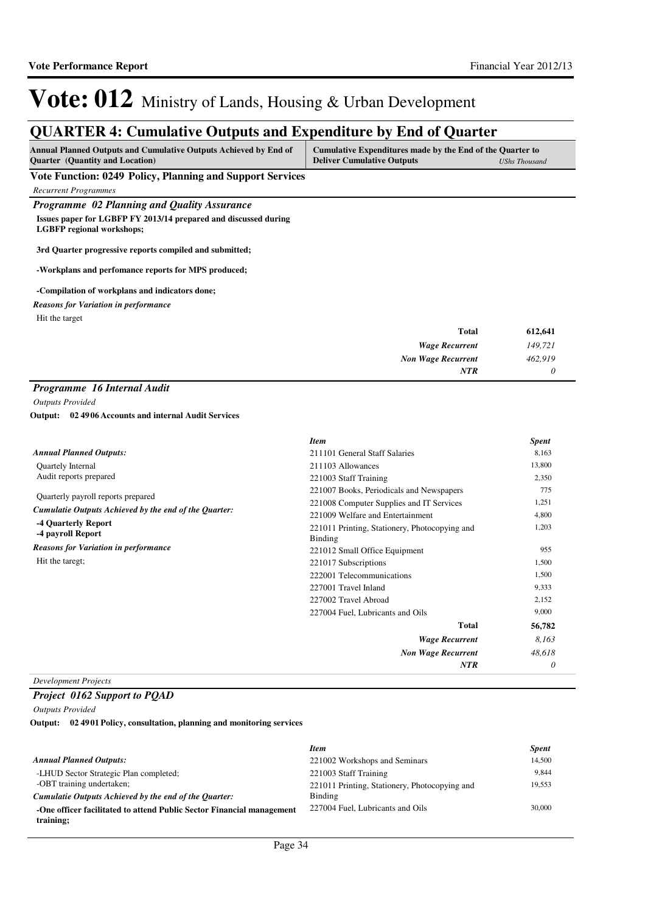# Vote: 012 Ministry of Lands, Housing & Urban Development

## QUARTER 4: Cumulative Outputs and Expenditure by End of Quarter

| Annual Planned Outputs and Cumulative Outputs Achieved by End of Quarter (Quantity and Location) | Cumulative Expenditures made by the End of the Quarter to Deliver Cumulative Outputs | *UShs Thousand* |
|---|---|---|

### Vote Function: 0249 Policy, Planning and Support Services

*Recurrent Programmes*

### *Programme 02 Planning and Quality Assurance*

**Issues paper for LGBFP FY 2013/14 prepared and discussed during LGBFP regional workshops;**

**3rd Quarter progressive reports compiled and submitted;**

**-Workplans and perfomance reports for MPS produced;**

**-Compilation of workplans and indicators done;**

***Reasons for Variation in performance***

Hit the target

| | |
|---|---|
| **Total** | **612,641** |
| ***Wage Recurrent*** | *149,721* |
| ***Non Wage Recurrent*** | *462,919* |
| ***NTR*** | *0* |

### *Programme 16 Internal Audit*

*Outputs Provided*

**Output: 02 4906 Accounts and internal Audit Services**

***Annual Planned Outputs:***

Quartely Internal
Audit reports prepared

Quarterly payroll reports prepared

***Cumulatie Outputs Achieved by the end of the Quarter:***

**-4 Quarterly Report**
**-4 payroll Report**

***Reasons for Variation in performance***

Hit the taregt;

| *Item* | *Spent* |
|---|---|
| 211101 General Staff Salaries | 8,163 |
| 211103 Allowances | 13,800 |
| 221003 Staff Training | 2,350 |
| 221007 Books, Periodicals and Newspapers | 775 |
| 221008 Computer Supplies and IT Services | 1,251 |
| 221009 Welfare and Entertainment | 4,800 |
| 221011 Printing, Stationery, Photocopying and Binding | 1,203 |
| 221012 Small Office Equipment | 955 |
| 221017 Subscriptions | 1,500 |
| 222001 Telecommunications | 1,500 |
| 227001 Travel Inland | 9,333 |
| 227002 Travel Abroad | 2,152 |
| 227004 Fuel, Lubricants and Oils | 9,000 |
| **Total** | **56,782** |
| ***Wage Recurrent*** | *8,163* |
| ***Non Wage Recurrent*** | *48,618* |
| ***NTR*** | *0* |

*Development Projects*

### *Project 0162 Support to PQAD*

*Outputs Provided*

**Output: 02 4901 Policy, consultation, planning and monitoring services**

***Annual Planned Outputs:***

-LHUD Sector Strategic Plan completed;
-OBT training undertaken;

***Cumulatie Outputs Achieved by the end of the Quarter:***

**-One officer facilitated to attend Public Sector Financial management training;**

| *Item* | *Spent* |
|---|---|
| 221002 Workshops and Seminars | 14,500 |
| 221003 Staff Training | 9,844 |
| 221011 Printing, Stationery, Photocopying and Binding | 19,553 |
| 227004 Fuel, Lubricants and Oils | 30,000 |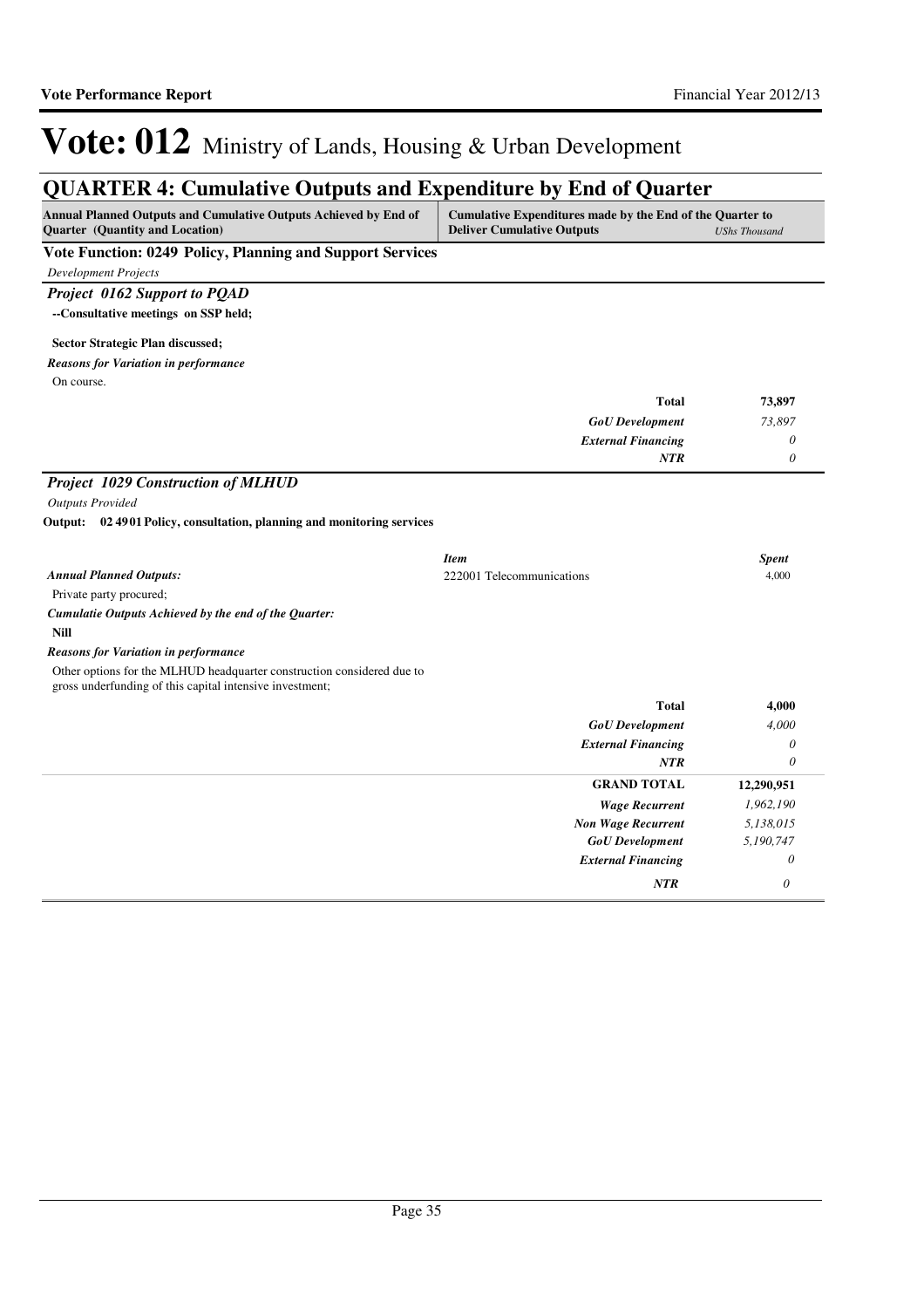# Vote: 012 Ministry of Lands, Housing & Urban Development

## QUARTER 4: Cumulative Outputs and Expenditure by End of Quarter

| Annual Planned Outputs and Cumulative Outputs Achieved by End of Quarter (Quantity and Location) | Cumulative Expenditures made by the End of the Quarter to Deliver Cumulative Outputs | UShs Thousand |
|---|---|---|

**Vote Function: 0249 Policy, Planning and Support Services**

*Development Projects*

***Project 0162 Support to PQAD***

**--Consultative meetings on SSP held;**

**Sector Strategic Plan discussed;**

***Reasons for Variation in performance***

On course.

| | | |
|---|---|---|
| | **Total** | **73,897** |
| | *GoU Development* | *73,897* |
| | *External Financing* | *0* |
| | *NTR* | *0* |

***Project 1029 Construction of MLHUD***

*Outputs Provided*

**Output: 02 4901 Policy, consultation, planning and monitoring services**

| | *Item* | *Spent* |
|---|---|---|
| ***Annual Planned Outputs:*** | 222001 Telecommunications | 4,000 |

Private party procured;

***Cumulatie Outputs Achieved by the end of the Quarter:***

**Nill**

***Reasons for Variation in performance***

Other options for the MLHUD headquarter construction considered due to gross underfunding of this capital intensive investment;

| | | |
|---|---|---|
| | **Total** | **4,000** |
| | *GoU Development* | *4,000* |
| | *External Financing* | *0* |
| | *NTR* | *0* |
| | **GRAND TOTAL** | **12,290,951** |
| | *Wage Recurrent* | *1,962,190* |
| | *Non Wage Recurrent* | *5,138,015* |
| | *GoU Development* | *5,190,747* |
| | *External Financing* | *0* |
| | *NTR* | *0* |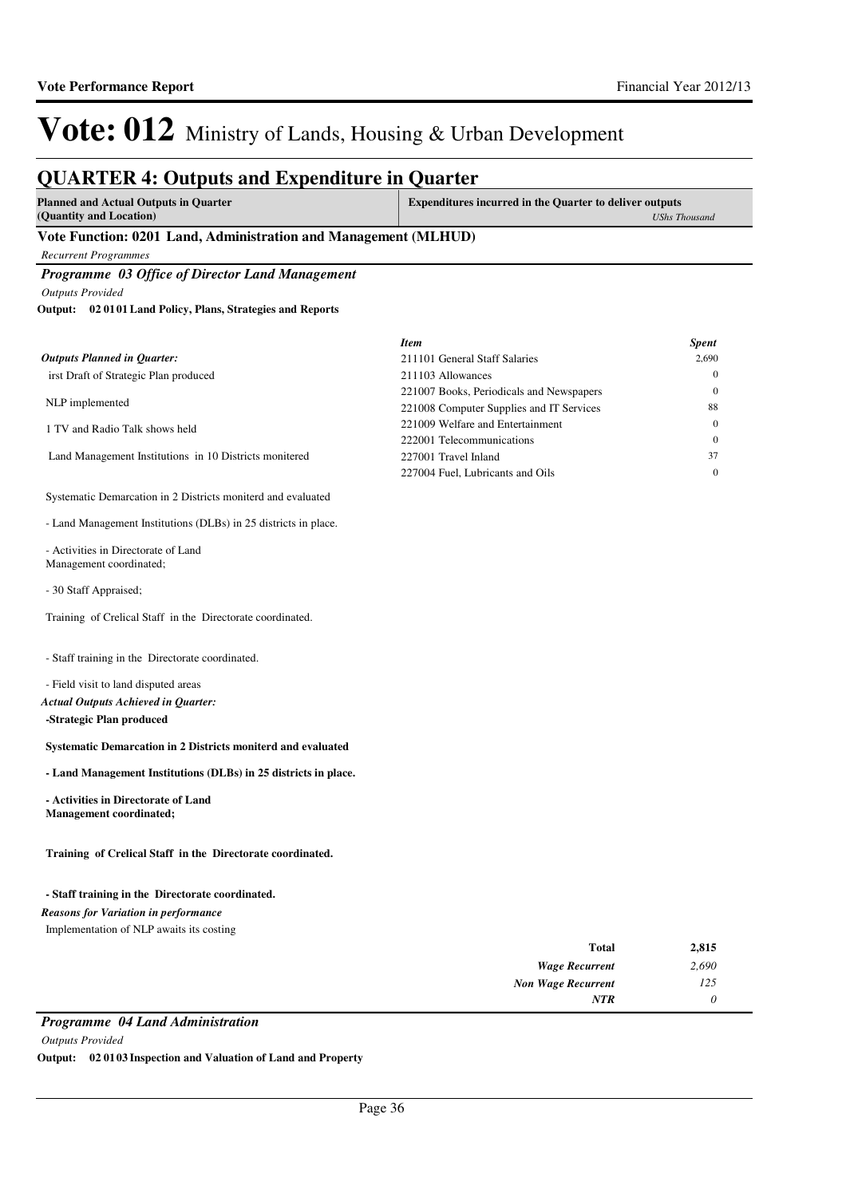# Vote: 012 Ministry of Lands, Housing & Urban Development

## QUARTER 4: Outputs and Expenditure in Quarter

| Planned and Actual Outputs in Quarter (Quantity and Location) | Expenditures incurred in the Quarter to deliver outputs *UShs Thousand* |
|---|---|

### Vote Function: 0201 Land, Administration and Management (MLHUD)

*Recurrent Programmes*

### *Programme 03 Office of Director Land Management*

*Outputs Provided*

**Output: 02 01 01 Land Policy, Plans, Strategies and Reports**

*Outputs Planned in Quarter:*

irst Draft of Strategic Plan produced

NLP implemented

1 TV and Radio Talk shows held

Land Management Institutions in 10 Districts monitered

Systematic Demarcation in 2 Districts moniterd and evaluated

- Land Management Institutions (DLBs) in 25 districts in place.

- Activities in Directorate of Land Management coordinated;

- 30 Staff Appraised;

Training of Crelical Staff in the Directorate coordinated.

- Staff training in the Directorate coordinated.

- Field visit to land disputed areas

*Actual Outputs Achieved in Quarter:*

**-Strategic Plan produced**

**Systematic Demarcation in 2 Districts moniterd and evaluated**

**- Land Management Institutions (DLBs) in 25 districts in place.**

**- Activities in Directorate of Land Management coordinated;**

**Training of Crelical Staff in the Directorate coordinated.**

**- Staff training in the Directorate coordinated.**

*Reasons for Variation in performance*

Implementation of NLP awaits its costing

| *Item* | *Spent* |
|---|---|
| 211101 General Staff Salaries | 2,690 |
| 211103 Allowances | 0 |
| 221007 Books, Periodicals and Newspapers | 0 |
| 221008 Computer Supplies and IT Services | 88 |
| 221009 Welfare and Entertainment | 0 |
| 222001 Telecommunications | 0 |
| 227001 Travel Inland | 37 |
| 227004 Fuel, Lubricants and Oils | 0 |

| | |
|---|---|
| **Total** | **2,815** |
| ***Wage Recurrent*** | *2,690* |
| ***Non Wage Recurrent*** | *125* |
| ***NTR*** | *0* |

### *Programme 04 Land Administration*

*Outputs Provided*

**Output: 02 01 03 Inspection and Valuation of Land and Property**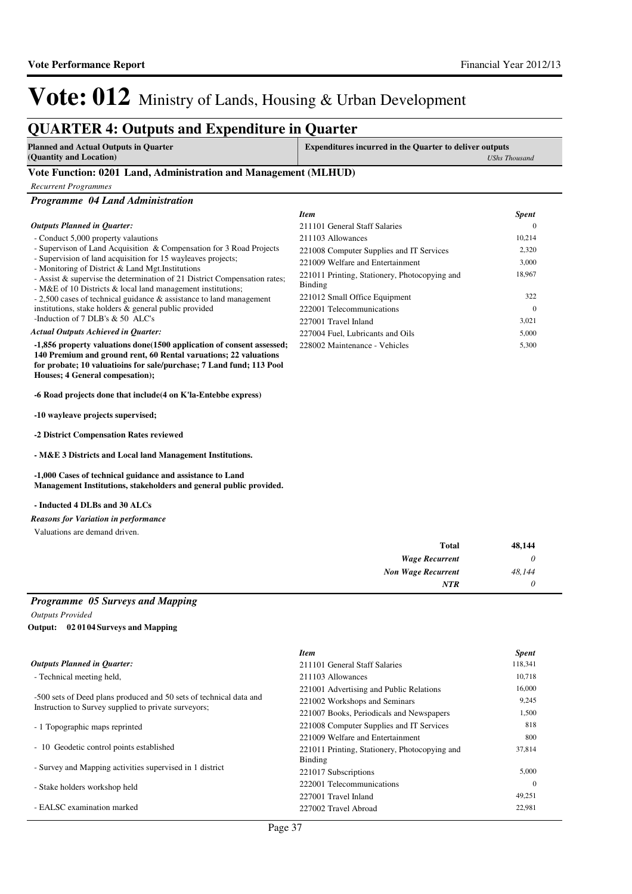# Vote: 012 Ministry of Lands, Housing & Urban Development

## QUARTER 4: Outputs and Expenditure in Quarter

**Planned and Actual Outputs in Quarter (Quantity and Location)** | **Expenditures incurred in the Quarter to deliver outputs** *UShs Thousand*

### Vote Function: 0201 Land, Administration and Management (MLHUD)

*Recurrent Programmes*

#### *Programme 04 Land Administration*

*Outputs Planned in Quarter:*

- Conduct 5,000 property valauations
- Supervison of Land Acquisition & Compensation for 3 Road Projects
- Supervision of land acquisition for 15 wayleaves projects;
- Monitoring of District & Land Mgt.Institutions
- Assist & supervise the determination of 21 District Compensation rates;
- M&E of 10 Districts & local land management institutions;
- 2,500 cases of technical guidance & assistance to land management institutions, stake holders & general public provided
-Induction of 7 DLB's & 50 ALC's

*Actual Outputs Achieved in Quarter:*

**-1,856 property valuations done(1500 application of consent assessed; 140 Premium and ground rent, 60 Rental varuations; 22 valuations for probate; 10 valuatioins for sale/purchase; 7 Land fund; 113 Pool Houses; 4 General compesation);**

**-6 Road projects done that include(4 on K'la-Entebbe express)**

**-10 wayleave projects supervised;**

**-2 District Compensation Rates reviewed**

**- M&E 3 Districts and Local land Management Institutions.**

**-1,000 Cases of technical guidance and assistance to Land Management Institutions, stakeholders and general public provided.**

**- Inducted 4 DLBs and 30 ALCs**

*Reasons for Variation in performance*

Valuations are demand driven.

| *Item* | *Spent* |
|---|---|
| 211101 General Staff Salaries | 0 |
| 211103 Allowances | 10,214 |
| 221008 Computer Supplies and IT Services | 2,320 |
| 221009 Welfare and Entertainment | 3,000 |
| 221011 Printing, Stationery, Photocopying and Binding | 18,967 |
| 221012 Small Office Equipment | 322 |
| 222001 Telecommunications | 0 |
| 227001 Travel Inland | 3,021 |
| 227004 Fuel, Lubricants and Oils | 5,000 |
| 228002 Maintenance - Vehicles | 5,300 |

| | |
|---|---|
| **Total** | **48,144** |
| ***Wage Recurrent*** | *0* |
| ***Non Wage Recurrent*** | *48,144* |
| ***NTR*** | *0* |

#### *Programme 05 Surveys and Mapping*

*Outputs Provided*

**Output: 02 01 04 Surveys and Mapping**

*Outputs Planned in Quarter:*

- Technical meeting held,

-500 sets of Deed plans produced and 50 sets of technical data and Instruction to Survey supplied to private surveyors;

- 1 Topographic maps reprinted

- 10 Geodetic control points established

- Survey and Mapping activities supervised in 1 district

- Stake holders workshop held

- EALSC examination marked

| *Item* | *Spent* |
|---|---|
| 211101 General Staff Salaries | 118,341 |
| 211103 Allowances | 10,718 |
| 221001 Advertising and Public Relations | 16,000 |
| 221002 Workshops and Seminars | 9,245 |
| 221007 Books, Periodicals and Newspapers | 1,500 |
| 221008 Computer Supplies and IT Services | 818 |
| 221009 Welfare and Entertainment | 800 |
| 221011 Printing, Stationery, Photocopying and Binding | 37,814 |
| 221017 Subscriptions | 5,000 |
| 222001 Telecommunications | 0 |
| 227001 Travel Inland | 49,251 |
| 227002 Travel Abroad | 22,981 |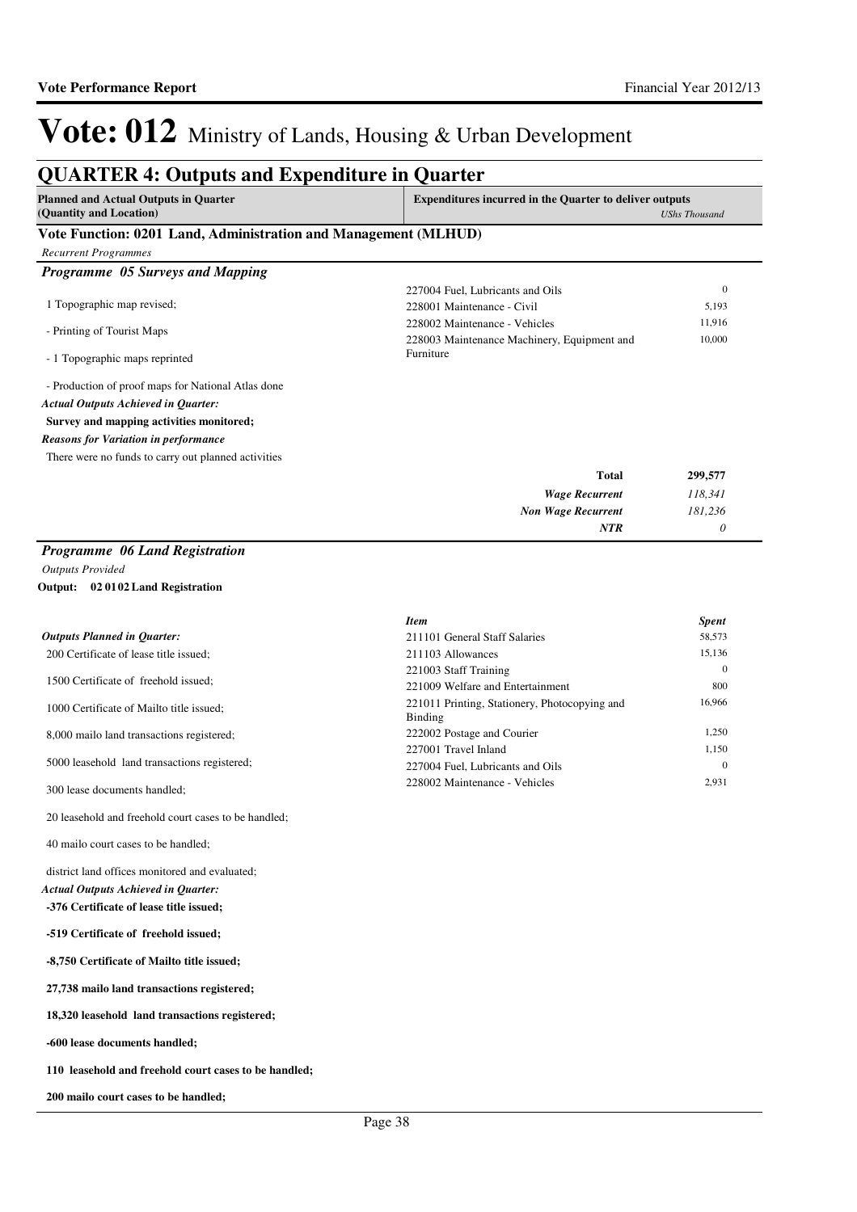# Vote: 012 Ministry of Lands, Housing & Urban Development

## QUARTER 4: Outputs and Expenditure in Quarter

| Planned and Actual Outputs in Quarter (Quantity and Location) | Expenditures incurred in the Quarter to deliver outputs | USh s Thousand |
|---|---|---|

### Vote Function: 0201 Land, Administration and Management (MLHUD)

*Recurrent Programmes*

#### *Programme 05 Surveys and Mapping*

1 Topographic map revised;

- Printing of Tourist Maps

- 1 Topographic maps reprinted

- Production of proof maps for National Atlas done

*Actual Outputs Achieved in Quarter:*

**Survey and mapping activities monitored;**

*Reasons for Variation in performance*

There were no funds to carry out planned activities

| Item | Spent |
|---|---|
| 227004 Fuel, Lubricants and Oils | 0 |
| 228001 Maintenance - Civil | 5,193 |
| 228002 Maintenance - Vehicles | 11,916 |
| 228003 Maintenance Machinery, Equipment and Furniture | 10,000 |

| | |
|---|---|
| **Total** | **299,577** |
| *Wage Recurrent* | *118,341* |
| *Non Wage Recurrent* | *181,236* |
| *NTR* | *0* |

#### *Programme 06 Land Registration*

*Outputs Provided*

**Output: 02 01 02 Land Registration**

*Outputs Planned in Quarter:*

200 Certificate of lease title issued;

1500 Certificate of freehold issued;

1000 Certificate of Mailto title issued;

8,000 mailo land transactions registered;

5000 leasehold land transactions registered;

300 lease documents handled;

20 leasehold and freehold court cases to be handled;

40 mailo court cases to be handled;

district land offices monitored and evaluated;

*Actual Outputs Achieved in Quarter:*

**-376 Certificate of lease title issued;**

**-519 Certificate of freehold issued;**

**-8,750 Certificate of Mailto title issued;**

**27,738 mailo land transactions registered;**

**18,320 leasehold land transactions registered;**

**-600 lease documents handled;**

**110 leasehold and freehold court cases to be handled;**

**200 mailo court cases to be handled;**

| *Item* | *Spent* |
|---|---|
| 211101 General Staff Salaries | 58,573 |
| 211103 Allowances | 15,136 |
| 221003 Staff Training | 0 |
| 221009 Welfare and Entertainment | 800 |
| 221011 Printing, Stationery, Photocopying and Binding | 16,966 |
| 222002 Postage and Courier | 1,250 |
| 227001 Travel Inland | 1,150 |
| 227004 Fuel, Lubricants and Oils | 0 |
| 228002 Maintenance - Vehicles | 2,931 |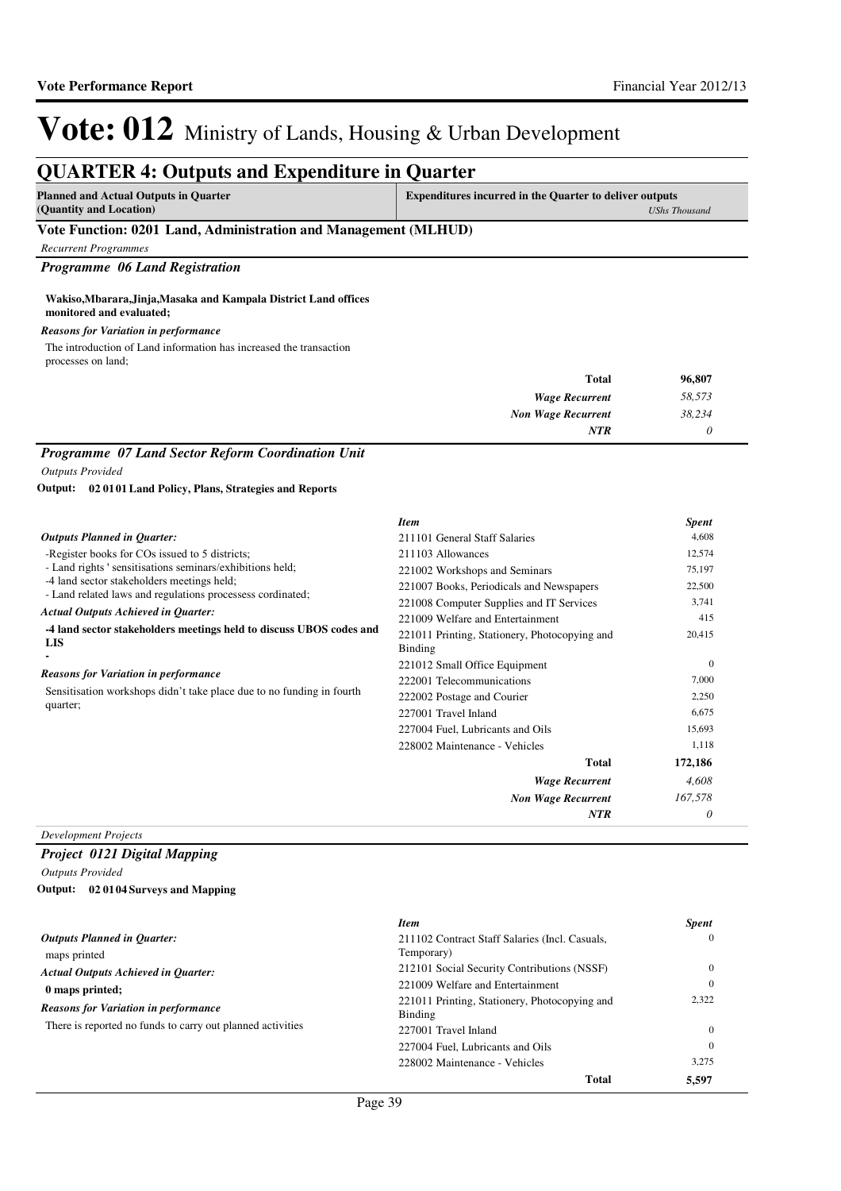# Vote: 012 Ministry of Lands, Housing & Urban Development

## QUARTER 4: Outputs and Expenditure in Quarter

| Planned and Actual Outputs in Quarter (Quantity and Location) | Expenditures incurred in the Quarter to deliver outputs *UShs Thousand* |
|---|---|

### Vote Function: 0201 Land, Administration and Management (MLHUD)

*Recurrent Programmes*

#### *Programme 06 Land Registration*

**Wakiso,Mbarara,Jinja,Masaka and Kampala District Land offices monitored and evaluated;**

***Reasons for Variation in performance***

The introduction of Land information has increased the transaction processes on land;

| | |
|---|---|
| **Total** | **96,807** |
| *Wage Recurrent* | *58,573* |
| *Non Wage Recurrent* | *38,234* |
| *NTR* | *0* |

#### *Programme 07 Land Sector Reform Coordination Unit*

*Outputs Provided*

**Output: 02 01 01 Land Policy, Plans, Strategies and Reports**

***Outputs Planned in Quarter:***

-Register books for COs issued to 5 districts;
- Land rights ' sensitisations seminars/exhibitions held;
-4 land sector stakeholders meetings held;
- Land related laws and regulations processess cordinated;

***Actual Outputs Achieved in Quarter:***

**-4 land sector stakeholders meetings held to discuss UBOS codes and LIS**
**-**

***Reasons for Variation in performance***

Sensitisation workshops didn't take place due to no funding in fourth quarter;

| *Item* | *Spent* |
|---|---|
| 211101 General Staff Salaries | 4,608 |
| 211103 Allowances | 12,574 |
| 221002 Workshops and Seminars | 75,197 |
| 221007 Books, Periodicals and Newspapers | 22,500 |
| 221008 Computer Supplies and IT Services | 3,741 |
| 221009 Welfare and Entertainment | 415 |
| 221011 Printing, Stationery, Photocopying and Binding | 20,415 |
| 221012 Small Office Equipment | 0 |
| 222001 Telecommunications | 7,000 |
| 222002 Postage and Courier | 2,250 |
| 227001 Travel Inland | 6,675 |
| 227004 Fuel, Lubricants and Oils | 15,693 |
| 228002 Maintenance - Vehicles | 1,118 |
| **Total** | **172,186** |
| *Wage Recurrent* | *4,608* |
| *Non Wage Recurrent* | *167,578* |
| *NTR* | *0* |

*Development Projects*

#### *Project 0121 Digital Mapping*

*Outputs Provided*

**Output: 02 01 04 Surveys and Mapping**

***Outputs Planned in Quarter:***

maps printed

***Actual Outputs Achieved in Quarter:***

**0 maps printed;**

***Reasons for Variation in performance***

There is reported no funds to carry out planned activities

| *Item* | *Spent* |
|---|---|
| 211102 Contract Staff Salaries (Incl. Casuals, Temporary) | 0 |
| 212101 Social Security Contributions (NSSF) | 0 |
| 221009 Welfare and Entertainment | 0 |
| 221011 Printing, Stationery, Photocopying and Binding | 2,322 |
| 227001 Travel Inland | 0 |
| 227004 Fuel, Lubricants and Oils | 0 |
| 228002 Maintenance - Vehicles | 3,275 |
| **Total** | **5,597** |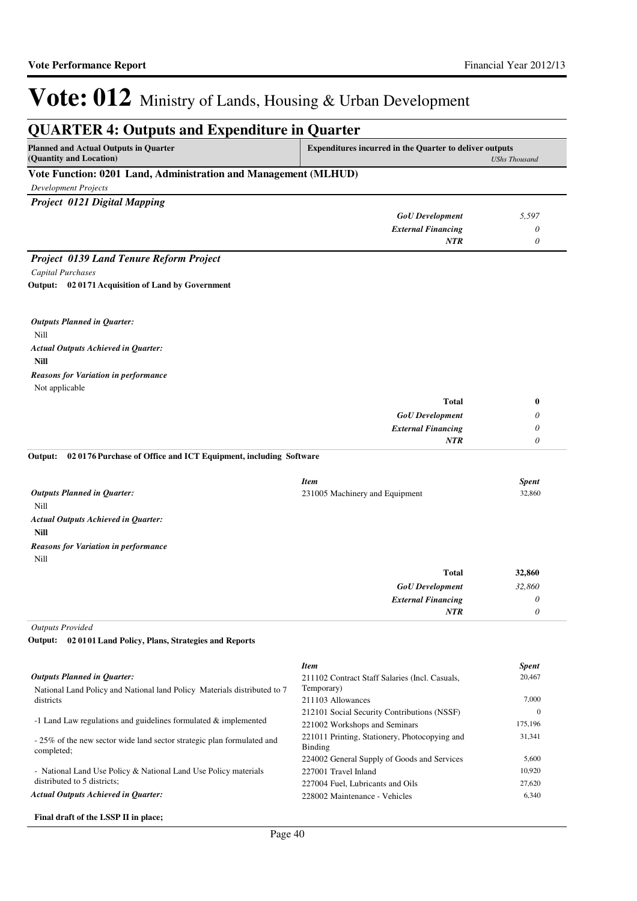# Vote: 012 Ministry of Lands, Housing & Urban Development

## QUARTER 4: Outputs and Expenditure in Quarter

| Planned and Actual Outputs in Quarter (Quantity and Location) | Expenditures incurred in the Quarter to deliver outputs *UShs Thousand* |
|---|---|

### Vote Function: 0201 Land, Administration and Management (MLHUD)

*Development Projects*

#### *Project 0121 Digital Mapping*

| | |
|---|---|
| *GoU Development* | *5,597* |
| *External Financing* | *0* |
| *NTR* | *0* |

#### *Project 0139 Land Tenure Reform Project*

*Capital Purchases*

**Output: 02 0171 Acquisition of Land by Government**

*Outputs Planned in Quarter:*

Nill

*Actual Outputs Achieved in Quarter:*

**Nill**

*Reasons for Variation in performance*

Not applicable

| | |
|---|---|
| **Total** | **0** |
| *GoU Development* | *0* |
| *External Financing* | *0* |
| *NTR* | *0* |

**Output: 02 0176 Purchase of Office and ICT Equipment, including Software**

*Outputs Planned in Quarter:*

Nill

*Actual Outputs Achieved in Quarter:*

**Nill**

*Reasons for Variation in performance*

Nill

| *Item* | *Spent* |
|---|---|
| 231005 Machinery and Equipment | 32,860 |
| **Total** | **32,860** |
| *GoU Development* | *32,860* |
| *External Financing* | *0* |
| *NTR* | *0* |

*Outputs Provided*

**Output: 02 0101 Land Policy, Plans, Strategies and Reports**

*Outputs Planned in Quarter:*

National Land Policy and National land Policy Materials distributed to 7 districts

-1 Land Law regulations and guidelines formulated & implemented

- 25% of the new sector wide land sector strategic plan formulated and completed;

- National Land Use Policy & National Land Use Policy materials distributed to 5 districts;

*Actual Outputs Achieved in Quarter:*

**Final draft of the LSSP II in place;**

| *Item* | *Spent* |
|---|---|
| 211102 Contract Staff Salaries (Incl. Casuals, Temporary) | 20,467 |
| 211103 Allowances | 7,000 |
| 212101 Social Security Contributions (NSSF) | 0 |
| 221002 Workshops and Seminars | 175,196 |
| 221011 Printing, Stationery, Photocopying and Binding | 31,341 |
| 224002 General Supply of Goods and Services | 5,600 |
| 227001 Travel Inland | 10,920 |
| 227004 Fuel, Lubricants and Oils | 27,620 |
| 228002 Maintenance - Vehicles | 6,340 |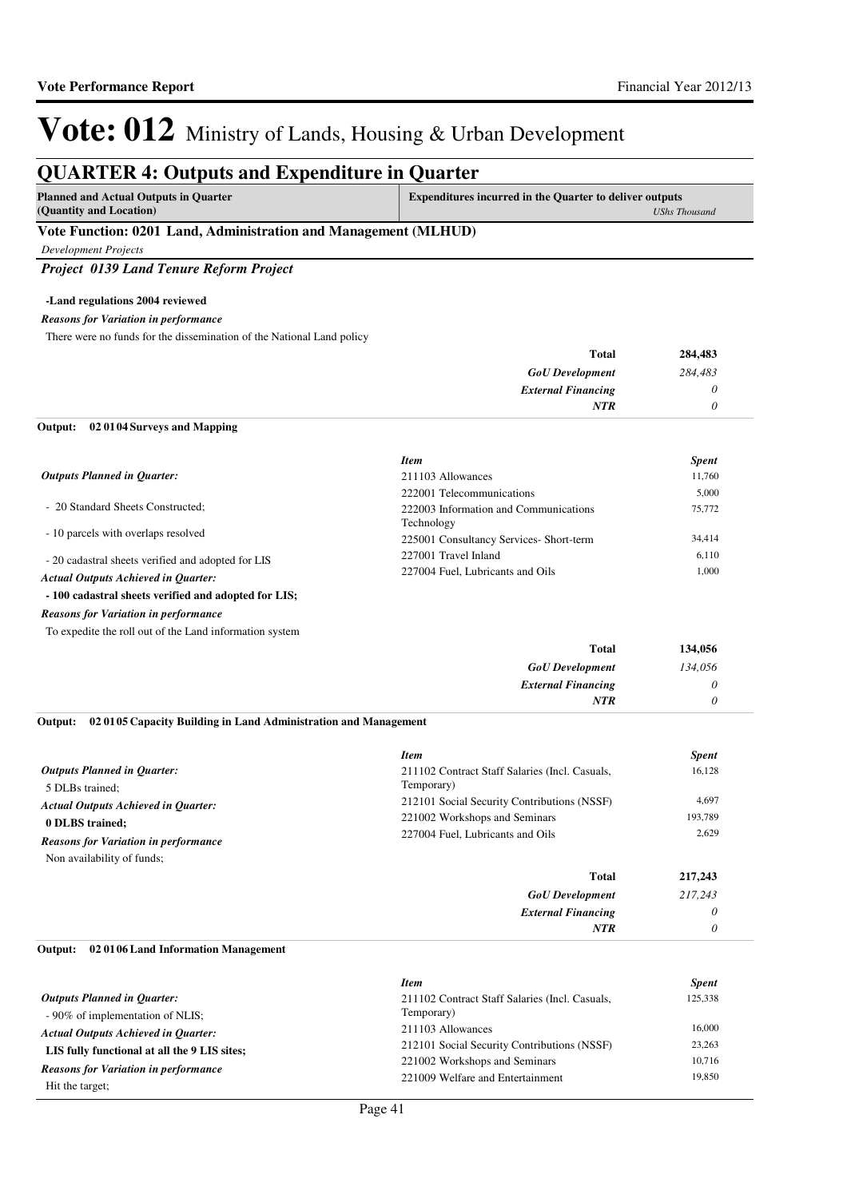# Vote: 012 Ministry of Lands, Housing & Urban Development

## QUARTER 4: Outputs and Expenditure in Quarter

| Planned and Actual Outputs in Quarter (Quantity and Location) | Expenditures incurred in the Quarter to deliver outputs *UShs Thousand* |
|---|---|

### Vote Function: 0201 Land, Administration and Management (MLHUD)

*Development Projects*

#### *Project 0139 Land Tenure Reform Project*

**-Land regulations 2004 reviewed**

***Reasons for Variation in performance***

There were no funds for the dissemination of the National Land policy

| | |
|---|---|
| **Total** | **284,483** |
| ***GoU Development*** | *284,483* |
| ***External Financing*** | *0* |
| ***NTR*** | *0* |

**Output: 02 01 04 Surveys and Mapping**

***Outputs Planned in Quarter:***

- 20 Standard Sheets Constructed;
- 10 parcels with overlaps resolved
- 20 cadastral sheets verified and adopted for LIS

***Actual Outputs Achieved in Quarter:***

**- 100 cadastral sheets verified and adopted for LIS;**

***Reasons for Variation in performance***

To expedite the roll out of the Land information system

| *Item* | *Spent* |
|---|---|
| 211103 Allowances | 11,760 |
| 222001 Telecommunications | 5,000 |
| 222003 Information and Communications Technology | 75,772 |
| 225001 Consultancy Services- Short-term | 34,414 |
| 227001 Travel Inland | 6,110 |
| 227004 Fuel, Lubricants and Oils | 1,000 |
| **Total** | **134,056** |
| ***GoU Development*** | *134,056* |
| ***External Financing*** | *0* |
| ***NTR*** | *0* |

**Output: 02 01 05 Capacity Building in Land Administration and Management**

***Outputs Planned in Quarter:***

5 DLBs trained;

***Actual Outputs Achieved in Quarter:***

**0 DLBS trained;**

***Reasons for Variation in performance***

Non availability of funds;

| *Item* | *Spent* |
|---|---|
| 211102 Contract Staff Salaries (Incl. Casuals, Temporary) | 16,128 |
| 212101 Social Security Contributions (NSSF) | 4,697 |
| 221002 Workshops and Seminars | 193,789 |
| 227004 Fuel, Lubricants and Oils | 2,629 |
| **Total** | **217,243** |
| ***GoU Development*** | *217,243* |
| ***External Financing*** | *0* |
| ***NTR*** | *0* |

**Output: 02 01 06 Land Information Management**

***Outputs Planned in Quarter:***

- 90% of implementation of NLIS;

***Actual Outputs Achieved in Quarter:***

**LIS fully functional at all the 9 LIS sites;**

***Reasons for Variation in performance***

Hit the target;

| *Item* | *Spent* |
|---|---|
| 211102 Contract Staff Salaries (Incl. Casuals, Temporary) | 125,338 |
| 211103 Allowances | 16,000 |
| 212101 Social Security Contributions (NSSF) | 23,263 |
| 221002 Workshops and Seminars | 10,716 |
| 221009 Welfare and Entertainment | 19,850 |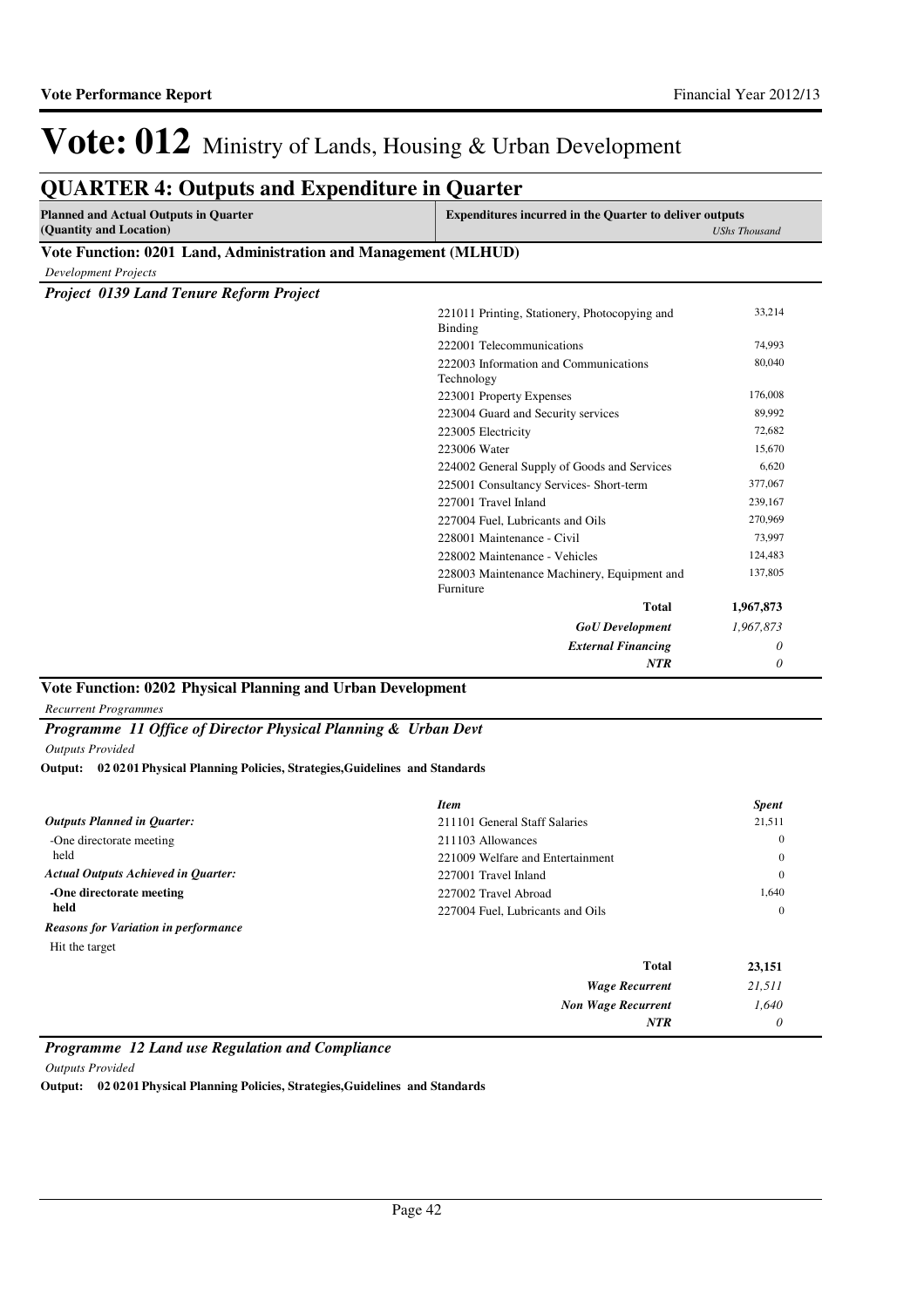# Vote: 012 Ministry of Lands, Housing & Urban Development

## QUARTER 4: Outputs and Expenditure in Quarter

| Planned and Actual Outputs in Quarter (Quantity and Location) | Expenditures incurred in the Quarter to deliver outputs | *UShs Thousand* |
|---|---|---|

### Vote Function: 0201 Land, Administration and Management (MLHUD)

*Development Projects*

***Project 0139 Land Tenure Reform Project***

| | Item | Spent |
|---|---|---|
| | 221011 Printing, Stationery, Photocopying and Binding | 33,214 |
| | 222001 Telecommunications | 74,993 |
| | 222003 Information and Communications Technology | 80,040 |
| | 223001 Property Expenses | 176,008 |
| | 223004 Guard and Security services | 89,992 |
| | 223005 Electricity | 72,682 |
| | 223006 Water | 15,670 |
| | 224002 General Supply of Goods and Services | 6,620 |
| | 225001 Consultancy Services- Short-term | 377,067 |
| | 227001 Travel Inland | 239,167 |
| | 227004 Fuel, Lubricants and Oils | 270,969 |
| | 228001 Maintenance - Civil | 73,997 |
| | 228002 Maintenance - Vehicles | 124,483 |
| | 228003 Maintenance Machinery, Equipment and Furniture | 137,805 |
| | **Total** | **1,967,873** |
| | ***GoU Development*** | *1,967,873* |
| | ***External Financing*** | *0* |
| | ***NTR*** | *0* |

### Vote Function: 0202 Physical Planning and Urban Development

*Recurrent Programmes*

***Programme 11 Office of Director Physical Planning & Urban Devt***

*Outputs Provided*

**Output: 02 0201 Physical Planning Policies, Strategies,Guidelines and Standards**

| | *Item* | *Spent* |
|---|---|---|
| ***Outputs Planned in Quarter:*** | 211101 General Staff Salaries | 21,511 |
| -One directorate meeting held | 211103 Allowances | 0 |
| ***Actual Outputs Achieved in Quarter:*** | 221009 Welfare and Entertainment | 0 |
| **-One directorate meeting held** | 227001 Travel Inland | 0 |
| ***Reasons for Variation in performance*** | 227002 Travel Abroad | 1,640 |
| Hit the target | 227004 Fuel, Lubricants and Oils | 0 |
| | **Total** | **23,151** |
| | ***Wage Recurrent*** | *21,511* |
| | ***Non Wage Recurrent*** | *1,640* |
| | ***NTR*** | *0* |

***Programme 12 Land use Regulation and Compliance***

*Outputs Provided*

**Output: 02 0201 Physical Planning Policies, Strategies,Guidelines and Standards**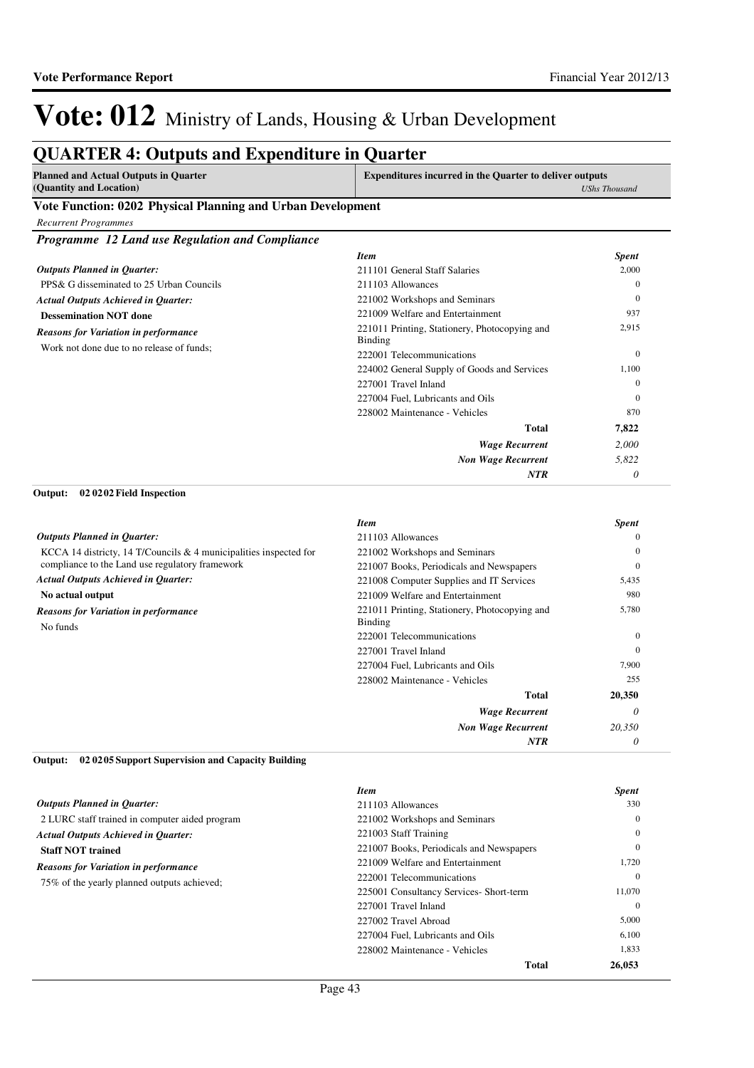# Vote: 012 Ministry of Lands, Housing & Urban Development

## QUARTER 4: Outputs and Expenditure in Quarter

| Planned and Actual Outputs in Quarter (Quantity and Location) | Expenditures incurred in the Quarter to deliver outputs *UShs Thousand* |
|---|---|

### Vote Function: 0202 Physical Planning and Urban Development

*Recurrent Programmes*

#### *Programme 12 Land use Regulation and Compliance*

***Outputs Planned in Quarter:***

PPS& G disseminated to 25 Urban Councils

***Actual Outputs Achieved in Quarter:***

**Dessemination NOT done**

***Reasons for Variation in performance***

Work not done due to no release of funds;

| *Item* | *Spent* |
|---|---|
| 211101 General Staff Salaries | 2,000 |
| 211103 Allowances | 0 |
| 221002 Workshops and Seminars | 0 |
| 221009 Welfare and Entertainment | 937 |
| 221011 Printing, Stationery, Photocopying and Binding | 2,915 |
| 222001 Telecommunications | 0 |
| 224002 General Supply of Goods and Services | 1,100 |
| 227001 Travel Inland | 0 |
| 227004 Fuel, Lubricants and Oils | 0 |
| 228002 Maintenance - Vehicles | 870 |
| **Total** | **7,822** |
| ***Wage Recurrent*** | *2,000* |
| ***Non Wage Recurrent*** | *5,822* |
| ***NTR*** | *0* |

**Output: 02 02 02 Field Inspection**

***Outputs Planned in Quarter:***

KCCA 14 districty, 14 T/Councils & 4 municipalities inspected for compliance to the Land use regulatory framework

***Actual Outputs Achieved in Quarter:***

**No actual output**

***Reasons for Variation in performance***

No funds

| *Item* | *Spent* |
|---|---|
| 211103 Allowances | 0 |
| 221002 Workshops and Seminars | 0 |
| 221007 Books, Periodicals and Newspapers | 0 |
| 221008 Computer Supplies and IT Services | 5,435 |
| 221009 Welfare and Entertainment | 980 |
| 221011 Printing, Stationery, Photocopying and Binding | 5,780 |
| 222001 Telecommunications | 0 |
| 227001 Travel Inland | 0 |
| 227004 Fuel, Lubricants and Oils | 7,900 |
| 228002 Maintenance - Vehicles | 255 |
| **Total** | **20,350** |
| ***Wage Recurrent*** | *0* |
| ***Non Wage Recurrent*** | *20,350* |
| ***NTR*** | *0* |

**Output: 02 02 05 Support Supervision and Capacity Building**

***Outputs Planned in Quarter:***

2 LURC staff trained in computer aided program

***Actual Outputs Achieved in Quarter:***

**Staff NOT trained**

***Reasons for Variation in performance***

75% of the yearly planned outputs achieved;

| *Item* | *Spent* |
|---|---|
| 211103 Allowances | 330 |
| 221002 Workshops and Seminars | 0 |
| 221003 Staff Training | 0 |
| 221007 Books, Periodicals and Newspapers | 0 |
| 221009 Welfare and Entertainment | 1,720 |
| 222001 Telecommunications | 0 |
| 225001 Consultancy Services- Short-term | 11,070 |
| 227001 Travel Inland | 0 |
| 227002 Travel Abroad | 5,000 |
| 227004 Fuel, Lubricants and Oils | 6,100 |
| 228002 Maintenance - Vehicles | 1,833 |
| **Total** | **26,053** |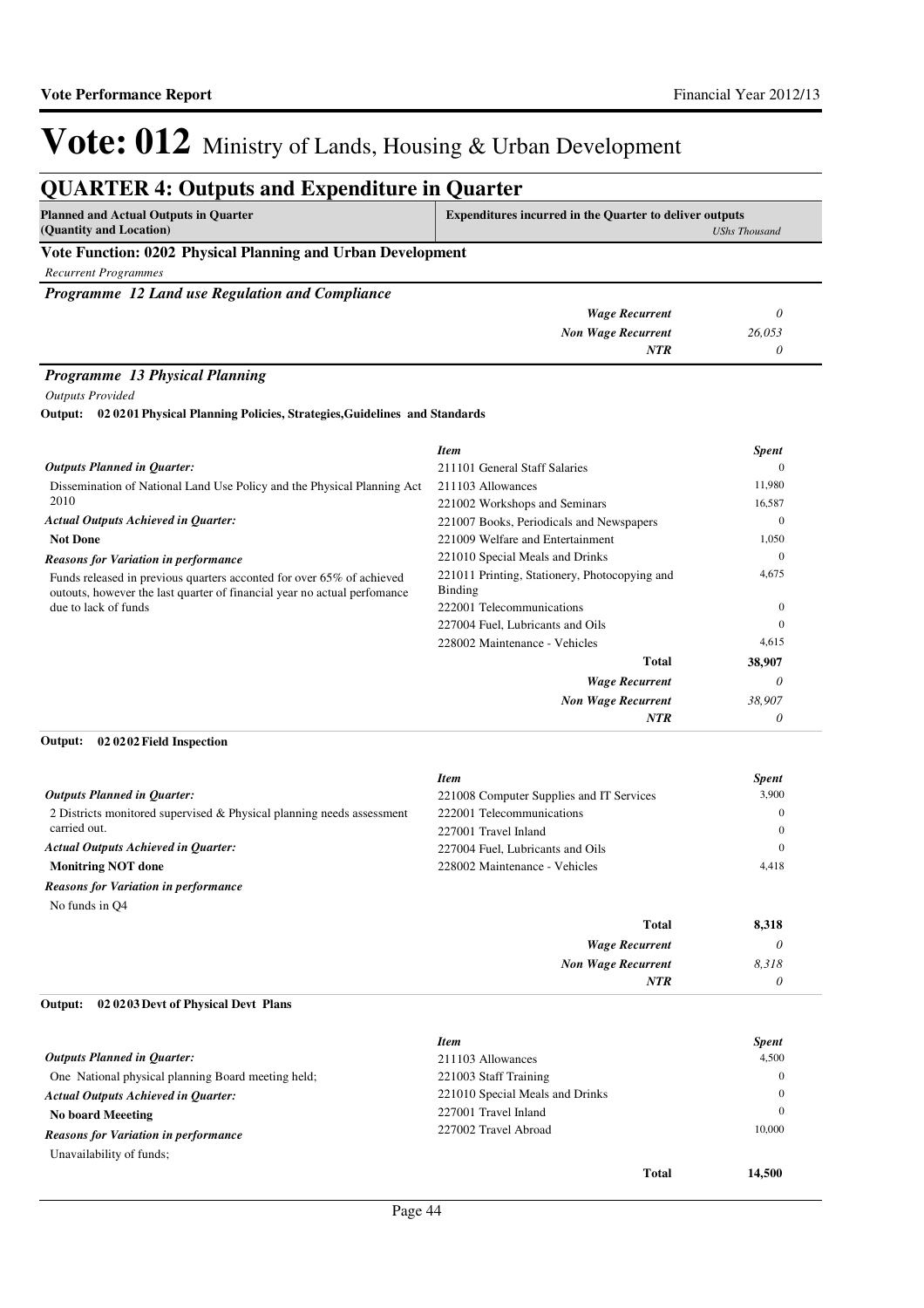# Vote: 012 Ministry of Lands, Housing & Urban Development

## QUARTER 4: Outputs and Expenditure in Quarter

| Planned and Actual Outputs in Quarter (Quantity and Location) | Expenditures incurred in the Quarter to deliver outputs *UShs Thousand* |
|---|---|

### Vote Function: 0202 Physical Planning and Urban Development

*Recurrent Programmes*

#### *Programme 12 Land use Regulation and Compliance*

| | |
|---|---|
| *Wage Recurrent* | *0* |
| *Non Wage Recurrent* | *26,053* |
| *NTR* | *0* |

#### *Programme 13 Physical Planning*

*Outputs Provided*

**Output: 02 02 01 Physical Planning Policies, Strategies,Guidelines and Standards**

***Outputs Planned in Quarter:***

Dissemination of National Land Use Policy and the Physical Planning Act 2010

***Actual Outputs Achieved in Quarter:***

**Not Done**

***Reasons for Variation in performance***

Funds released in previous quarters acconted for over 65% of achieved outouts, however the last quarter of financial year no actual perfomance due to lack of funds

| *Item* | *Spent* |
|---|---|
| 211101 General Staff Salaries | 0 |
| 211103 Allowances | 11,980 |
| 221002 Workshops and Seminars | 16,587 |
| 221007 Books, Periodicals and Newspapers | 0 |
| 221009 Welfare and Entertainment | 1,050 |
| 221010 Special Meals and Drinks | 0 |
| 221011 Printing, Stationery, Photocopying and Binding | 4,675 |
| 222001 Telecommunications | 0 |
| 227004 Fuel, Lubricants and Oils | 0 |
| 228002 Maintenance - Vehicles | 4,615 |
| **Total** | **38,907** |
| *Wage Recurrent* | *0* |
| *Non Wage Recurrent* | *38,907* |
| *NTR* | *0* |

**Output: 02 02 02 Field Inspection**

***Outputs Planned in Quarter:***

2 Districts monitored supervised & Physical planning needs assessment carried out.

***Actual Outputs Achieved in Quarter:***

**Monitring NOT done**

***Reasons for Variation in performance***

No funds in Q4

| *Item* | *Spent* |
|---|---|
| 221008 Computer Supplies and IT Services | 3,900 |
| 222001 Telecommunications | 0 |
| 227001 Travel Inland | 0 |
| 227004 Fuel, Lubricants and Oils | 0 |
| 228002 Maintenance - Vehicles | 4,418 |
| **Total** | **8,318** |
| *Wage Recurrent* | *0* |
| *Non Wage Recurrent* | *8,318* |
| *NTR* | *0* |

**Output: 02 02 03 Devt of Physical Devt Plans**

***Outputs Planned in Quarter:***

One National physical planning Board meeting held;

***Actual Outputs Achieved in Quarter:***

**No board Meeeting**

***Reasons for Variation in performance***

Unavailability of funds;

| *Item* | *Spent* |
|---|---|
| 211103 Allowances | 4,500 |
| 221003 Staff Training | 0 |
| 221010 Special Meals and Drinks | 0 |
| 227001 Travel Inland | 0 |
| 227002 Travel Abroad | 10,000 |
| **Total** | **14,500** |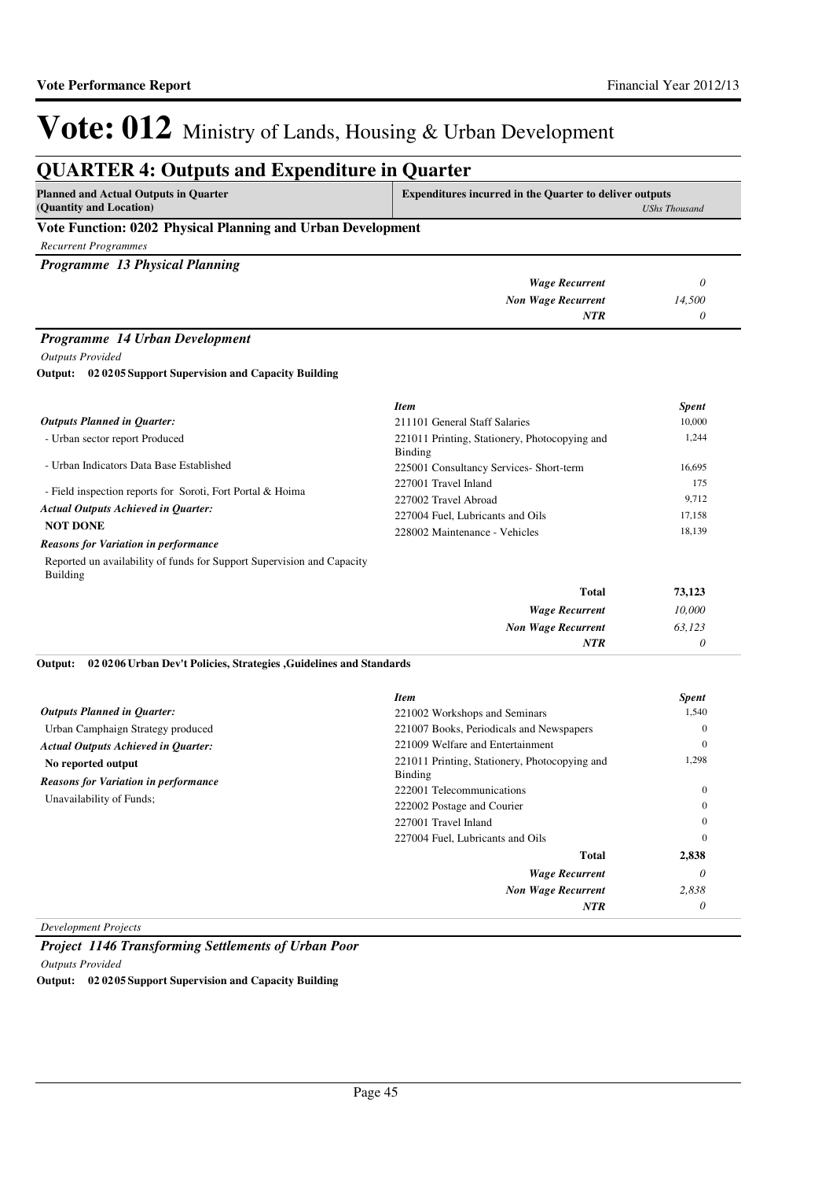# Vote: 012 Ministry of Lands, Housing & Urban Development

## QUARTER 4: Outputs and Expenditure in Quarter

| Planned and Actual Outputs in Quarter (Quantity and Location) | Expenditures incurred in the Quarter to deliver outputs | *UShs Thousand* |
|---|---|---|

### Vote Function: 0202 Physical Planning and Urban Development

*Recurrent Programmes*

#### *Programme 13 Physical Planning*

| | |
|---|---|
| ***Wage Recurrent*** | *0* |
| ***Non Wage Recurrent*** | *14,500* |
| ***NTR*** | *0* |

#### *Programme 14 Urban Development*

*Outputs Provided*

**Output: 02 0205 Support Supervision and Capacity Building**

***Outputs Planned in Quarter:***
- Urban sector report Produced
- Urban Indicators Data Base Established
- Field inspection reports for Soroti, Fort Portal & Hoima

***Actual Outputs Achieved in Quarter:***
**NOT DONE**

***Reasons for Variation in performance***
Reported un availability of funds for Support Supervision and Capacity Building

| *Item* | *Spent* |
|---|---|
| 211101 General Staff Salaries | 10,000 |
| 221011 Printing, Stationery, Photocopying and Binding | 1,244 |
| 225001 Consultancy Services- Short-term | 16,695 |
| 227001 Travel Inland | 175 |
| 227002 Travel Abroad | 9,712 |
| 227004 Fuel, Lubricants and Oils | 17,158 |
| 228002 Maintenance - Vehicles | 18,139 |
| **Total** | **73,123** |
| ***Wage Recurrent*** | *10,000* |
| ***Non Wage Recurrent*** | *63,123* |
| ***NTR*** | *0* |

**Output: 02 0206 Urban Dev't Policies, Strategies ,Guidelines and Standards**

***Outputs Planned in Quarter:***
Urban Camphaign Strategy produced

***Actual Outputs Achieved in Quarter:***
**No reported output**

***Reasons for Variation in performance***
Unavailability of Funds;

| *Item* | *Spent* |
|---|---|
| 221002 Workshops and Seminars | 1,540 |
| 221007 Books, Periodicals and Newspapers | 0 |
| 221009 Welfare and Entertainment | 0 |
| 221011 Printing, Stationery, Photocopying and Binding | 1,298 |
| 222001 Telecommunications | 0 |
| 222002 Postage and Courier | 0 |
| 227001 Travel Inland | 0 |
| 227004 Fuel, Lubricants and Oils | 0 |
| **Total** | **2,838** |
| ***Wage Recurrent*** | *0* |
| ***Non Wage Recurrent*** | *2,838* |
| ***NTR*** | *0* |

*Development Projects*

#### *Project 1146 Transforming Settlements of Urban Poor*

*Outputs Provided*

**Output: 02 0205 Support Supervision and Capacity Building**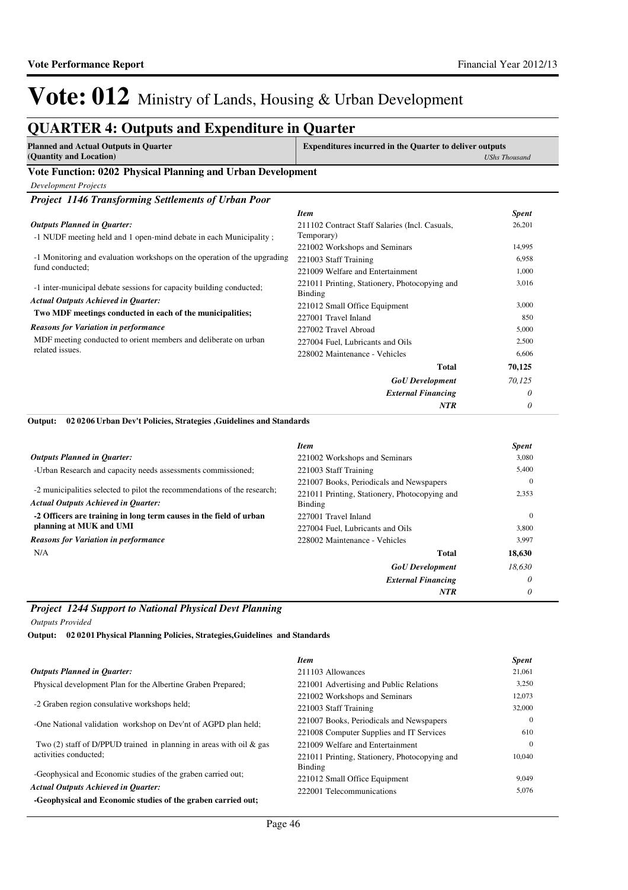# Vote: 012 Ministry of Lands, Housing & Urban Development

## QUARTER 4: Outputs and Expenditure in Quarter

| Planned and Actual Outputs in Quarter (Quantity and Location) | Expenditures incurred in the Quarter to deliver outputs *UShs Thousand* |
|---|---|

### Vote Function: 0202 Physical Planning and Urban Development

*Development Projects*

#### *Project 1146 Transforming Settlements of Urban Poor*

*Outputs Planned in Quarter:*

-1 NUDF meeting held and 1 open-mind debate in each Municipality ;

-1 Monitoring and evaluation workshops on the operation of the upgrading fund conducted;

-1 inter-municipal debate sessions for capacity building conducted;

*Actual Outputs Achieved in Quarter:*

**Two MDF meetings conducted in each of the municipalities;**

*Reasons for Variation in performance*

MDF meeting conducted to orient members and deliberate on urban related issues.

| *Item* | *Spent* |
|---|---|
| 211102 Contract Staff Salaries (Incl. Casuals, Temporary) | 26,201 |
| 221002 Workshops and Seminars | 14,995 |
| 221003 Staff Training | 6,958 |
| 221009 Welfare and Entertainment | 1,000 |
| 221011 Printing, Stationery, Photocopying and Binding | 3,016 |
| 221012 Small Office Equipment | 3,000 |
| 227001 Travel Inland | 850 |
| 227002 Travel Abroad | 5,000 |
| 227004 Fuel, Lubricants and Oils | 2,500 |
| 228002 Maintenance - Vehicles | 6,606 |
| **Total** | **70,125** |
| ***GoU Development*** | *70,125* |
| ***External Financing*** | *0* |
| ***NTR*** | *0* |

**Output: 02 02 06 Urban Dev't Policies, Strategies ,Guidelines and Standards**

*Outputs Planned in Quarter:*

-Urban Research and capacity needs assessments commissioned;

-2 municipalities selected to pilot the recommendations of the research;

*Actual Outputs Achieved in Quarter:*

**-2 Officers are training in long term causes in the field of urban planning at MUK and UMI**

*Reasons for Variation in performance*

N/A

| *Item* | *Spent* |
|---|---|
| 221002 Workshops and Seminars | 3,080 |
| 221003 Staff Training | 5,400 |
| 221007 Books, Periodicals and Newspapers | 0 |
| 221011 Printing, Stationery, Photocopying and Binding | 2,353 |
| 227001 Travel Inland | 0 |
| 227004 Fuel, Lubricants and Oils | 3,800 |
| 228002 Maintenance - Vehicles | 3,997 |
| **Total** | **18,630** |
| ***GoU Development*** | *18,630* |
| ***External Financing*** | *0* |
| ***NTR*** | *0* |

#### *Project 1244 Support to National Physical Devt Planning*

*Outputs Provided*

**Output: 02 02 01 Physical Planning Policies, Strategies,Guidelines and Standards**

*Outputs Planned in Quarter:*

Physical development Plan for the Albertine Graben Prepared;

-2 Graben region consulative workshops held;

-One National validation workshop on Dev'nt of AGPD plan held;

Two (2) staff of D/PPUD trained in planning in areas with oil & gas activities conducted;

-Geophysical and Economic studies of the graben carried out;

*Actual Outputs Achieved in Quarter:*

**-Geophysical and Economic studies of the graben carried out;**

| *Item* | *Spent* |
|---|---|
| 211103 Allowances | 21,061 |
| 221001 Advertising and Public Relations | 3,250 |
| 221002 Workshops and Seminars | 12,073 |
| 221003 Staff Training | 32,000 |
| 221007 Books, Periodicals and Newspapers | 0 |
| 221008 Computer Supplies and IT Services | 610 |
| 221009 Welfare and Entertainment | 0 |
| 221011 Printing, Stationery, Photocopying and Binding | 10,040 |
| 221012 Small Office Equipment | 9,049 |
| 222001 Telecommunications | 5,076 |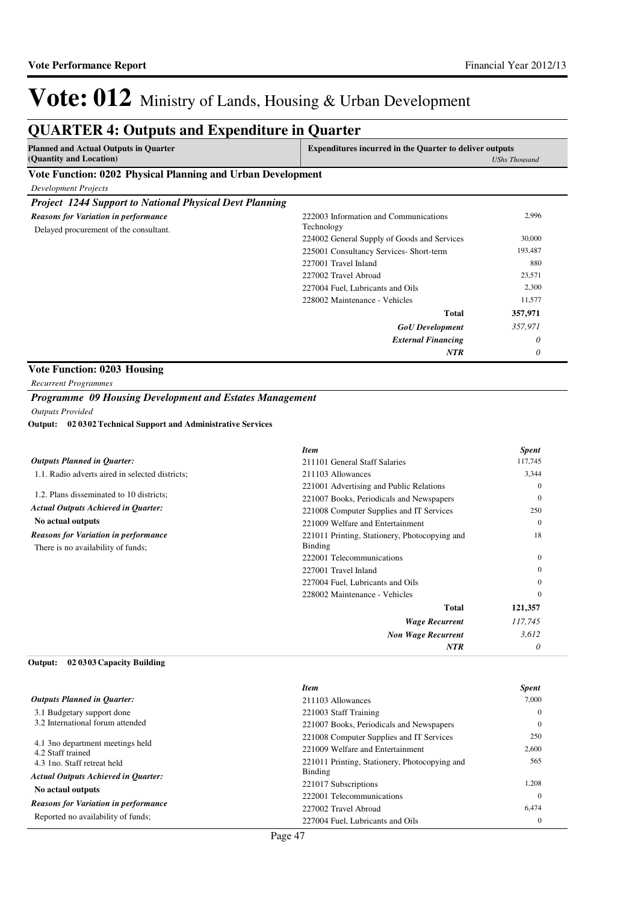# Vote: 012 Ministry of Lands, Housing & Urban Development

## QUARTER 4: Outputs and Expenditure in Quarter

| Planned and Actual Outputs in Quarter (Quantity and Location) | Expenditures incurred in the Quarter to deliver outputs | *UShs Thousand* |
|---|---|---|

### Vote Function: 0202 Physical Planning and Urban Development

*Development Projects*

#### *Project 1244 Support to National Physical Devt Planning*

| | | |
|---|---|---|
| ***Reasons for Variation in performance*** | 222003 Information and Communications Technology | 2,996 |
| Delayed procurement of the consultant. | 224002 General Supply of Goods and Services | 30,000 |
| | 225001 Consultancy Services- Short-term | 193,487 |
| | 227001 Travel Inland | 880 |
| | 227002 Travel Abroad | 23,571 |
| | 227004 Fuel, Lubricants and Oils | 2,300 |
| | 228002 Maintenance - Vehicles | 11,577 |
| | **Total** | **357,971** |
| | ***GoU Development*** | *357,971* |
| | ***External Financing*** | *0* |
| | ***NTR*** | *0* |

### Vote Function: 0203 Housing

*Recurrent Programmes*

#### *Programme 09 Housing Development and Estates Management*

*Outputs Provided*

**Output: 02 03 02 Technical Support and Administrative Services**

| | ***Item*** | ***Spent*** |
|---|---|---|
| ***Outputs Planned in Quarter:*** | 211101 General Staff Salaries | 117,745 |
| 1.1. Radio adverts aired in selected districts; | 211103 Allowances | 3,344 |
| 1.2. Plans disseminated to 10 districts; | 221001 Advertising and Public Relations | 0 |
| ***Actual Outputs Achieved in Quarter:*** | 221007 Books, Periodicals and Newspapers | 0 |
| **No actual outputs** | 221008 Computer Supplies and IT Services | 250 |
| ***Reasons for Variation in performance*** | 221009 Welfare and Entertainment | 0 |
| There is no availability of funds; | 221011 Printing, Stationery, Photocopying and Binding | 18 |
| | 222001 Telecommunications | 0 |
| | 227001 Travel Inland | 0 |
| | 227004 Fuel, Lubricants and Oils | 0 |
| | 228002 Maintenance - Vehicles | 0 |
| | **Total** | **121,357** |
| | ***Wage Recurrent*** | *117,745* |
| | ***Non Wage Recurrent*** | *3,612* |
| | ***NTR*** | *0* |

**Output: 02 03 03 Capacity Building**

| | ***Item*** | ***Spent*** |
|---|---|---|
| ***Outputs Planned in Quarter:*** | 211103 Allowances | 7,000 |
| 3.1 Budgetary support done | 221003 Staff Training | 0 |
| 3.2 International forum attended | 221007 Books, Periodicals and Newspapers | 0 |
| 4.1 3no department meetings held | 221008 Computer Supplies and IT Services | 250 |
| 4.2 Staff trained | 221009 Welfare and Entertainment | 2,600 |
| 4.3 1no. Staff retreat held | 221011 Printing, Stationery, Photocopying and Binding | 565 |
| ***Actual Outputs Achieved in Quarter:*** | 221017 Subscriptions | 1,208 |
| **No actaul outputs** | 222001 Telecommunications | 0 |
| ***Reasons for Variation in performance*** | 227002 Travel Abroad | 6,474 |
| Reported no availability of funds; | 227004 Fuel, Lubricants and Oils | 0 |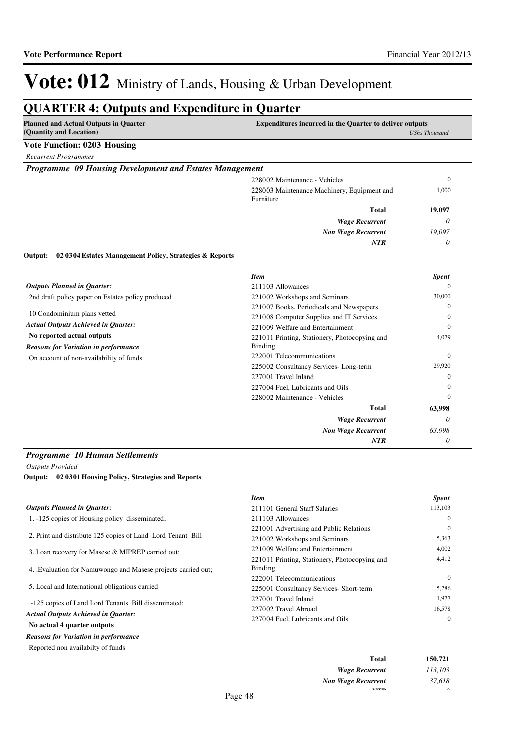# Vote: 012 Ministry of Lands, Housing & Urban Development

## QUARTER 4: Outputs and Expenditure in Quarter

| Planned and Actual Outputs in Quarter (Quantity and Location) | Expenditures incurred in the Quarter to deliver outputs | *UShs Thousand* |
|---|---|---|

**Vote Function: 0203 Housing**

*Recurrent Programmes*

***Programme 09 Housing Development and Estates Management***

| Item | Spent |
|---|---|
| 228002 Maintenance - Vehicles | 0 |
| 228003 Maintenance Machinery, Equipment and Furniture | 1,000 |
| **Total** | **19,097** |
| ***Wage Recurrent*** | *0* |
| ***Non Wage Recurrent*** | *19,097* |
| ***NTR*** | *0* |

**Output: 02 0304 Estates Management Policy, Strategies & Reports**

***Outputs Planned in Quarter:***

2nd draft policy paper on Estates policy produced

10 Condominium plans vetted

***Actual Outputs Achieved in Quarter:***

**No reported actual outputs**

***Reasons for Variation in performance***

On account of non-availability of funds

| *Item* | *Spent* |
|---|---|
| 211103 Allowances | 0 |
| 221002 Workshops and Seminars | 30,000 |
| 221007 Books, Periodicals and Newspapers | 0 |
| 221008 Computer Supplies and IT Services | 0 |
| 221009 Welfare and Entertainment | 0 |
| 221011 Printing, Stationery, Photocopying and Binding | 4,079 |
| 222001 Telecommunications | 0 |
| 225002 Consultancy Services- Long-term | 29,920 |
| 227001 Travel Inland | 0 |
| 227004 Fuel, Lubricants and Oils | 0 |
| 228002 Maintenance - Vehicles | 0 |
| **Total** | **63,998** |
| ***Wage Recurrent*** | *0* |
| ***Non Wage Recurrent*** | *63,998* |
| ***NTR*** | *0* |

***Programme 10 Human Settlements***

*Outputs Provided*

**Output: 02 0301 Housing Policy, Strategies and Reports**

***Outputs Planned in Quarter:***

1. -125 copies of Housing policy disseminated;

2. Print and distribute 125 copies of Land Lord Tenant Bill

3. Loan recovery for Masese & MIPREP carried out;

4. .Evaluation for Namuwongo and Masese projects carried out;

5. Local and International obligations carried

-125 copies of Land Lord Tenants Bill disseminated;

***Actual Outputs Achieved in Quarter:***

**No actual 4 quarter outputs**

***Reasons for Variation in performance***

Reported non availabilty of funds

| *Item* | *Spent* |
|---|---|
| 211101 General Staff Salaries | 113,103 |
| 211103 Allowances | 0 |
| 221001 Advertising and Public Relations | 0 |
| 221002 Workshops and Seminars | 5,363 |
| 221009 Welfare and Entertainment | 4,002 |
| 221011 Printing, Stationery, Photocopying and Binding | 4,412 |
| 222001 Telecommunications | 0 |
| 225001 Consultancy Services- Short-term | 5,286 |
| 227001 Travel Inland | 1,977 |
| 227002 Travel Abroad | 16,578 |
| 227004 Fuel, Lubricants and Oils | 0 |
| **Total** | **150,721** |
| ***Wage Recurrent*** | *113,103* |
| ***Non Wage Recurrent*** | *37,618* |
| ***NTR*** | *0* |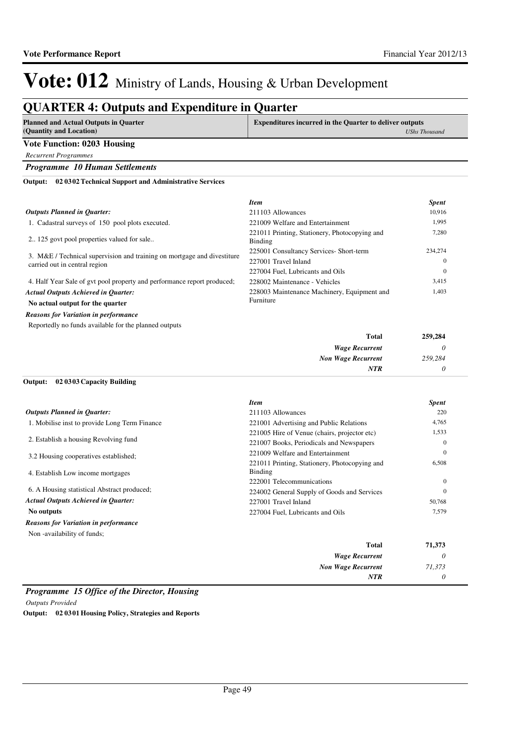# Vote: 012 Ministry of Lands, Housing & Urban Development

## QUARTER 4: Outputs and Expenditure in Quarter

| Planned and Actual Outputs in Quarter (Quantity and Location) | Expenditures incurred in the Quarter to deliver outputs *UShs Thousand* |
|---|---|

**Vote Function: 0203 Housing**

*Recurrent Programmes*

### *Programme 10 Human Settlements*

**Output: 02 0302 Technical Support and Administrative Services**

*Outputs Planned in Quarter:*

1. Cadastral surveys of 150 pool plots executed.

2.. 125 govt pool properties valued for sale..

3. M&E / Technical supervision and training on mortgage and divestiture carried out in central region

4. Half Year Sale of gvt pool property and performance report produced;

*Actual Outputs Achieved in Quarter:*

**No actual output for the quarter**

*Reasons for Variation in performance*

Reportedly no funds available for the planned outputs

| *Item* | *Spent* |
|---|---|
| 211103 Allowances | 10,916 |
| 221009 Welfare and Entertainment | 1,995 |
| 221011 Printing, Stationery, Photocopying and Binding | 7,280 |
| 225001 Consultancy Services- Short-term | 234,274 |
| 227001 Travel Inland | 0 |
| 227004 Fuel, Lubricants and Oils | 0 |
| 228002 Maintenance - Vehicles | 3,415 |
| 228003 Maintenance Machinery, Equipment and Furniture | 1,403 |
| **Total** | **259,284** |
| ***Wage Recurrent*** | *0* |
| ***Non Wage Recurrent*** | *259,284* |
| ***NTR*** | *0* |

**Output: 02 0303 Capacity Building**

*Outputs Planned in Quarter:*

1. Mobilise inst to provide Long Term Finance

2. Establish a housing Revolving fund

3.2 Housing cooperatives established;

4. Establish Low income mortgages

6. A Housing statistical Abstract produced;

*Actual Outputs Achieved in Quarter:*

**No outputs**

*Reasons for Variation in performance*

Non -availability of funds;

| *Item* | *Spent* |
|---|---|
| 211103 Allowances | 220 |
| 221001 Advertising and Public Relations | 4,765 |
| 221005 Hire of Venue (chairs, projector etc) | 1,533 |
| 221007 Books, Periodicals and Newspapers | 0 |
| 221009 Welfare and Entertainment | 0 |
| 221011 Printing, Stationery, Photocopying and Binding | 6,508 |
| 222001 Telecommunications | 0 |
| 224002 General Supply of Goods and Services | 0 |
| 227001 Travel Inland | 50,768 |
| 227004 Fuel, Lubricants and Oils | 7,579 |
| **Total** | **71,373** |
| ***Wage Recurrent*** | *0* |
| ***Non Wage Recurrent*** | *71,373* |
| ***NTR*** | *0* |

### *Programme 15 Office of the Director, Housing*

*Outputs Provided*

**Output: 02 0301 Housing Policy, Strategies and Reports**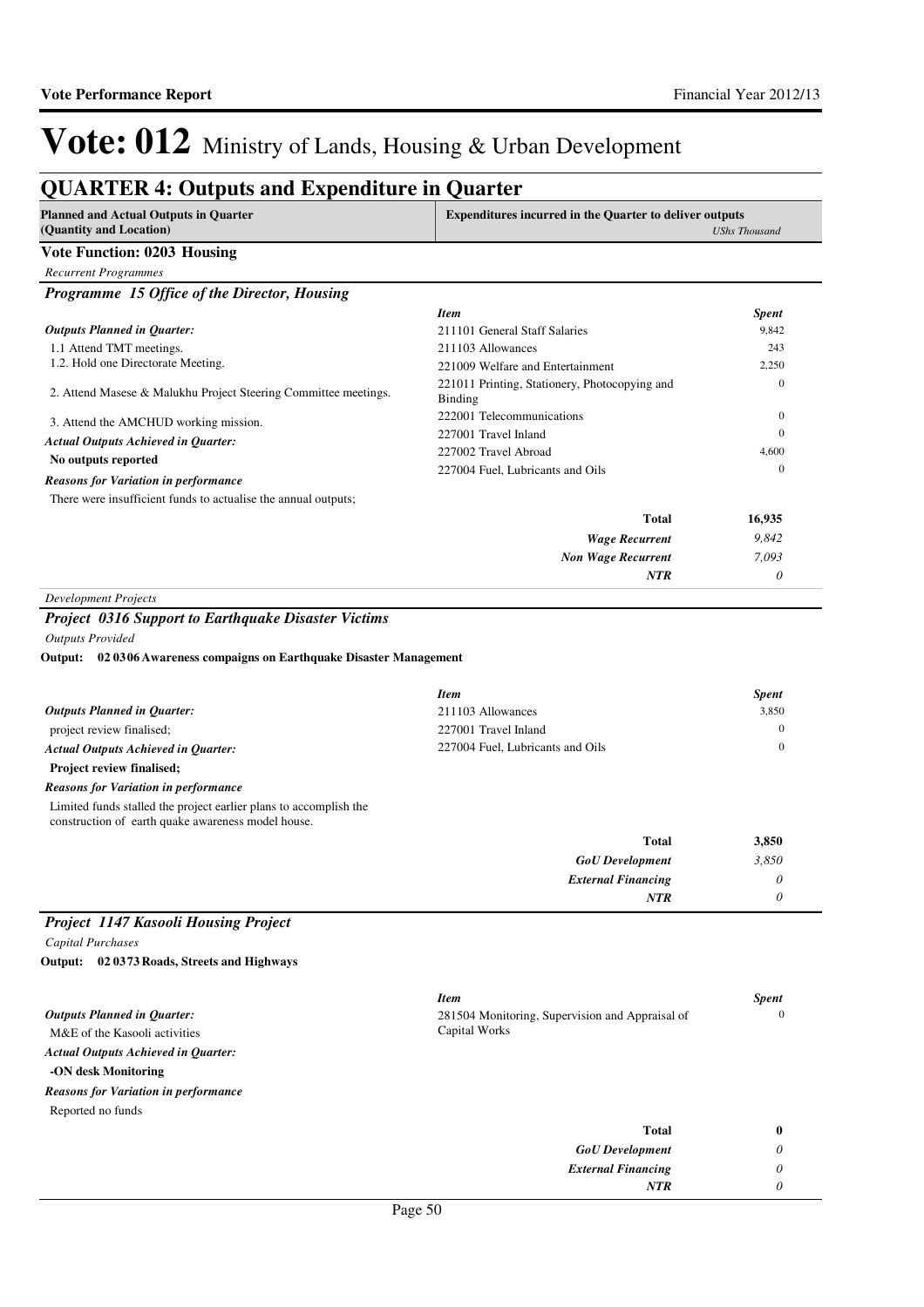# Vote: 012 Ministry of Lands, Housing & Urban Development

## QUARTER 4: Outputs and Expenditure in Quarter

| Planned and Actual Outputs in Quarter (Quantity and Location) | Expenditures incurred in the Quarter to deliver outputs | *UShs Thousand* |
|---|---|---|

**Vote Function: 0203 Housing**

*Recurrent Programmes*

### *Programme 15 Office of the Director, Housing*

*Outputs Planned in Quarter:*

1.1 Attend TMT meetings.
1.2. Hold one Directorate Meeting.

2. Attend Masese & Malukhu Project Steering Committee meetings.

3. Attend the AMCHUD working mission.

*Actual Outputs Achieved in Quarter:*

**No outputs reported**

*Reasons for Variation in performance*

There were insufficient funds to actualise the annual outputs;

| *Item* | *Spent* |
|---|---|
| 211101 General Staff Salaries | 9,842 |
| 211103 Allowances | 243 |
| 221009 Welfare and Entertainment | 2,250 |
| 221011 Printing, Stationery, Photocopying and Binding | 0 |
| 222001 Telecommunications | 0 |
| 227001 Travel Inland | 0 |
| 227002 Travel Abroad | 4,600 |
| 227004 Fuel, Lubricants and Oils | 0 |
| **Total** | **16,935** |
| ***Wage Recurrent*** | *9,842* |
| ***Non Wage Recurrent*** | *7,093* |
| ***NTR*** | *0* |

*Development Projects*

### *Project 0316 Support to Earthquake Disaster Victims*

*Outputs Provided*

**Output: 02 0306 Awareness compaigns on Earthquake Disaster Management**

*Outputs Planned in Quarter:*

project review finalised;

*Actual Outputs Achieved in Quarter:*

**Project review finalised;**

*Reasons for Variation in performance*

Limited funds stalled the project earlier plans to accomplish the construction of earth quake awareness model house.

| *Item* | *Spent* |
|---|---|
| 211103 Allowances | 3,850 |
| 227001 Travel Inland | 0 |
| 227004 Fuel, Lubricants and Oils | 0 |
| **Total** | **3,850** |
| ***GoU Development*** | *3,850* |
| ***External Financing*** | *0* |
| ***NTR*** | *0* |

### *Project 1147 Kasooli Housing Project*

*Capital Purchases*

**Output: 02 0373 Roads, Streets and Highways**

*Outputs Planned in Quarter:*

M&E of the Kasooli activities

*Actual Outputs Achieved in Quarter:*

**-ON desk Monitoring**

*Reasons for Variation in performance*

Reported no funds

| *Item* | *Spent* |
|---|---|
| 281504 Monitoring, Supervision and Appraisal of Capital Works | 0 |
| **Total** | **0** |
| ***GoU Development*** | *0* |
| ***External Financing*** | *0* |
| ***NTR*** | *0* |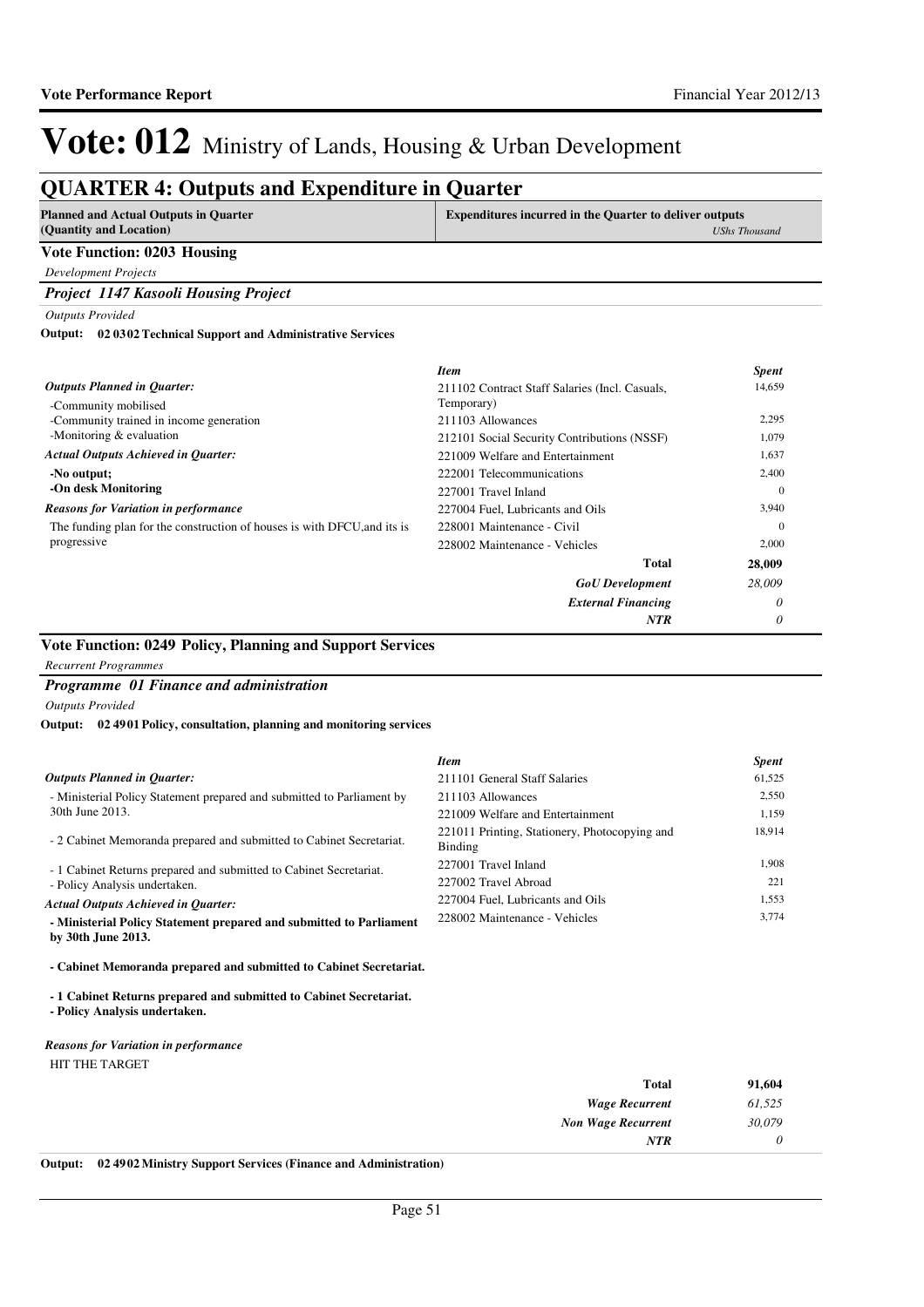# Vote: 012 Ministry of Lands, Housing & Urban Development

## QUARTER 4: Outputs and Expenditure in Quarter

| Planned and Actual Outputs in Quarter (Quantity and Location) | Expenditures incurred in the Quarter to deliver outputs *UShs Thousand* |
|---|---|

### Vote Function: 0203 Housing

*Development Projects*

#### *Project 1147 Kasooli Housing Project*

*Outputs Provided*

**Output: 02 03 02 Technical Support and Administrative Services**

*Outputs Planned in Quarter:*

-Community mobilised
-Community trained in income generation
-Monitoring & evaluation

*Actual Outputs Achieved in Quarter:*

**-No output;**
**-On desk Monitoring**

*Reasons for Variation in performance*

The funding plan for the construction of houses is with DFCU,and its is progressive

| *Item* | *Spent* |
|---|---|
| 211102 Contract Staff Salaries (Incl. Casuals, Temporary) | 14,659 |
| 211103 Allowances | 2,295 |
| 212101 Social Security Contributions (NSSF) | 1,079 |
| 221009 Welfare and Entertainment | 1,637 |
| 222001 Telecommunications | 2,400 |
| 227001 Travel Inland | 0 |
| 227004 Fuel, Lubricants and Oils | 3,940 |
| 228001 Maintenance - Civil | 0 |
| 228002 Maintenance - Vehicles | 2,000 |
| **Total** | **28,009** |
| ***GoU Development*** | *28,009* |
| ***External Financing*** | *0* |
| ***NTR*** | *0* |

### Vote Function: 0249 Policy, Planning and Support Services

*Recurrent Programmes*

#### *Programme 01 Finance and administration*

*Outputs Provided*

**Output: 02 49 01 Policy, consultation, planning and monitoring services**

*Outputs Planned in Quarter:*

- Ministerial Policy Statement prepared and submitted to Parliament by 30th June 2013.

- 2 Cabinet Memoranda prepared and submitted to Cabinet Secretariat.

- 1 Cabinet Returns prepared and submitted to Cabinet Secretariat.
- Policy Analysis undertaken.

*Actual Outputs Achieved in Quarter:*

**- Ministerial Policy Statement prepared and submitted to Parliament by 30th June 2013.**

**- Cabinet Memoranda prepared and submitted to Cabinet Secretariat.**

**- 1 Cabinet Returns prepared and submitted to Cabinet Secretariat.**
**- Policy Analysis undertaken.**

*Reasons for Variation in performance*

HIT THE TARGET

| *Item* | *Spent* |
|---|---|
| 211101 General Staff Salaries | 61,525 |
| 211103 Allowances | 2,550 |
| 221009 Welfare and Entertainment | 1,159 |
| 221011 Printing, Stationery, Photocopying and Binding | 18,914 |
| 227001 Travel Inland | 1,908 |
| 227002 Travel Abroad | 221 |
| 227004 Fuel, Lubricants and Oils | 1,553 |
| 228002 Maintenance - Vehicles | 3,774 |
| **Total** | **91,604** |
| ***Wage Recurrent*** | *61,525* |
| ***Non Wage Recurrent*** | *30,079* |
| ***NTR*** | *0* |

**Output: 02 49 02 Ministry Support Services (Finance and Administration)**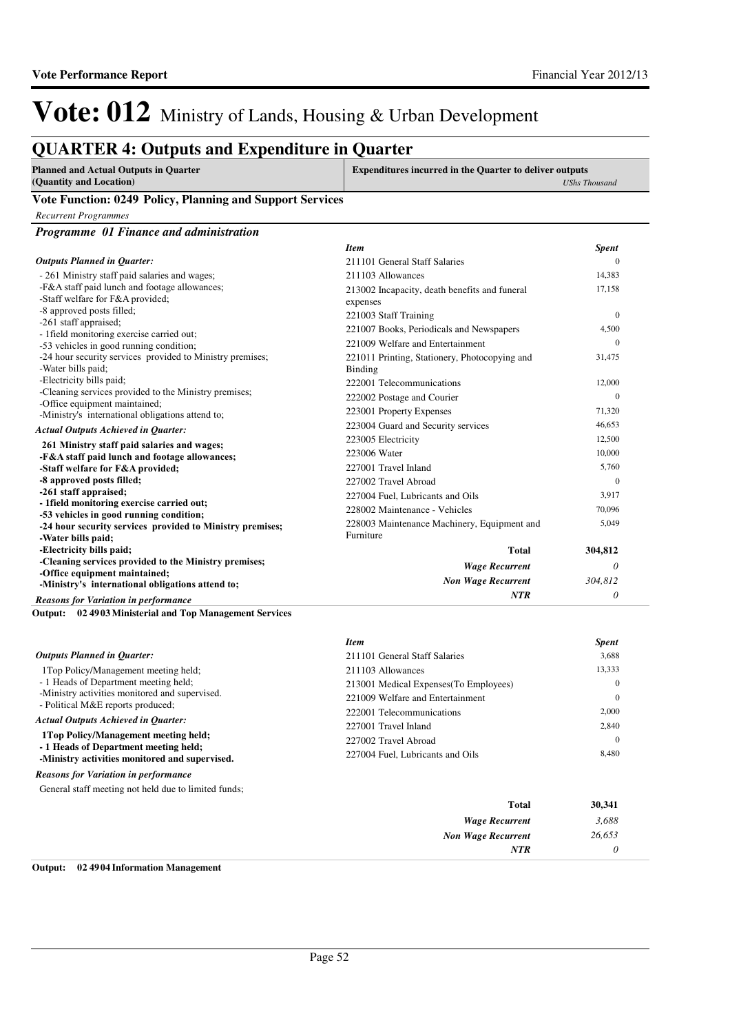# Vote: 012 Ministry of Lands, Housing & Urban Development

## QUARTER 4: Outputs and Expenditure in Quarter

| Planned and Actual Outputs in Quarter (Quantity and Location) | Expenditures incurred in the Quarter to deliver outputs *UShs Thousand* |
|---|---|

### Vote Function: 0249 Policy, Planning and Support Services

*Recurrent Programmes*

#### *Programme 01 Finance and administration*

*Outputs Planned in Quarter:*

- 261 Ministry staff paid salaries and wages;
-F&A staff paid lunch and footage allowances;
-Staff welfare for F&A provided;
-8 approved posts filled;
-261 staff appraised;
- 1field monitoring exercise carried out;
-53 vehicles in good running condition;
-24 hour security services provided to Ministry premises;
-Water bills paid;
-Electricity bills paid;
-Cleaning services provided to the Ministry premises;
-Office equipment maintained;
-Ministry's international obligations attend to;

*Actual Outputs Achieved in Quarter:*

**261 Ministry staff paid salaries and wages;**
**-F&A staff paid lunch and footage allowances;**
**-Staff welfare for F&A provided;**
**-8 approved posts filled;**
**-261 staff appraised;**
**- 1field monitoring exercise carried out;**
**-53 vehicles in good running condition;**
**-24 hour security services provided to Ministry premises;**
**-Water bills paid;**
**-Electricity bills paid;**
**-Cleaning services provided to the Ministry premises;**
**-Office equipment maintained;**
**-Ministry's international obligations attend to;**

*Reasons for Variation in performance*

| *Item* | *Spent* |
|---|---|
| 211101 General Staff Salaries | 0 |
| 211103 Allowances | 14,383 |
| 213002 Incapacity, death benefits and funeral expenses | 17,158 |
| 221003 Staff Training | 0 |
| 221007 Books, Periodicals and Newspapers | 4,500 |
| 221009 Welfare and Entertainment | 0 |
| 221011 Printing, Stationery, Photocopying and Binding | 31,475 |
| 222001 Telecommunications | 12,000 |
| 222002 Postage and Courier | 0 |
| 223001 Property Expenses | 71,320 |
| 223004 Guard and Security services | 46,653 |
| 223005 Electricity | 12,500 |
| 223006 Water | 10,000 |
| 227001 Travel Inland | 5,760 |
| 227002 Travel Abroad | 0 |
| 227004 Fuel, Lubricants and Oils | 3,917 |
| 228002 Maintenance - Vehicles | 70,096 |
| 228003 Maintenance Machinery, Equipment and Furniture | 5,049 |
| **Total** | **304,812** |
| *Wage Recurrent* | *0* |
| *Non Wage Recurrent* | *304,812* |
| *NTR* | *0* |

**Output: 02 4903 Ministerial and Top Management Services**

*Outputs Planned in Quarter:*

1Top Policy/Management meeting held;
- 1 Heads of Department meeting held;
-Ministry activities monitored and supervised.
- Political M&E reports produced;

*Actual Outputs Achieved in Quarter:*

**1Top Policy/Management meeting held;**
**- 1 Heads of Department meeting held;**
**-Ministry activities monitored and supervised.**

*Reasons for Variation in performance*

General staff meeting not held due to limited funds;

| *Item* | *Spent* |
|---|---|
| 211101 General Staff Salaries | 3,688 |
| 211103 Allowances | 13,333 |
| 213001 Medical Expenses(To Employees) | 0 |
| 221009 Welfare and Entertainment | 0 |
| 222001 Telecommunications | 2,000 |
| 227001 Travel Inland | 2,840 |
| 227002 Travel Abroad | 0 |
| 227004 Fuel, Lubricants and Oils | 8,480 |
| **Total** | **30,341** |
| *Wage Recurrent* | *3,688* |
| *Non Wage Recurrent* | *26,653* |
| *NTR* | *0* |

**Output: 02 4904 Information Management**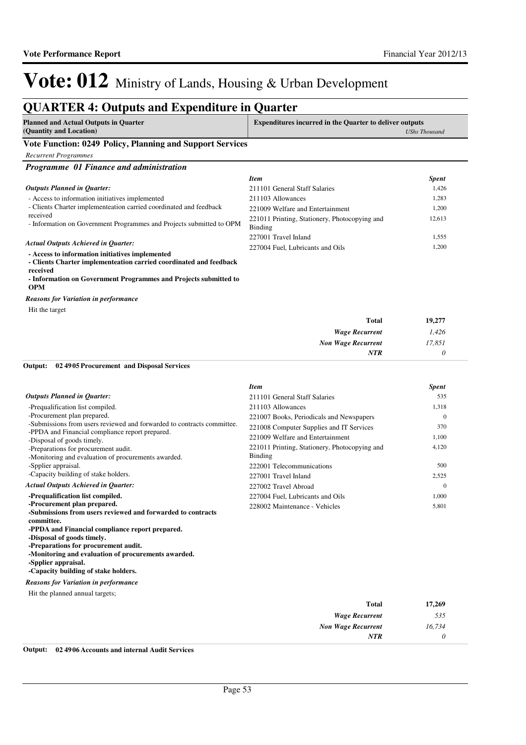# Vote: 012 Ministry of Lands, Housing & Urban Development

## QUARTER 4: Outputs and Expenditure in Quarter

| Planned and Actual Outputs in Quarter (Quantity and Location) | Expenditures incurred in the Quarter to deliver outputs (UShs Thousand) |
|---|---|

### Vote Function: 0249 Policy, Planning and Support Services

*Recurrent Programmes*

#### *Programme 01 Finance and administration*

*Outputs Planned in Quarter:*

- Access to information initiatives implemented
- Clients Charter implementeation carried coordinated and feedback received
- Information on Government Programmes and Projects submitted to OPM

*Actual Outputs Achieved in Quarter:*

**- Access to information initiatives implemented**
**- Clients Charter implementeation carried coordinated and feedback received**
**- Information on Government Programmes and Projects submitted to OPM**

*Reasons for Variation in performance*

Hit the target

| *Item* | *Spent* |
|---|---|
| 211101 General Staff Salaries | 1,426 |
| 211103 Allowances | 1,283 |
| 221009 Welfare and Entertainment | 1,200 |
| 221011 Printing, Stationery, Photocopying and Binding | 12,613 |
| 227001 Travel Inland | 1,555 |
| 227004 Fuel, Lubricants and Oils | 1,200 |
| **Total** | **19,277** |
| *Wage Recurrent* | *1,426* |
| *Non Wage Recurrent* | *17,851* |
| *NTR* | *0* |

**Output: 02 4905 Procurement and Disposal Services**

*Outputs Planned in Quarter:*

-Prequalification list compiled.
-Procurement plan prepared.
-Submissions from users reviewed and forwarded to contracts committee.
-PPDA and Financial compliance report prepared.
-Disposal of goods timely.
-Preparations for procurement audit.
-Monitoring and evaluation of procurements awarded.
-Spplier appraisal.
-Capacity building of stake holders.

*Actual Outputs Achieved in Quarter:*

**-Prequalification list compiled.**
**-Procurement plan prepared.**
**-Submissions from users reviewed and forwarded to contracts committee.**
**-PPDA and Financial compliance report prepared.**
**-Disposal of goods timely.**
**-Preparations for procurement audit.**
**-Monitoring and evaluation of procurements awarded.**
**-Spplier appraisal.**
**-Capacity building of stake holders.**

*Reasons for Variation in performance*

Hit the planned annual targets;

| *Item* | *Spent* |
|---|---|
| 211101 General Staff Salaries | 535 |
| 211103 Allowances | 1,318 |
| 221007 Books, Periodicals and Newspapers | 0 |
| 221008 Computer Supplies and IT Services | 370 |
| 221009 Welfare and Entertainment | 1,100 |
| 221011 Printing, Stationery, Photocopying and Binding | 4,120 |
| 222001 Telecommunications | 500 |
| 227001 Travel Inland | 2,525 |
| 227002 Travel Abroad | 0 |
| 227004 Fuel, Lubricants and Oils | 1,000 |
| 228002 Maintenance - Vehicles | 5,801 |
| **Total** | **17,269** |
| *Wage Recurrent* | *535* |
| *Non Wage Recurrent* | *16,734* |
| *NTR* | *0* |

**Output: 02 4906 Accounts and internal Audit Services**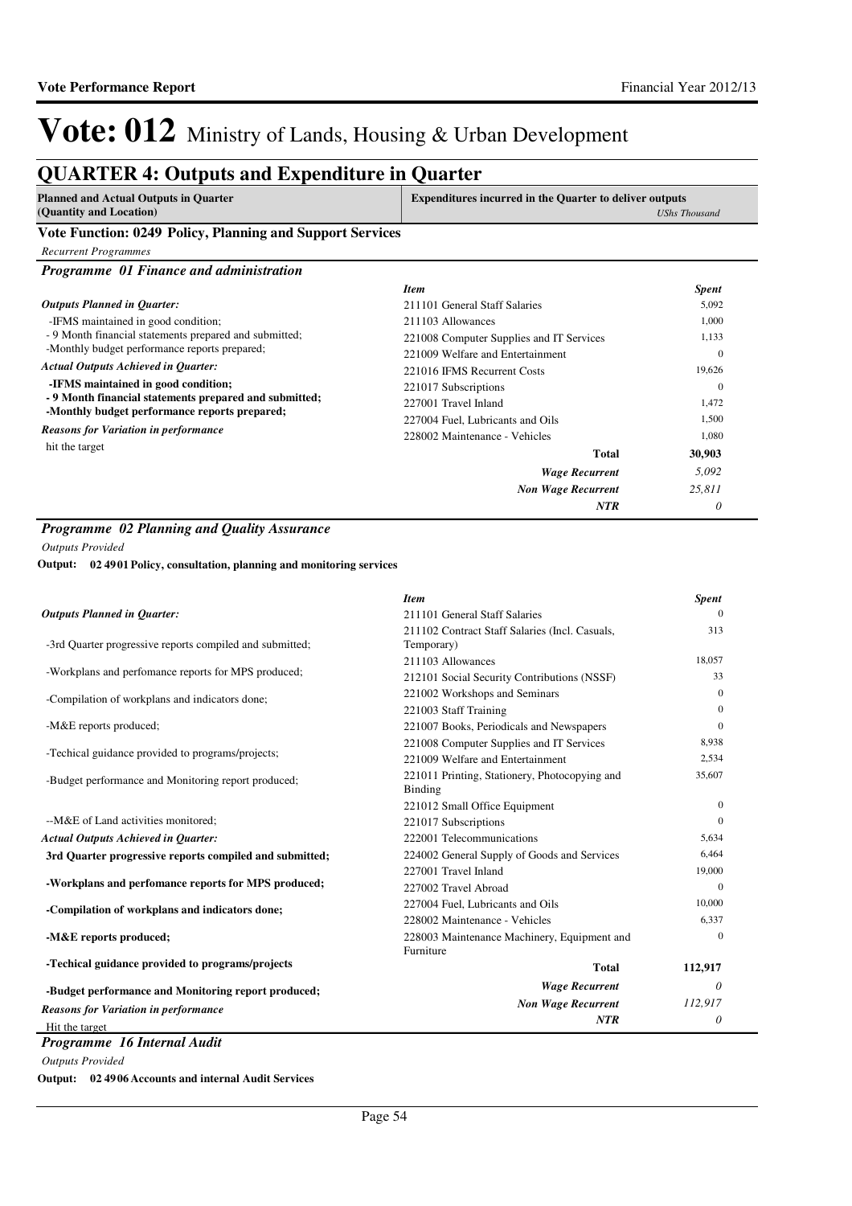# Vote: 012 Ministry of Lands, Housing & Urban Development

## QUARTER 4: Outputs and Expenditure in Quarter

| Planned and Actual Outputs in Quarter (Quantity and Location) | Expenditures incurred in the Quarter to deliver outputs *UShs Thousand* |
|---|---|

### Vote Function: 0249 Policy, Planning and Support Services

*Recurrent Programmes*

#### *Programme 01 Finance and administration*

***Outputs Planned in Quarter:***

-IFMS maintained in good condition;
- 9 Month financial statements prepared and submitted;
-Monthly budget performance reports prepared;

***Actual Outputs Achieved in Quarter:***

**-IFMS maintained in good condition;**
**- 9 Month financial statements prepared and submitted;**
**-Monthly budget performance reports prepared;**

***Reasons for Variation in performance***

hit the target

| *Item* | *Spent* |
|---|---|
| 211101 General Staff Salaries | 5,092 |
| 211103 Allowances | 1,000 |
| 221008 Computer Supplies and IT Services | 1,133 |
| 221009 Welfare and Entertainment | 0 |
| 221016 IFMS Recurrent Costs | 19,626 |
| 221017 Subscriptions | 0 |
| 227001 Travel Inland | 1,472 |
| 227004 Fuel, Lubricants and Oils | 1,500 |
| 228002 Maintenance - Vehicles | 1,080 |
| **Total** | **30,903** |
| *Wage Recurrent* | *5,092* |
| *Non Wage Recurrent* | *25,811* |
| *NTR* | *0* |

#### *Programme 02 Planning and Quality Assurance*

*Outputs Provided*

**Output: 02 4901 Policy, consultation, planning and monitoring services**

***Outputs Planned in Quarter:***

-3rd Quarter progressive reports compiled and submitted;

-Workplans and perfomance reports for MPS produced;

-Compilation of workplans and indicators done;

-M&E reports produced;

-Techical guidance provided to programs/projects;

-Budget performance and Monitoring report produced;

--M&E of Land activities monitored;

***Actual Outputs Achieved in Quarter:***

**3rd Quarter progressive reports compiled and submitted;**

**-Workplans and perfomance reports for MPS produced;**

**-Compilation of workplans and indicators done;**

**-M&E reports produced;**

**-Techical guidance provided to programs/projects**

**-Budget performance and Monitoring report produced;**

***Reasons for Variation in performance***

Hit the target

| *Item* | *Spent* |
|---|---|
| 211101 General Staff Salaries | 0 |
| 211102 Contract Staff Salaries (Incl. Casuals, Temporary) | 313 |
| 211103 Allowances | 18,057 |
| 212101 Social Security Contributions (NSSF) | 33 |
| 221002 Workshops and Seminars | 0 |
| 221003 Staff Training | 0 |
| 221007 Books, Periodicals and Newspapers | 0 |
| 221008 Computer Supplies and IT Services | 8,938 |
| 221009 Welfare and Entertainment | 2,534 |
| 221011 Printing, Stationery, Photocopying and Binding | 35,607 |
| 221012 Small Office Equipment | 0 |
| 221017 Subscriptions | 0 |
| 222001 Telecommunications | 5,634 |
| 224002 General Supply of Goods and Services | 6,464 |
| 227001 Travel Inland | 19,000 |
| 227002 Travel Abroad | 0 |
| 227004 Fuel, Lubricants and Oils | 10,000 |
| 228002 Maintenance - Vehicles | 6,337 |
| 228003 Maintenance Machinery, Equipment and Furniture | 0 |
| **Total** | **112,917** |
| *Wage Recurrent* | *0* |
| *Non Wage Recurrent* | *112,917* |
| *NTR* | *0* |

#### *Programme 16 Internal Audit*

*Outputs Provided*

**Output: 02 4906 Accounts and internal Audit Services**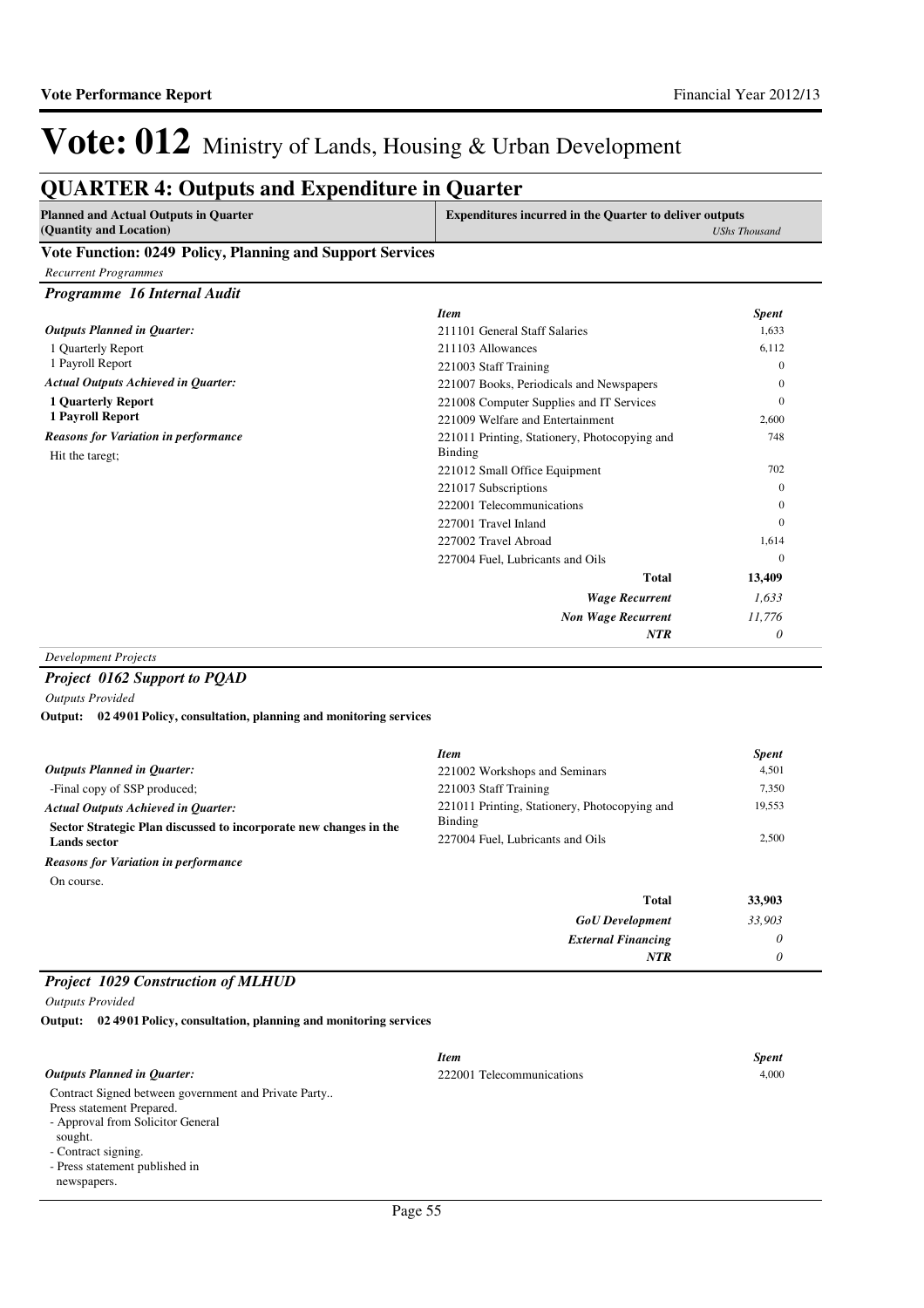# Vote: 012 Ministry of Lands, Housing & Urban Development

## QUARTER 4: Outputs and Expenditure in Quarter

| Planned and Actual Outputs in Quarter (Quantity and Location) | Expenditures incurred in the Quarter to deliver outputs | *UShs Thousand* |
|---|---|---|

### Vote Function: 0249 Policy, Planning and Support Services

*Recurrent Programmes*

#### *Programme 16 Internal Audit*

*Outputs Planned in Quarter:*

1 Quarterly Report
1 Payroll Report

*Actual Outputs Achieved in Quarter:*

**1 Quarterly Report**
**1 Payroll Report**

*Reasons for Variation in performance*

Hit the taregt;

| *Item* | *Spent* |
|---|---|
| 211101 General Staff Salaries | 1,633 |
| 211103 Allowances | 6,112 |
| 221003 Staff Training | 0 |
| 221007 Books, Periodicals and Newspapers | 0 |
| 221008 Computer Supplies and IT Services | 0 |
| 221009 Welfare and Entertainment | 2,600 |
| 221011 Printing, Stationery, Photocopying and Binding | 748 |
| 221012 Small Office Equipment | 702 |
| 221017 Subscriptions | 0 |
| 222001 Telecommunications | 0 |
| 227001 Travel Inland | 0 |
| 227002 Travel Abroad | 1,614 |
| 227004 Fuel, Lubricants and Oils | 0 |
| **Total** | **13,409** |
| ***Wage Recurrent*** | *1,633* |
| ***Non Wage Recurrent*** | *11,776* |
| ***NTR*** | *0* |

*Development Projects*

#### *Project 0162 Support to PQAD*

*Outputs Provided*

**Output: 02 4901 Policy, consultation, planning and monitoring services**

*Outputs Planned in Quarter:*

-Final copy of SSP produced;

*Actual Outputs Achieved in Quarter:*

**Sector Strategic Plan discussed to incorporate new changes in the Lands sector**

*Reasons for Variation in performance*

On course.

| *Item* | *Spent* |
|---|---|
| 221002 Workshops and Seminars | 4,501 |
| 221003 Staff Training | 7,350 |
| 221011 Printing, Stationery, Photocopying and Binding | 19,553 |
| 227004 Fuel, Lubricants and Oils | 2,500 |
| **Total** | **33,903** |
| ***GoU Development*** | *33,903* |
| ***External Financing*** | *0* |
| ***NTR*** | *0* |

#### *Project 1029 Construction of MLHUD*

*Outputs Provided*

**Output: 02 4901 Policy, consultation, planning and monitoring services**

*Outputs Planned in Quarter:*

Contract Signed between government and Private Party..
Press statement Prepared.
- Approval from Solicitor General sought.
- Contract signing.
- Press statement published in newspapers.

| *Item* | *Spent* |
|---|---|
| 222001 Telecommunications | 4,000 |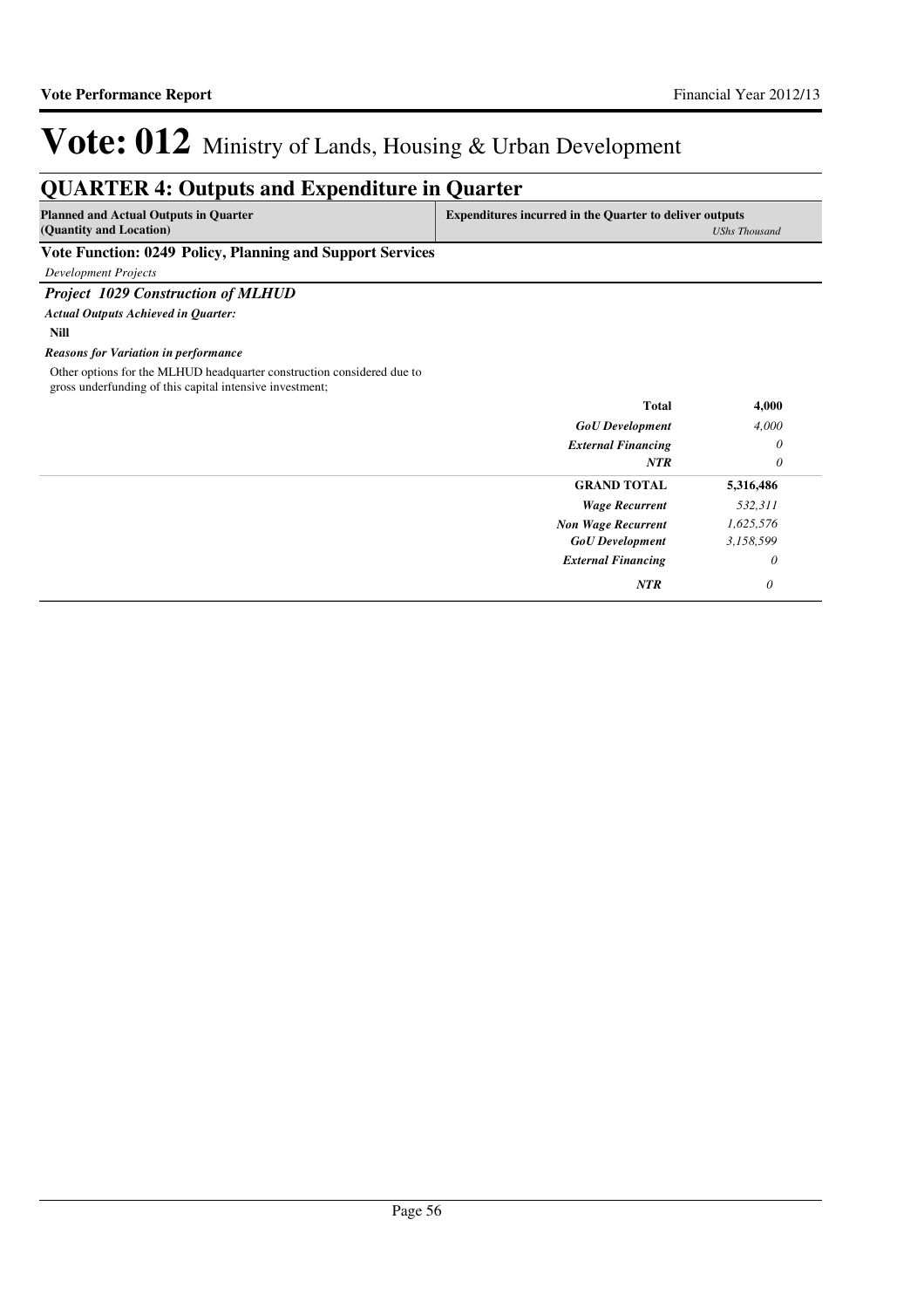# Vote: 012 Ministry of Lands, Housing & Urban Development

## QUARTER 4: Outputs and Expenditure in Quarter

| Planned and Actual Outputs in Quarter (Quantity and Location) | Expenditures incurred in the Quarter to deliver outputs | *UShs Thousand* |
|---|---|---|

### Vote Function: 0249 Policy, Planning and Support Services

*Development Projects*

#### *Project 1029 Construction of MLHUD*

***Actual Outputs Achieved in Quarter:***

**Nill**

***Reasons for Variation in performance***

Other options for the MLHUD headquarter construction considered due to gross underfunding of this capital intensive investment;

| | |
|---|---|
| **Total** | **4,000** |
| ***GoU Development*** | *4,000* |
| ***External Financing*** | *0* |
| ***NTR*** | *0* |

| | |
|---|---|
| **GRAND TOTAL** | **5,316,486** |
| ***Wage Recurrent*** | *532,311* |
| ***Non Wage Recurrent*** | *1,625,576* |
| ***GoU Development*** | *3,158,599* |
| ***External Financing*** | *0* |
| ***NTR*** | *0* |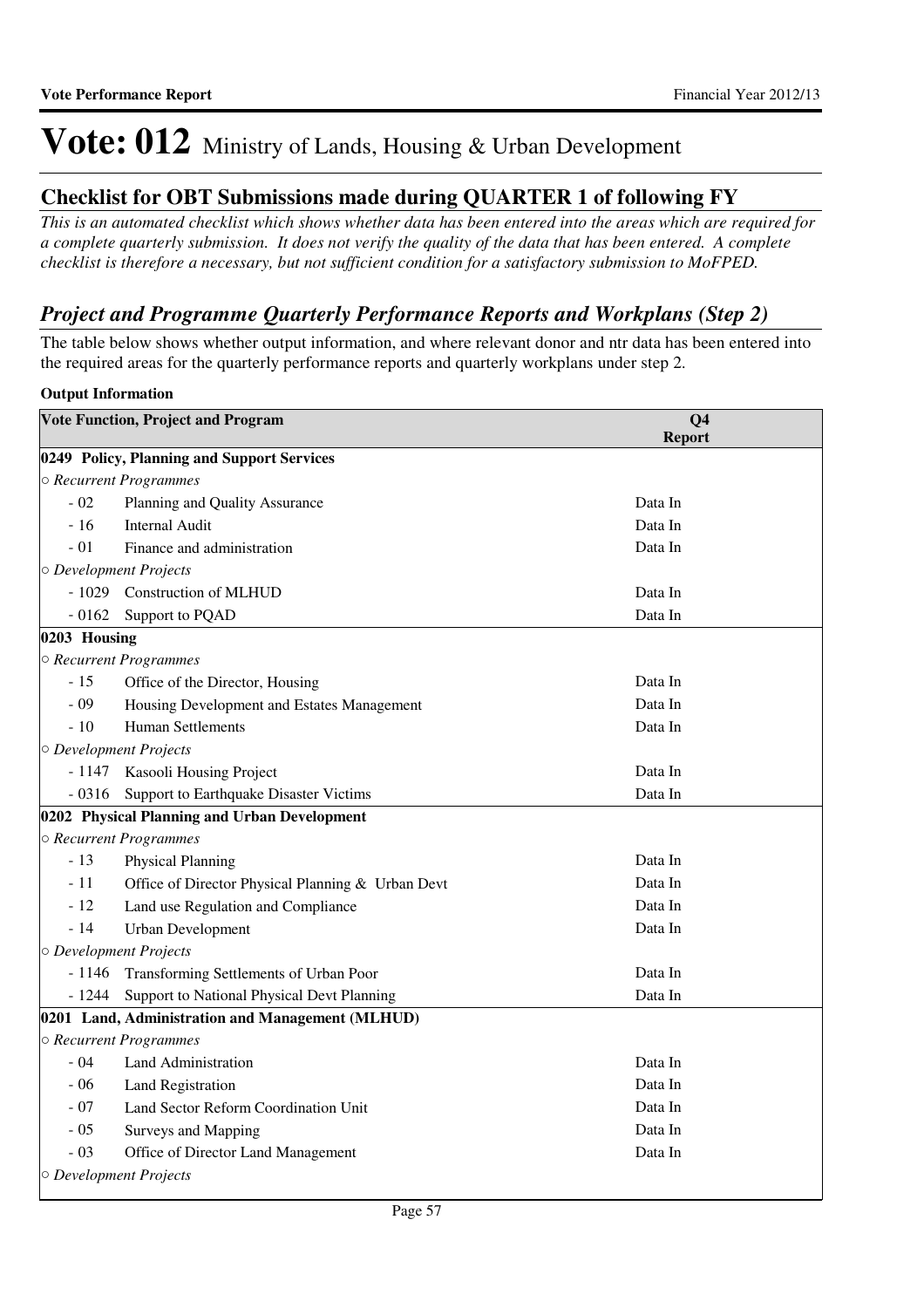# Vote: 012 Ministry of Lands, Housing & Urban Development

## Checklist for OBT Submissions made during QUARTER 1 of following FY

*This is an automated checklist which shows whether data has been entered into the areas which are required for a complete quarterly submission. It does not verify the quality of the data that has been entered. A complete checklist is therefore a necessary, but not sufficient condition for a satisfactory submission to MoFPED.*

## *Project and Programme Quarterly Performance Reports and Workplans (Step 2)*

The table below shows whether output information, and where relevant donor and ntr data has been entered into the required areas for the quarterly performance reports and quarterly workplans under step 2.

**Output Information**

| Vote Function, Project and Program | | Q4 Report |
|---|---|---|
| **0249 Policy, Planning and Support Services** | | |
| ○ *Recurrent Programmes* | | |
| - 02 | Planning and Quality Assurance | Data In |
| - 16 | Internal Audit | Data In |
| - 01 | Finance and administration | Data In |
| ○ *Development Projects* | | |
| - 1029 | Construction of MLHUD | Data In |
| - 0162 | Support to PQAD | Data In |
| **0203 Housing** | | |
| ○ *Recurrent Programmes* | | |
| - 15 | Office of the Director, Housing | Data In |
| - 09 | Housing Development and Estates Management | Data In |
| - 10 | Human Settlements | Data In |
| ○ *Development Projects* | | |
| - 1147 | Kasooli Housing Project | Data In |
| - 0316 | Support to Earthquake Disaster Victims | Data In |
| **0202 Physical Planning and Urban Development** | | |
| ○ *Recurrent Programmes* | | |
| - 13 | Physical Planning | Data In |
| - 11 | Office of Director Physical Planning & Urban Devt | Data In |
| - 12 | Land use Regulation and Compliance | Data In |
| - 14 | Urban Development | Data In |
| ○ *Development Projects* | | |
| - 1146 | Transforming Settlements of Urban Poor | Data In |
| - 1244 | Support to National Physical Devt Planning | Data In |
| **0201 Land, Administration and Management (MLHUD)** | | |
| ○ *Recurrent Programmes* | | |
| - 04 | Land Administration | Data In |
| - 06 | Land Registration | Data In |
| - 07 | Land Sector Reform Coordination Unit | Data In |
| - 05 | Surveys and Mapping | Data In |
| - 03 | Office of Director Land Management | Data In |
| ○ *Development Projects* | | |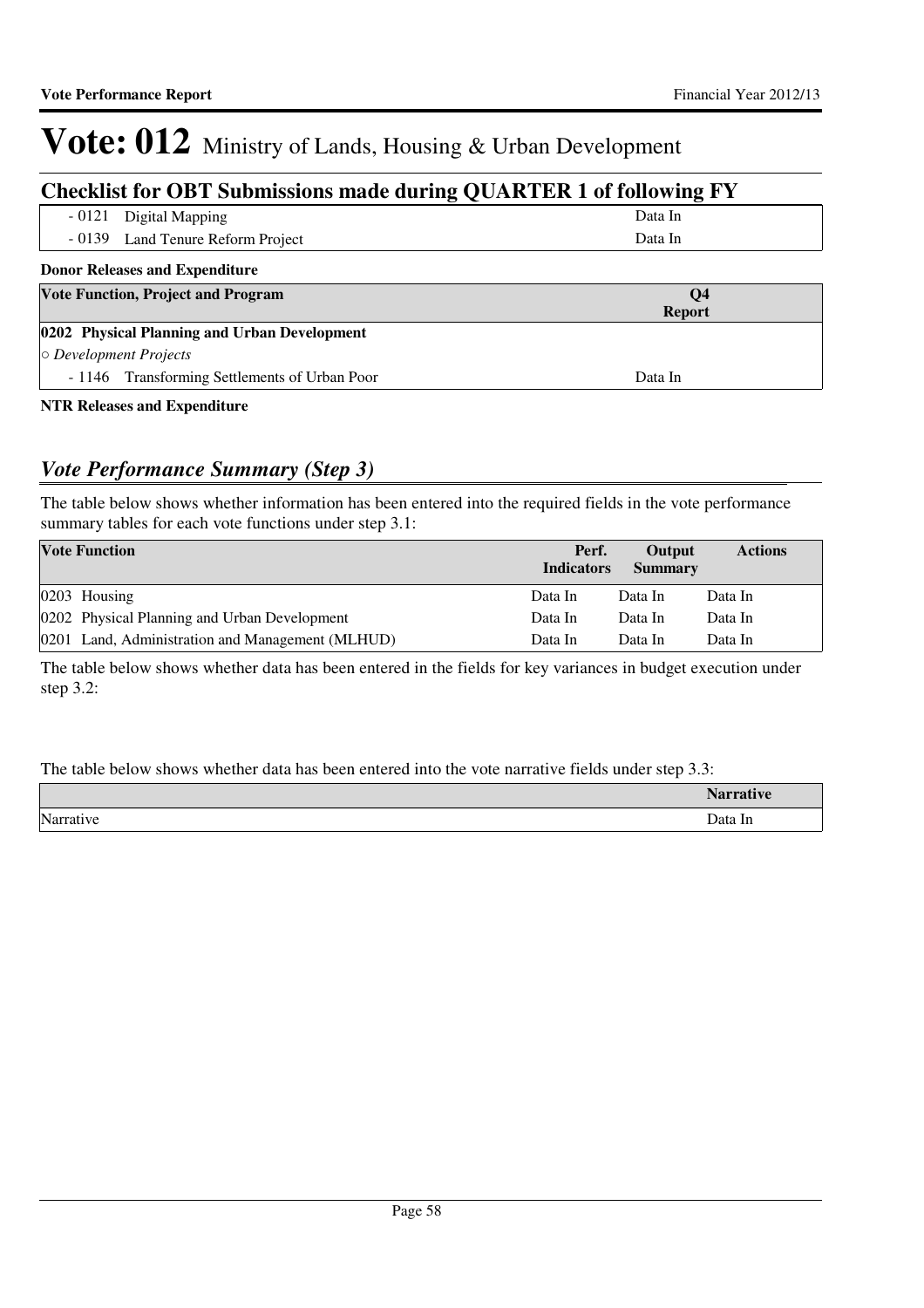# Vote: 012 Ministry of Lands, Housing & Urban Development

## Checklist for OBT Submissions made during QUARTER 1 of following FY

| | |
|---|---|
| - 0121 Digital Mapping | Data In |
| - 0139 Land Tenure Reform Project | Data In |

**Donor Releases and Expenditure**

| Vote Function, Project and Program | Q4 Report |
|---|---|
| **0202 Physical Planning and Urban Development** | |
| ○ *Development Projects* | |
| - 1146 Transforming Settlements of Urban Poor | Data In |

**NTR Releases and Expenditure**

## *Vote Performance Summary (Step 3)*

The table below shows whether information has been entered into the required fields in the vote performance summary tables for each vote functions under step 3.1:

| Vote Function | Perf. Indicators | Output Summary | Actions |
|---|---|---|---|
| 0203 Housing | Data In | Data In | Data In |
| 0202 Physical Planning and Urban Development | Data In | Data In | Data In |
| 0201 Land, Administration and Management (MLHUD) | Data In | Data In | Data In |

The table below shows whether data has been entered in the fields for key variances in budget execution under step 3.2:

The table below shows whether data has been entered into the vote narrative fields under step 3.3:

| | Narrative |
|---|---|
| Narrative | Data In |